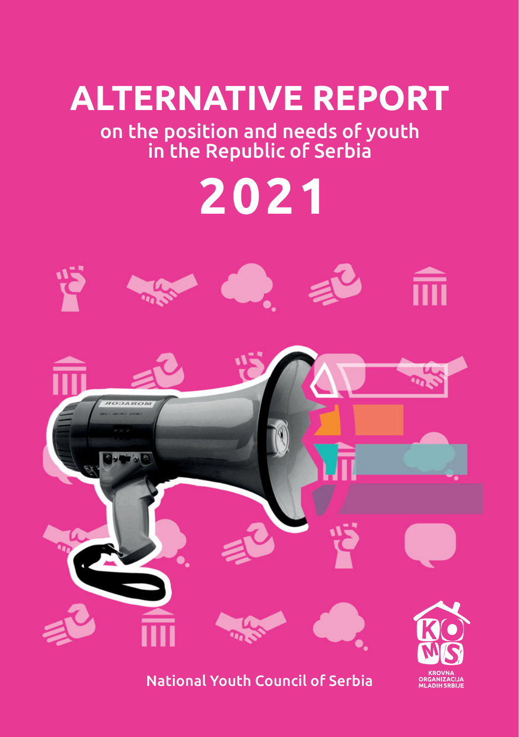# ALTERNATIVE REPORT

## on the position and needs of youth in the Republic of Serbia

# 2021

National Youth Council of Serbia

KROVNA ORGANIZACIJA MLADIH SRBIJE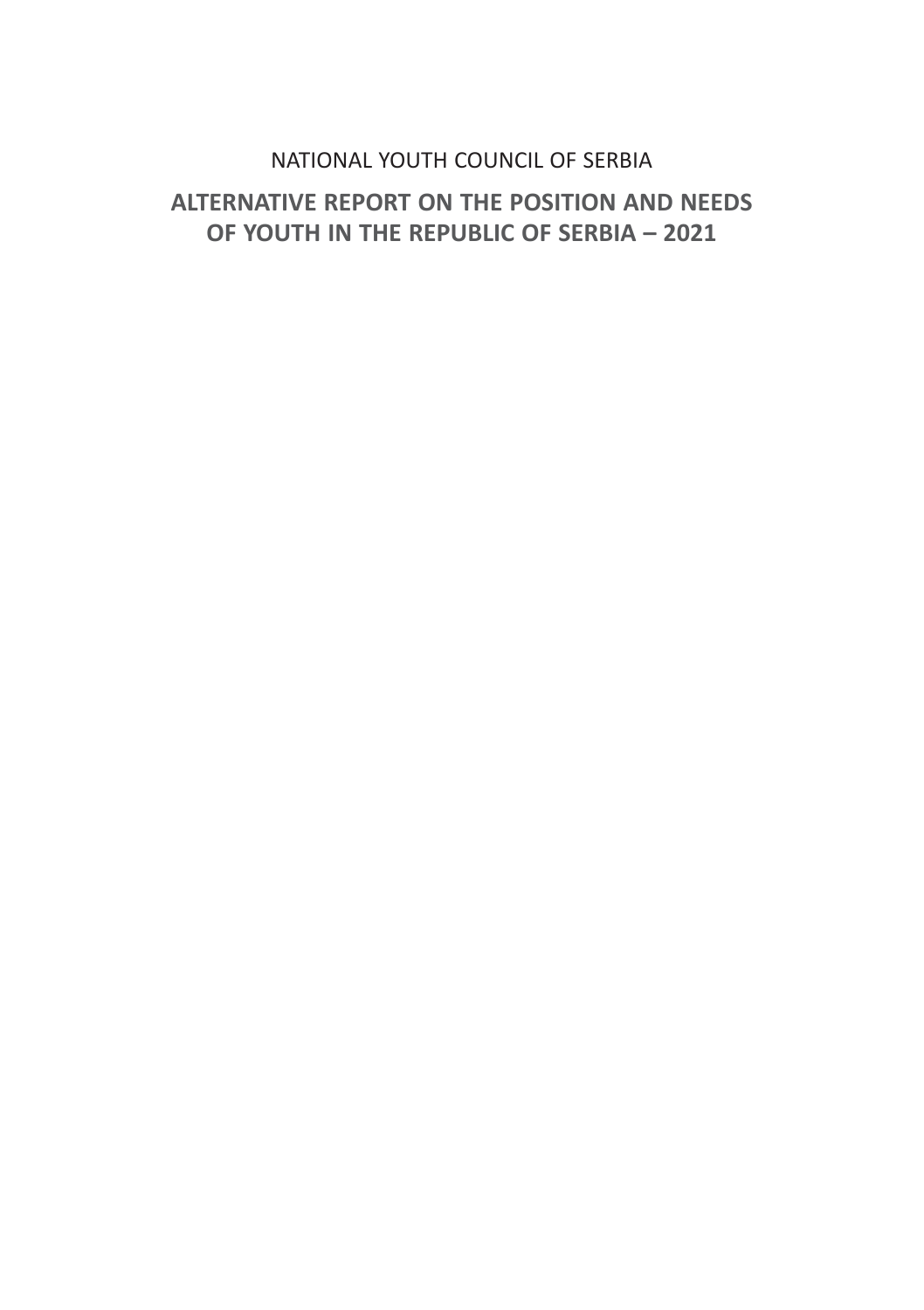NATIONAL YOUTH COUNCIL OF SERBIA

# ALTERNATIVE REPORT ON THE POSITION AND NEEDS OF YOUTH IN THE REPUBLIC OF SERBIA – 2021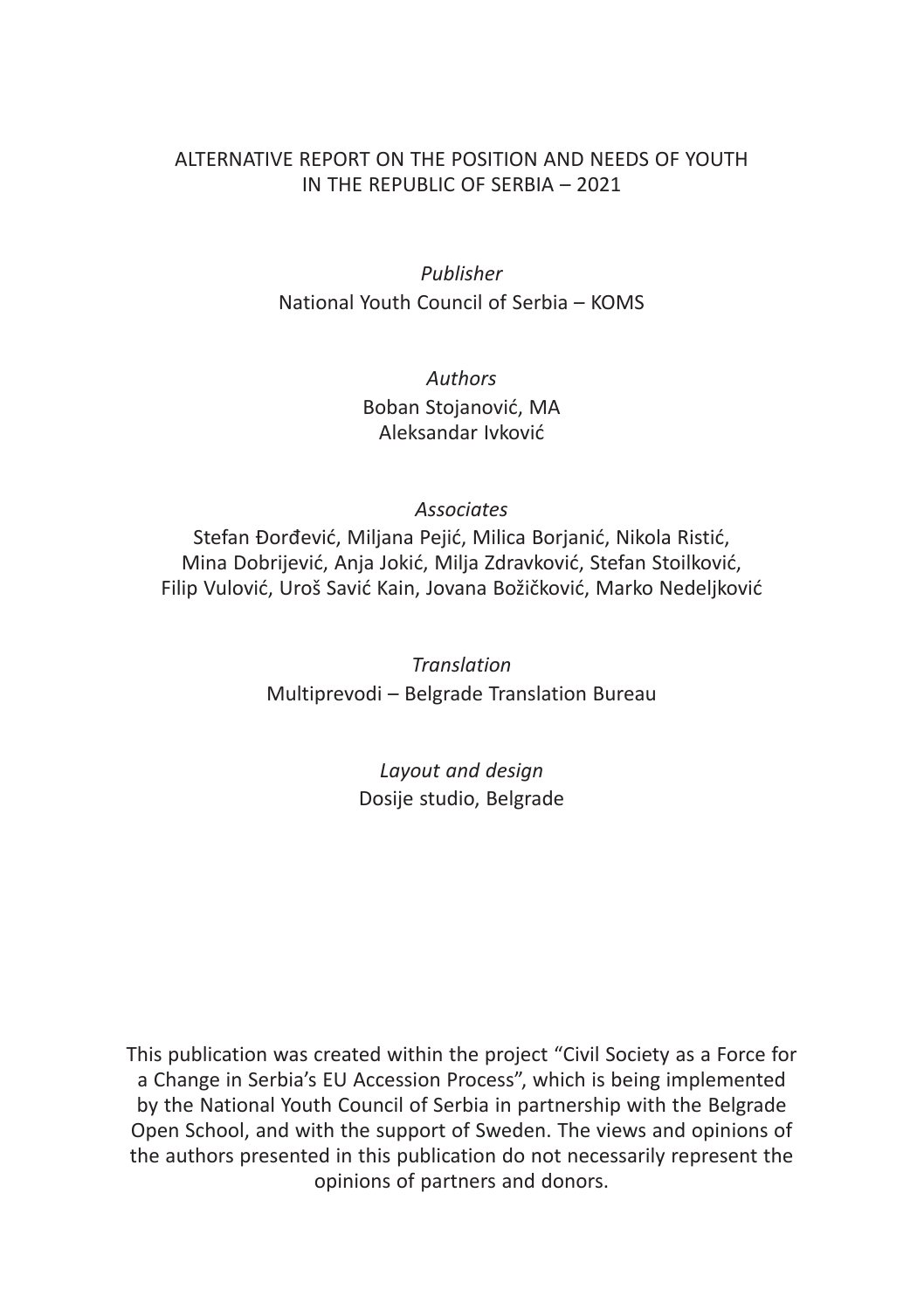ALTERNATIVE REPORT ON THE POSITION AND NEEDS OF YOUTH IN THE REPUBLIC OF SERBIA – 2021

*Publisher*
National Youth Council of Serbia – KOMS

*Authors*
Boban Stojanović, MA
Aleksandar Ivković

*Associates*
Stefan Đorđević, Miljana Pejić, Milica Borjanić, Nikola Ristić, Mina Dobrijević, Anja Jokić, Milja Zdravković, Stefan Stoilković, Filip Vulović, Uroš Savić Kain, Jovana Božičković, Marko Nedeljković

*Translation*
Multiprevodi – Belgrade Translation Bureau

*Layout and design*
Dosije studio, Belgrade

This publication was created within the project "Civil Society as a Force for a Change in Serbia's EU Accession Process", which is being implemented by the National Youth Council of Serbia in partnership with the Belgrade Open School, and with the support of Sweden. The views and opinions of the authors presented in this publication do not necessarily represent the opinions of partners and donors.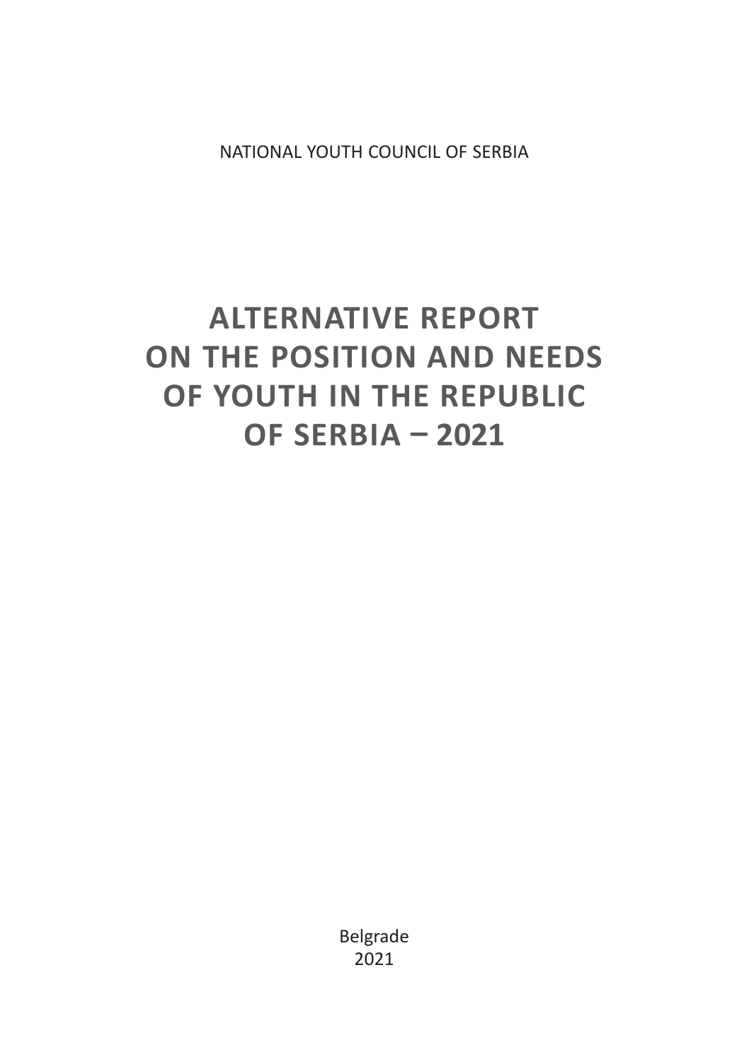NATIONAL YOUTH COUNCIL OF SERBIA

# ALTERNATIVE REPORT ON THE POSITION AND NEEDS OF YOUTH IN THE REPUBLIC OF SERBIA – 2021

Belgrade
2021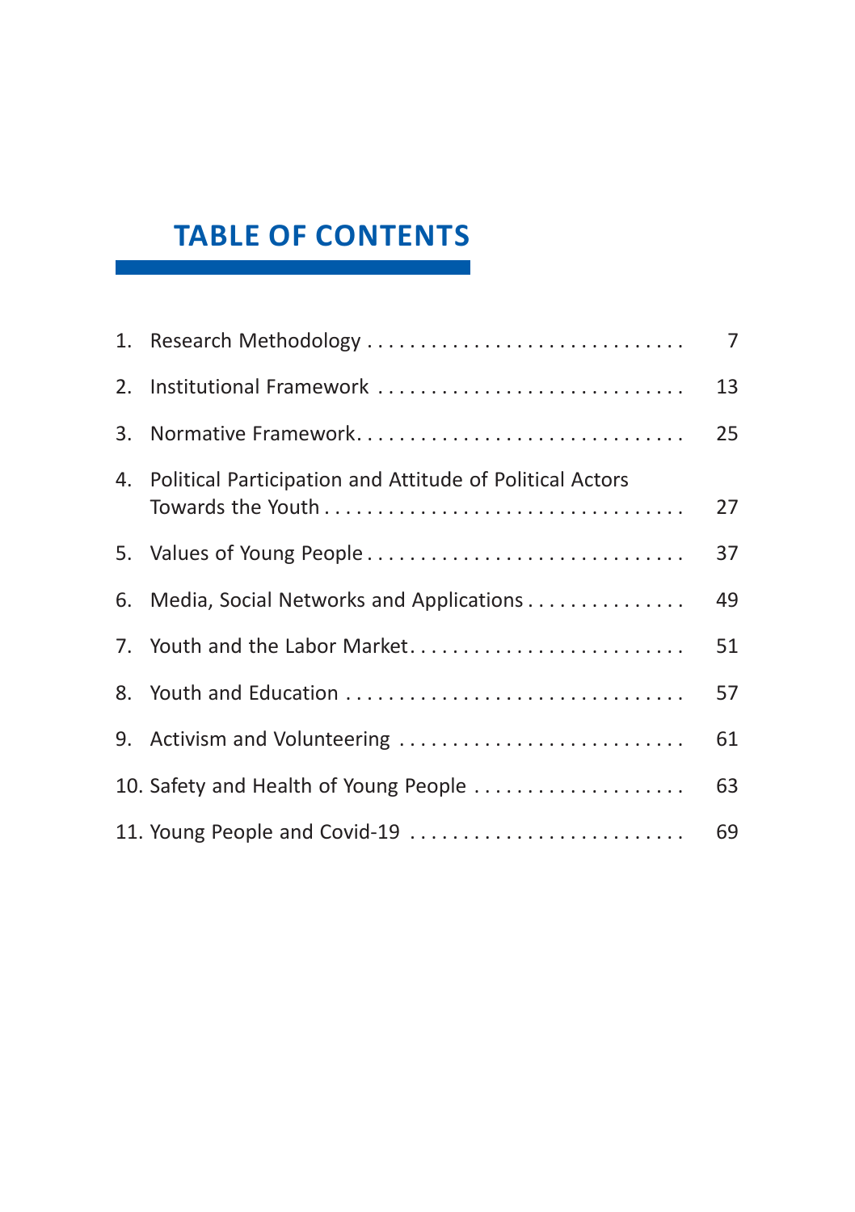# TABLE OF CONTENTS

1. Research Methodology . . . . . . . . . . . . . . . . . . . . . . . . . . . . . . 7
2. Institutional Framework . . . . . . . . . . . . . . . . . . . . . . . . . . . . 13
3. Normative Framework. . . . . . . . . . . . . . . . . . . . . . . . . . . . . . . 25
4. Political Participation and Attitude of Political Actors Towards the Youth . . . . . . . . . . . . . . . . . . . . . . . . . . . . . . . . . 27
5. Values of Young People . . . . . . . . . . . . . . . . . . . . . . . . . . . . . 37
6. Media, Social Networks and Applications . . . . . . . . . . . . . . . 49
7. Youth and the Labor Market. . . . . . . . . . . . . . . . . . . . . . . . . . 51
8. Youth and Education . . . . . . . . . . . . . . . . . . . . . . . . . . . . . . . 57
9. Activism and Volunteering . . . . . . . . . . . . . . . . . . . . . . . . . . 61
10. Safety and Health of Young People . . . . . . . . . . . . . . . . . . . . 63
11. Young People and Covid-19 . . . . . . . . . . . . . . . . . . . . . . . . . 69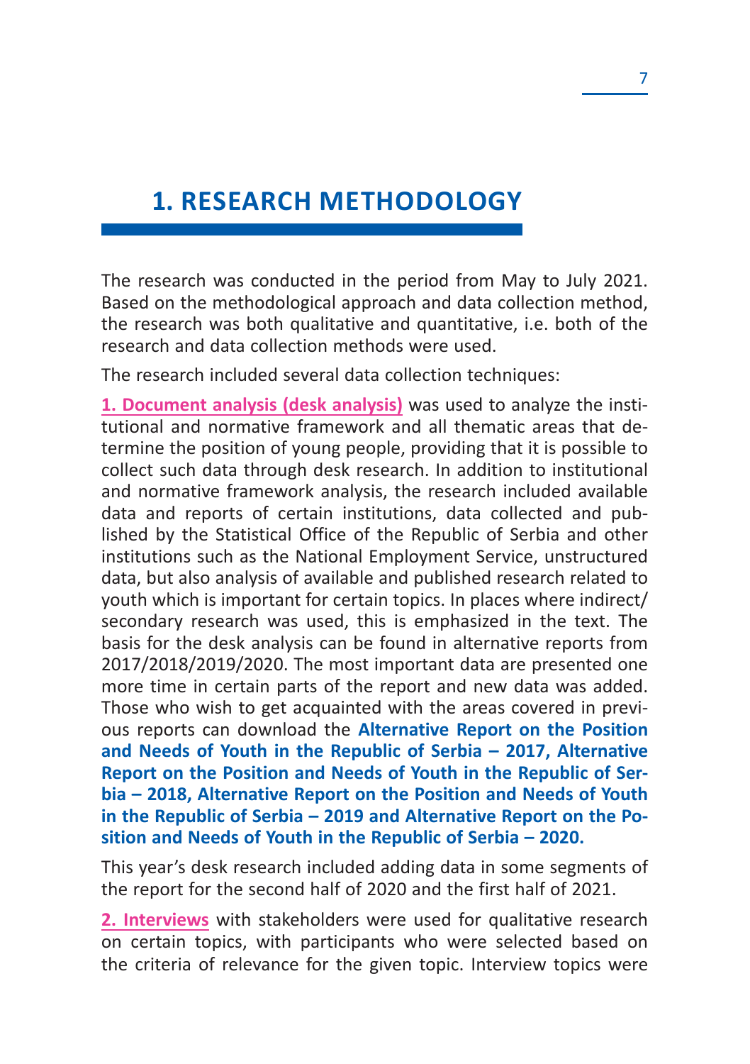# 1. RESEARCH METHODOLOGY

The research was conducted in the period from May to July 2021. Based on the methodological approach and data collection method, the research was both qualitative and quantitative, i.e. both of the research and data collection methods were used.

The research included several data collection techniques:

**1. Document analysis (desk analysis)** was used to analyze the institutional and normative framework and all thematic areas that determine the position of young people, providing that it is possible to collect such data through desk research. In addition to institutional and normative framework analysis, the research included available data and reports of certain institutions, data collected and published by the Statistical Office of the Republic of Serbia and other institutions such as the National Employment Service, unstructured data, but also analysis of available and published research related to youth which is important for certain topics. In places where indirect/secondary research was used, this is emphasized in the text. The basis for the desk analysis can be found in alternative reports from 2017/2018/2019/2020. The most important data are presented one more time in certain parts of the report and new data was added. Those who wish to get acquainted with the areas covered in previous reports can download the **Alternative Report on the Position and Needs of Youth in the Republic of Serbia – 2017, Alternative Report on the Position and Needs of Youth in the Republic of Serbia – 2018, Alternative Report on the Position and Needs of Youth in the Republic of Serbia – 2019 and Alternative Report on the Position and Needs of Youth in the Republic of Serbia – 2020.**

This year's desk research included adding data in some segments of the report for the second half of 2020 and the first half of 2021.

**2. Interviews** with stakeholders were used for qualitative research on certain topics, with participants who were selected based on the criteria of relevance for the given topic. Interview topics were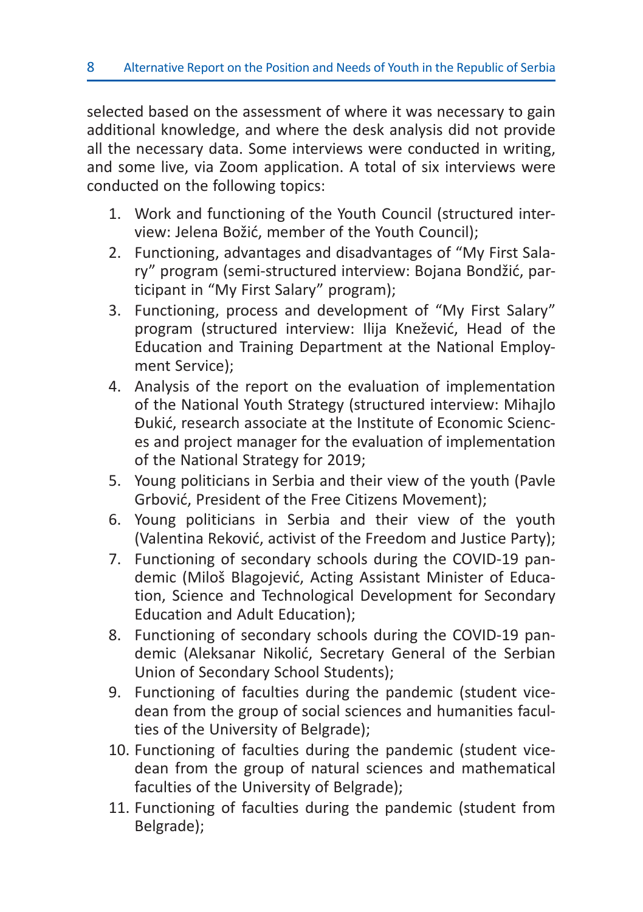selected based on the assessment of where it was necessary to gain additional knowledge, and where the desk analysis did not provide all the necessary data. Some interviews were conducted in writing, and some live, via Zoom application. A total of six interviews were conducted on the following topics:

1. Work and functioning of the Youth Council (structured interview: Jelena Božić, member of the Youth Council);
2. Functioning, advantages and disadvantages of "My First Salary" program (semi-structured interview: Bojana Bondžić, participant in "My First Salary" program);
3. Functioning, process and development of "My First Salary" program (structured interview: Ilija Knežević, Head of the Education and Training Department at the National Employment Service);
4. Analysis of the report on the evaluation of implementation of the National Youth Strategy (structured interview: Mihajlo Đukić, research associate at the Institute of Economic Sciences and project manager for the evaluation of implementation of the National Strategy for 2019;
5. Young politicians in Serbia and their view of the youth (Pavle Grbović, President of the Free Citizens Movement);
6. Young politicians in Serbia and their view of the youth (Valentina Reković, activist of the Freedom and Justice Party);
7. Functioning of secondary schools during the COVID-19 pandemic (Miloš Blagojević, Acting Assistant Minister of Education, Science and Technological Development for Secondary Education and Adult Education);
8. Functioning of secondary schools during the COVID-19 pandemic (Aleksanar Nikolić, Secretary General of the Serbian Union of Secondary School Students);
9. Functioning of faculties during the pandemic (student vice-dean from the group of social sciences and humanities faculties of the University of Belgrade);
10. Functioning of faculties during the pandemic (student vice-dean from the group of natural sciences and mathematical faculties of the University of Belgrade);
11. Functioning of faculties during the pandemic (student from Belgrade);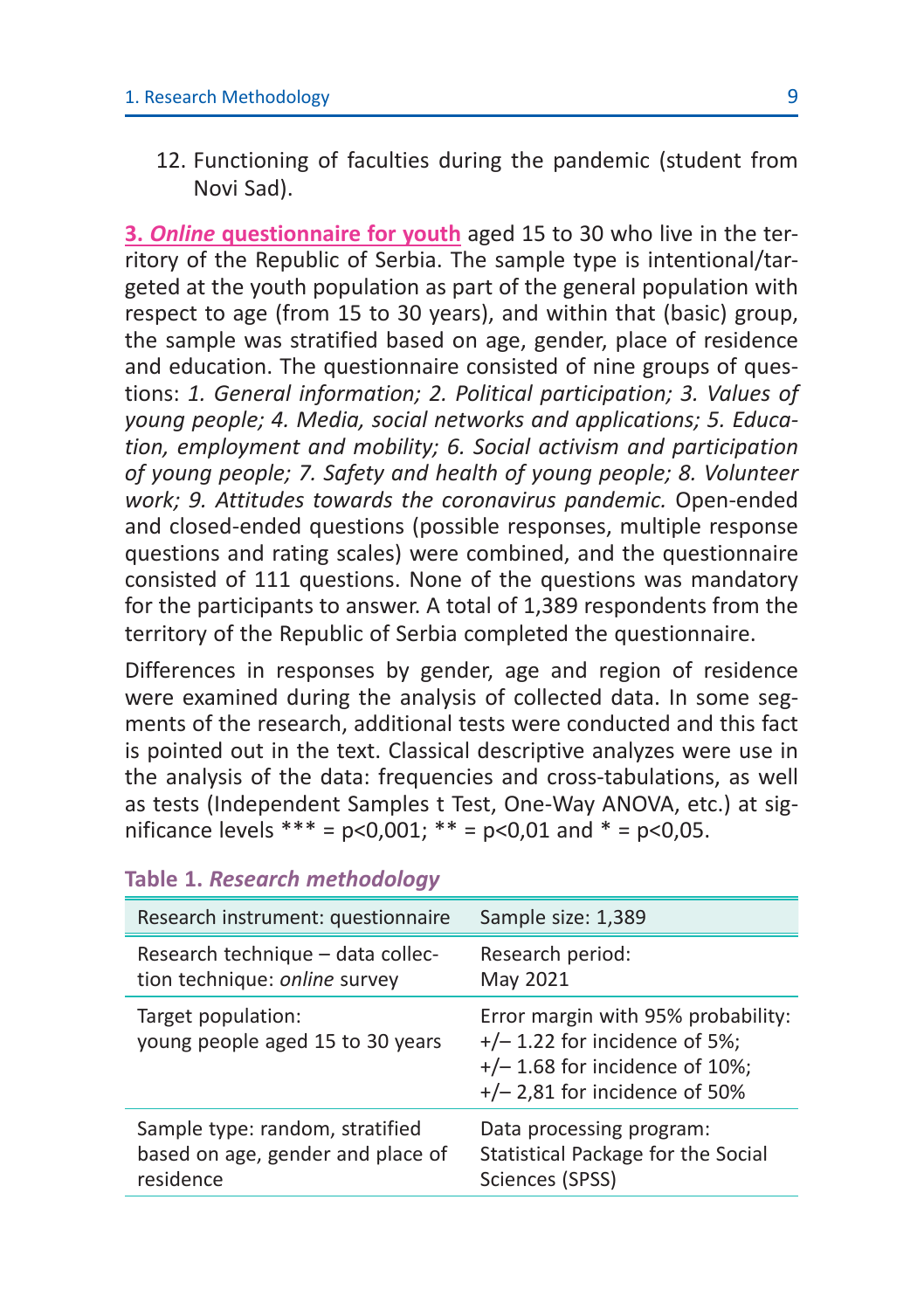12. Functioning of faculties during the pandemic (student from Novi Sad).

**3. *Online* questionnaire for youth** aged 15 to 30 who live in the territory of the Republic of Serbia. The sample type is intentional/targeted at the youth population as part of the general population with respect to age (from 15 to 30 years), and within that (basic) group, the sample was stratified based on age, gender, place of residence and education. The questionnaire consisted of nine groups of questions: *1. General information; 2. Political participation; 3. Values of young people; 4. Media, social networks and applications; 5. Education, employment and mobility; 6. Social activism and participation of young people; 7. Safety and health of young people; 8. Volunteer work; 9. Attitudes towards the coronavirus pandemic.* Open-ended and closed-ended questions (possible responses, multiple response questions and rating scales) were combined, and the questionnaire consisted of 111 questions. None of the questions was mandatory for the participants to answer. A total of 1,389 respondents from the territory of the Republic of Serbia completed the questionnaire.

Differences in responses by gender, age and region of residence were examined during the analysis of collected data. In some segments of the research, additional tests were conducted and this fact is pointed out in the text. Classical descriptive analyzes were use in the analysis of the data: frequencies and cross-tabulations, as well as tests (Independent Samples t Test, One-Way ANOVA, etc.) at significance levels *** = p<0,001; ** = p<0,01 and * = p<0,05.

**Table 1.** ***Research methodology***

| Research instrument: questionnaire | Sample size: 1,389 |
|---|---|
| Research technique – data collection technique: *online* survey | Research period: May 2021 |
| Target population: young people aged 15 to 30 years | Error margin with 95% probability: +/– 1.22 for incidence of 5%; +/– 1.68 for incidence of 10%; +/– 2,81 for incidence of 50% |
| Sample type: random, stratified based on age, gender and place of residence | Data processing program: Statistical Package for the Social Sciences (SPSS) |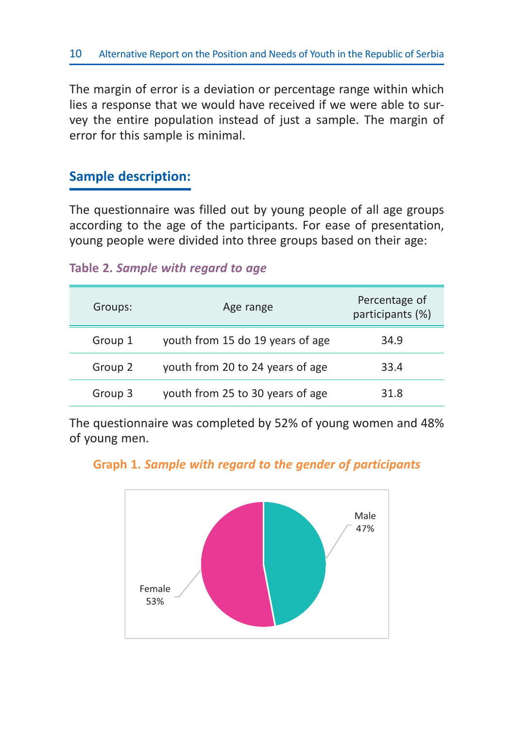The margin of error is a deviation or percentage range within which lies a response that we would have received if we were able to survey the entire population instead of just a sample. The margin of error for this sample is minimal.

## Sample description:

The questionnaire was filled out by young people of all age groups according to the age of the participants. For ease of presentation, young people were divided into three groups based on their age:

**Table 2.** ***Sample with regard to age***

| Groups: | Age range | Percentage of participants (%) |
|---|---|---|
| Group 1 | youth from 15 do 19 years of age | 34.9 |
| Group 2 | youth from 20 to 24 years of age | 33.4 |
| Group 3 | youth from 25 to 30 years of age | 31.8 |

The questionnaire was completed by 52% of young women and 48% of young men.

**Graph 1.** ***Sample with regard to the gender of participants***

Male 47%

Female 53%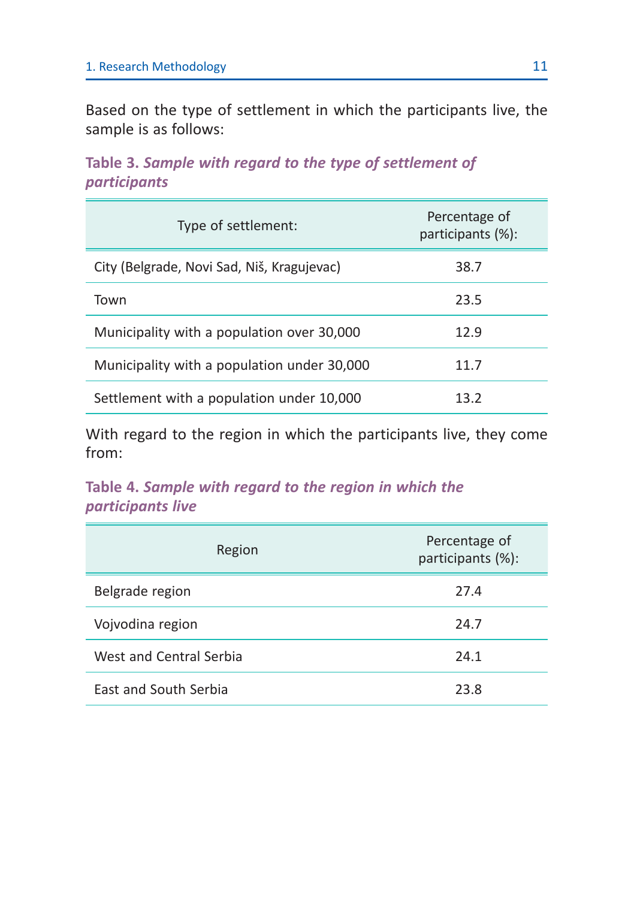Based on the type of settlement in which the participants live, the sample is as follows:

**Table 3.** ***Sample with regard to the type of settlement of participants***

| Type of settlement: | Percentage of participants (%): |
|---|---|
| City (Belgrade, Novi Sad, Niš, Kragujevac) | 38.7 |
| Town | 23.5 |
| Municipality with a population over 30,000 | 12.9 |
| Municipality with a population under 30,000 | 11.7 |
| Settlement with a population under 10,000 | 13.2 |

With regard to the region in which the participants live, they come from:

**Table 4.** ***Sample with regard to the region in which the participants live***

| Region | Percentage of participants (%): |
|---|---|
| Belgrade region | 27.4 |
| Vojvodina region | 24.7 |
| West and Central Serbia | 24.1 |
| East and South Serbia | 23.8 |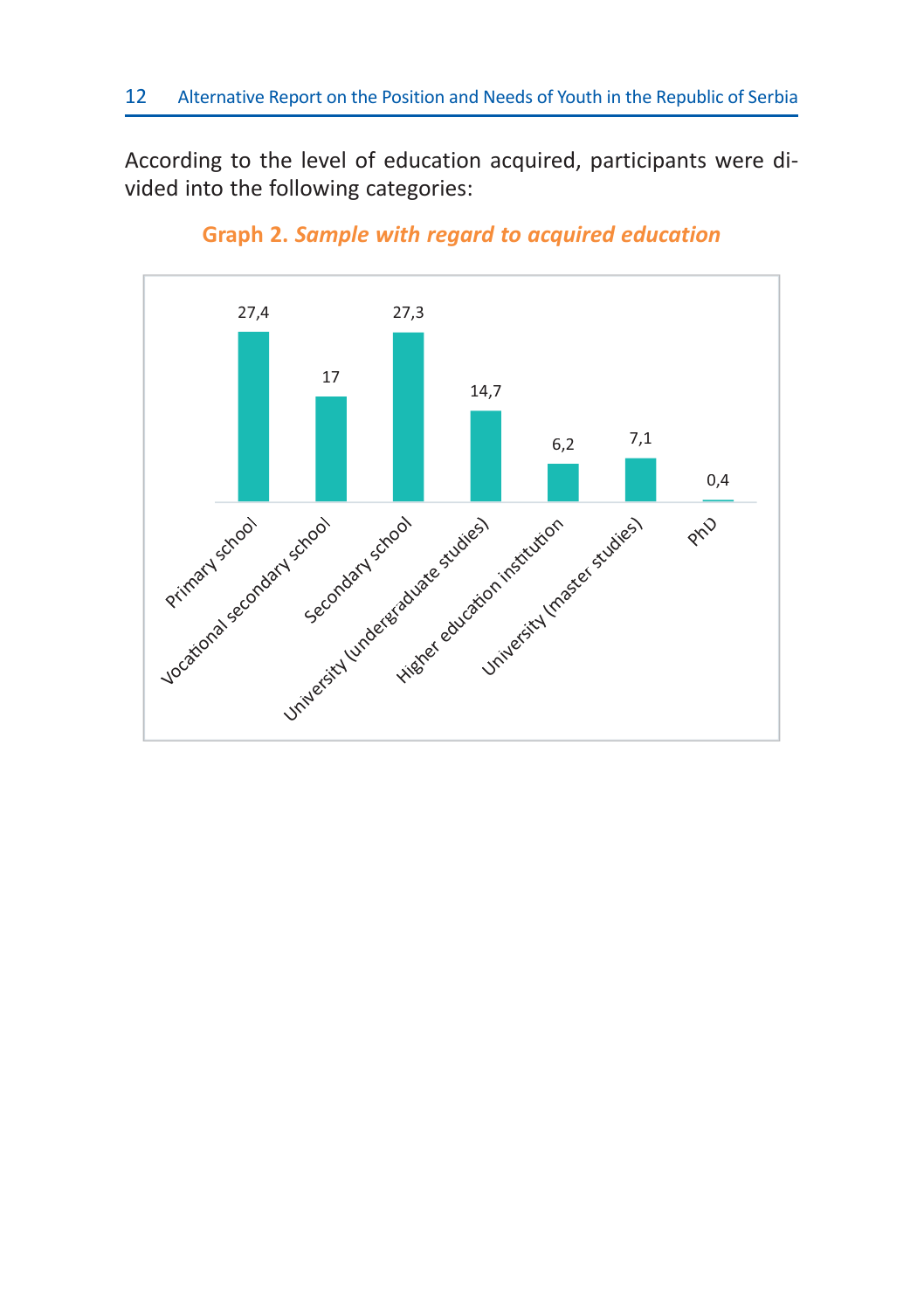According to the level of education acquired, participants were divided into the following categories:

**Graph 2.** ***Sample with regard to acquired education***

| Category | % |
|---|---|
| Primary school | 27,4 |
| Vocational secondary school | 17 |
| Secondary school | 27,3 |
| University (undergraduate studies) | 14,7 |
| Higher education institution | 6,2 |
| University (master studies) | 7,1 |
| PhD | 0,4 |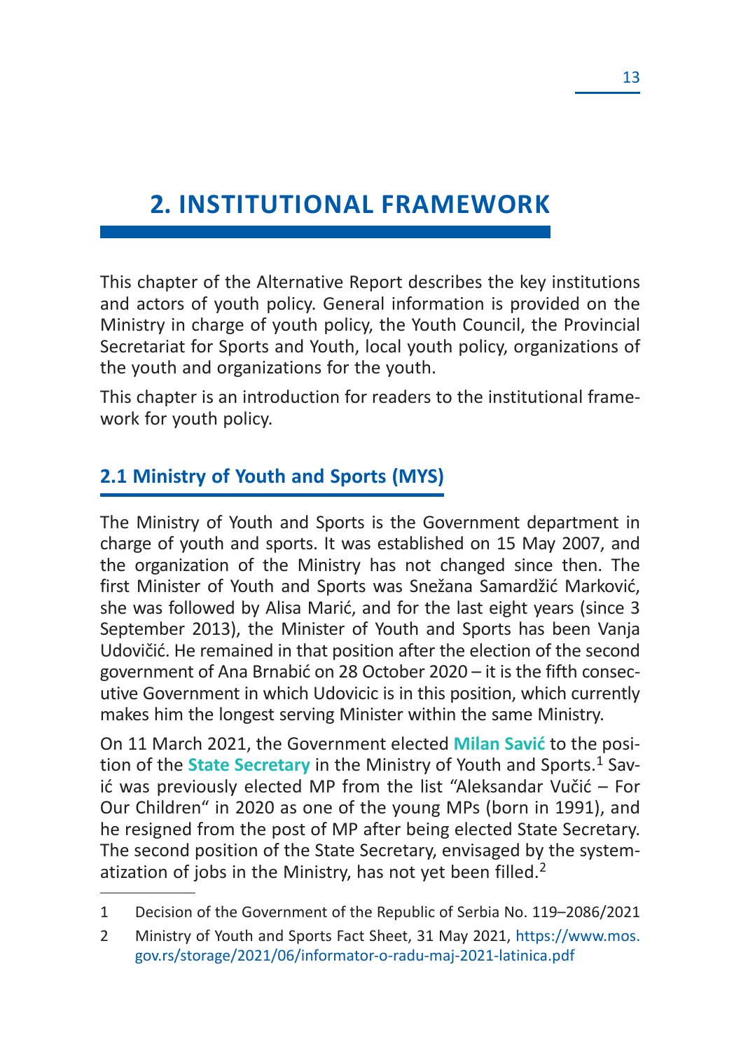# 2. INSTITUTIONAL FRAMEWORK

This chapter of the Alternative Report describes the key institutions and actors of youth policy. General information is provided on the Ministry in charge of youth policy, the Youth Council, the Provincial Secretariat for Sports and Youth, local youth policy, organizations of the youth and organizations for the youth.

This chapter is an introduction for readers to the institutional framework for youth policy.

## 2.1 Ministry of Youth and Sports (MYS)

The Ministry of Youth and Sports is the Government department in charge of youth and sports. It was established on 15 May 2007, and the organization of the Ministry has not changed since then. The first Minister of Youth and Sports was Snežana Samardžić Marković, she was followed by Alisa Marić, and for the last eight years (since 3 September 2013), the Minister of Youth and Sports has been Vanja Udovičić. He remained in that position after the election of the second government of Ana Brnabić on 28 October 2020 – it is the fifth consecutive Government in which Udovicic is in this position, which currently makes him the longest serving Minister within the same Ministry.

On 11 March 2021, the Government elected **Milan Savić** to the position of the **State Secretary** in the Ministry of Youth and Sports.[1] Savić was previously elected MP from the list "Aleksandar Vučić – For Our Children" in 2020 as one of the young MPs (born in 1991), and he resigned from the post of MP after being elected State Secretary. The second position of the State Secretary, envisaged by the systematization of jobs in the Ministry, has not yet been filled.[2]

---

1 Decision of the Government of the Republic of Serbia No. 119–2086/2021

2 Ministry of Youth and Sports Fact Sheet, 31 May 2021, https://www.mos.gov.rs/storage/2021/06/informator-o-radu-maj-2021-latinica.pdf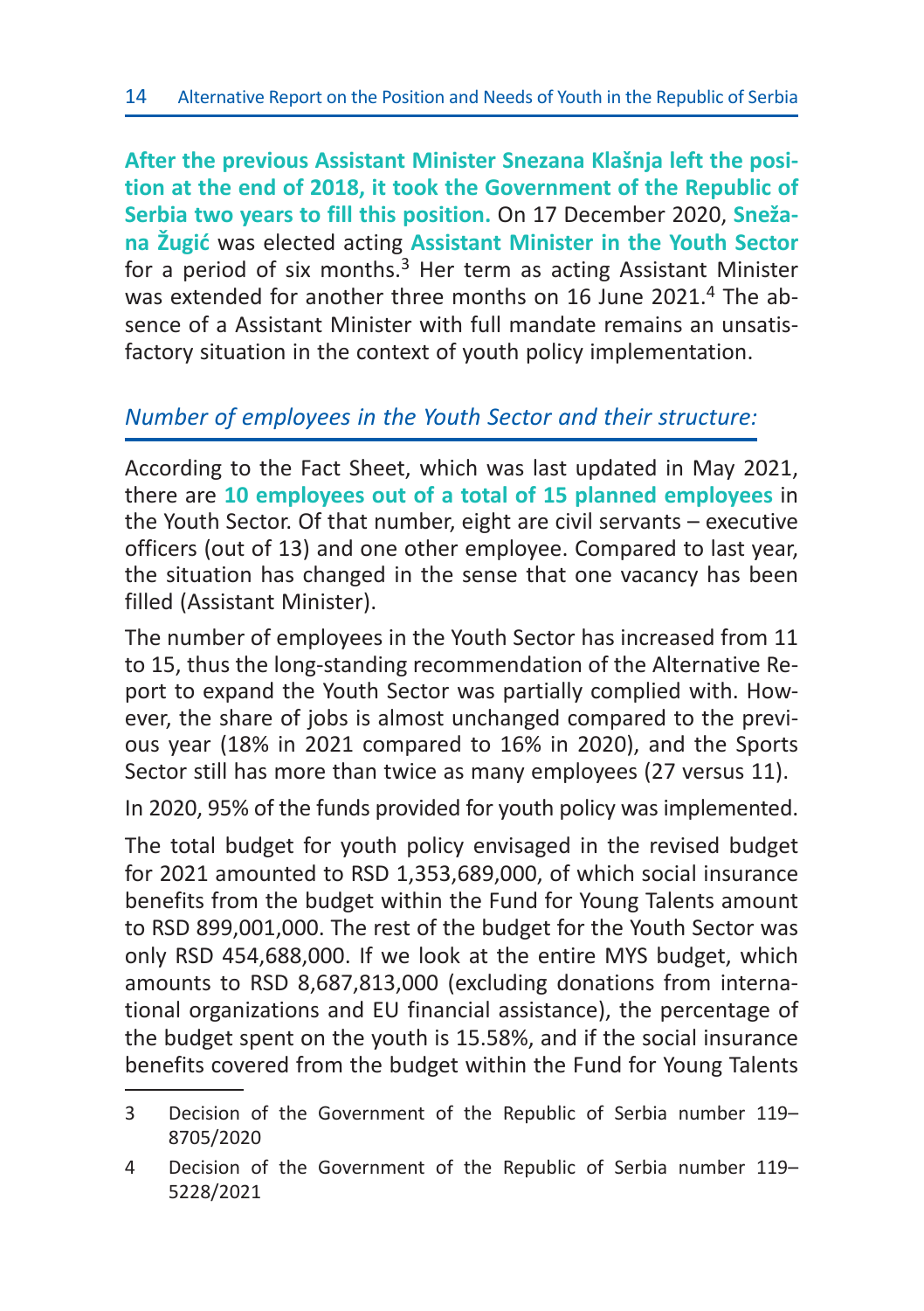**After the previous Assistant Minister Snezana Klašnja left the position at the end of 2018, it took the Government of the Republic of Serbia two years to fill this position.** On 17 December 2020, **Snežana Žugić** was elected acting **Assistant Minister in the Youth Sector** for a period of six months.[3] Her term as acting Assistant Minister was extended for another three months on 16 June 2021.[4] The absence of a Assistant Minister with full mandate remains an unsatisfactory situation in the context of youth policy implementation.

*Number of employees in the Youth Sector and their structure:*

According to the Fact Sheet, which was last updated in May 2021, there are **10 employees out of a total of 15 planned employees** in the Youth Sector. Of that number, eight are civil servants – executive officers (out of 13) and one other employee. Compared to last year, the situation has changed in the sense that one vacancy has been filled (Assistant Minister).

The number of employees in the Youth Sector has increased from 11 to 15, thus the long-standing recommendation of the Alternative Report to expand the Youth Sector was partially complied with. However, the share of jobs is almost unchanged compared to the previous year (18% in 2021 compared to 16% in 2020), and the Sports Sector still has more than twice as many employees (27 versus 11).

In 2020, 95% of the funds provided for youth policy was implemented.

The total budget for youth policy envisaged in the revised budget for 2021 amounted to RSD 1,353,689,000, of which social insurance benefits from the budget within the Fund for Young Talents amount to RSD 899,001,000. The rest of the budget for the Youth Sector was only RSD 454,688,000. If we look at the entire MYS budget, which amounts to RSD 8,687,813,000 (excluding donations from international organizations and EU financial assistance), the percentage of the budget spent on the youth is 15.58%, and if the social insurance benefits covered from the budget within the Fund for Young Talents

---

3 Decision of the Government of the Republic of Serbia number 119–8705/2020

4 Decision of the Government of the Republic of Serbia number 119–5228/2021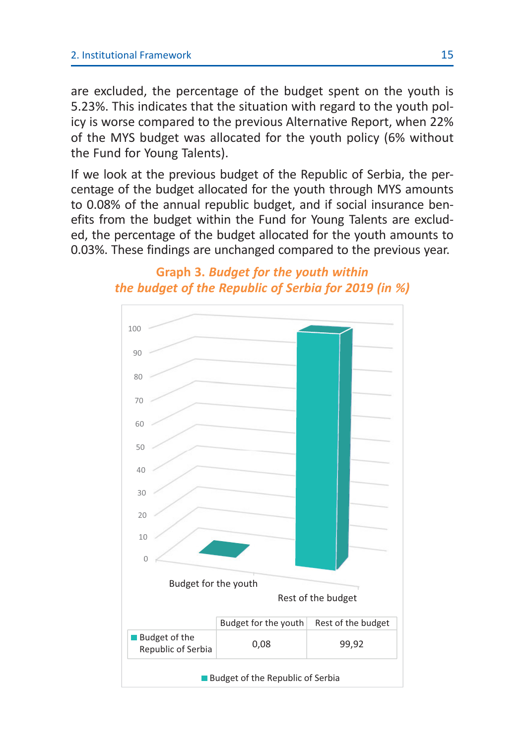are excluded, the percentage of the budget spent on the youth is 5.23%. This indicates that the situation with regard to the youth policy is worse compared to the previous Alternative Report, when 22% of the MYS budget was allocated for the youth policy (6% without the Fund for Young Talents).

If we look at the previous budget of the Republic of Serbia, the percentage of the budget allocated for the youth through MYS amounts to 0.08% of the annual republic budget, and if social insurance benefits from the budget within the Fund for Young Talents are excluded, the percentage of the budget allocated for the youth amounts to 0.03%. These findings are unchanged compared to the previous year.

**Graph 3.** ***Budget for the youth within the budget of the Republic of Serbia for 2019 (in %)***

| | Budget for the youth | Rest of the budget |
|---|---|---|
| Budget of the Republic of Serbia | 0,08 | 99,92 |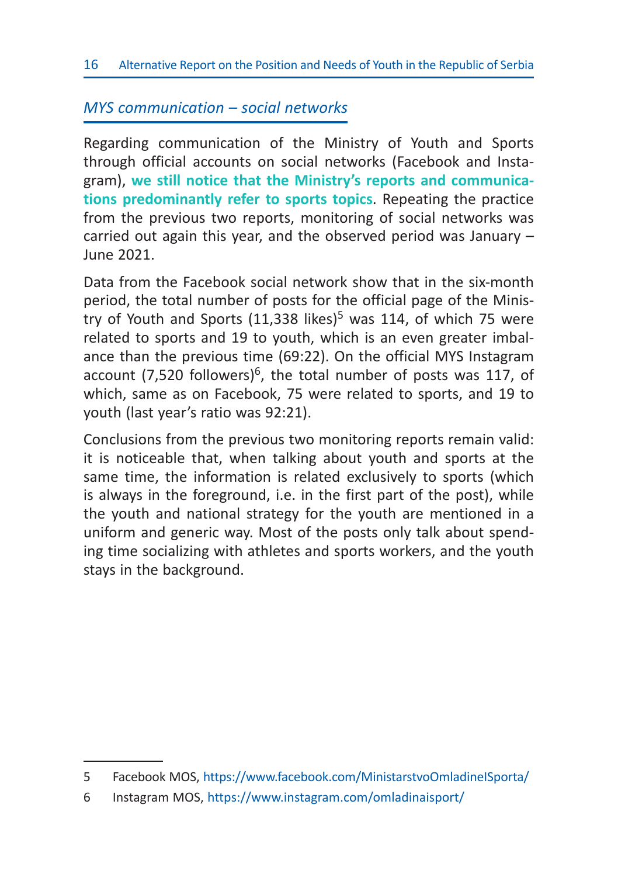## *MYS communication – social networks*

Regarding communication of the Ministry of Youth and Sports through official accounts on social networks (Facebook and Instagram), **we still notice that the Ministry's reports and communications predominantly refer to sports topics**. Repeating the practice from the previous two reports, monitoring of social networks was carried out again this year, and the observed period was January – June 2021.

Data from the Facebook social network show that in the six-month period, the total number of posts for the official page of the Ministry of Youth and Sports (11,338 likes)[5] was 114, of which 75 were related to sports and 19 to youth, which is an even greater imbalance than the previous time (69:22). On the official MYS Instagram account (7,520 followers)[6], the total number of posts was 117, of which, same as on Facebook, 75 were related to sports, and 19 to youth (last year's ratio was 92:21).

Conclusions from the previous two monitoring reports remain valid: it is noticeable that, when talking about youth and sports at the same time, the information is related exclusively to sports (which is always in the foreground, i.e. in the first part of the post), while the youth and national strategy for the youth are mentioned in a uniform and generic way. Most of the posts only talk about spending time socializing with athletes and sports workers, and the youth stays in the background.

---

5 Facebook MOS, https://www.facebook.com/MinistarstvoOmladineISporta/

6 Instagram MOS, https://www.instagram.com/omladinaisport/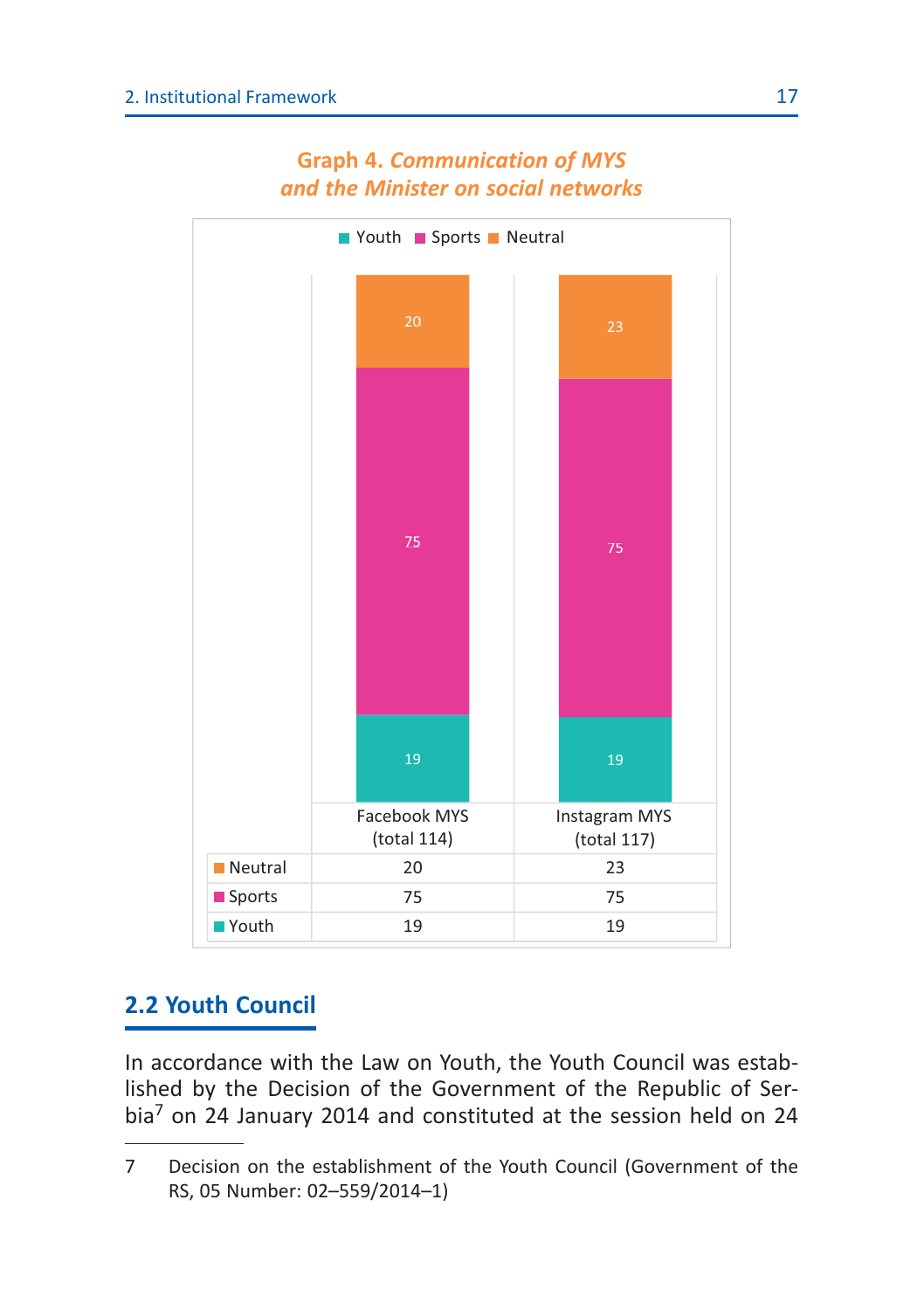**Graph 4.** ***Communication of MYS and the Minister on social networks***

| | Facebook MYS (total 114) | Instagram MYS (total 117) |
|---|---|---|
| Neutral | 20 | 23 |
| Sports | 75 | 75 |
| Youth | 19 | 19 |

## 2.2 Youth Council

In accordance with the Law on Youth, the Youth Council was established by the Decision of the Government of the Republic of Serbia[7] on 24 January 2014 and constituted at the session held on 24

---

7 Decision on the establishment of the Youth Council (Government of the RS, 05 Number: 02–559/2014–1)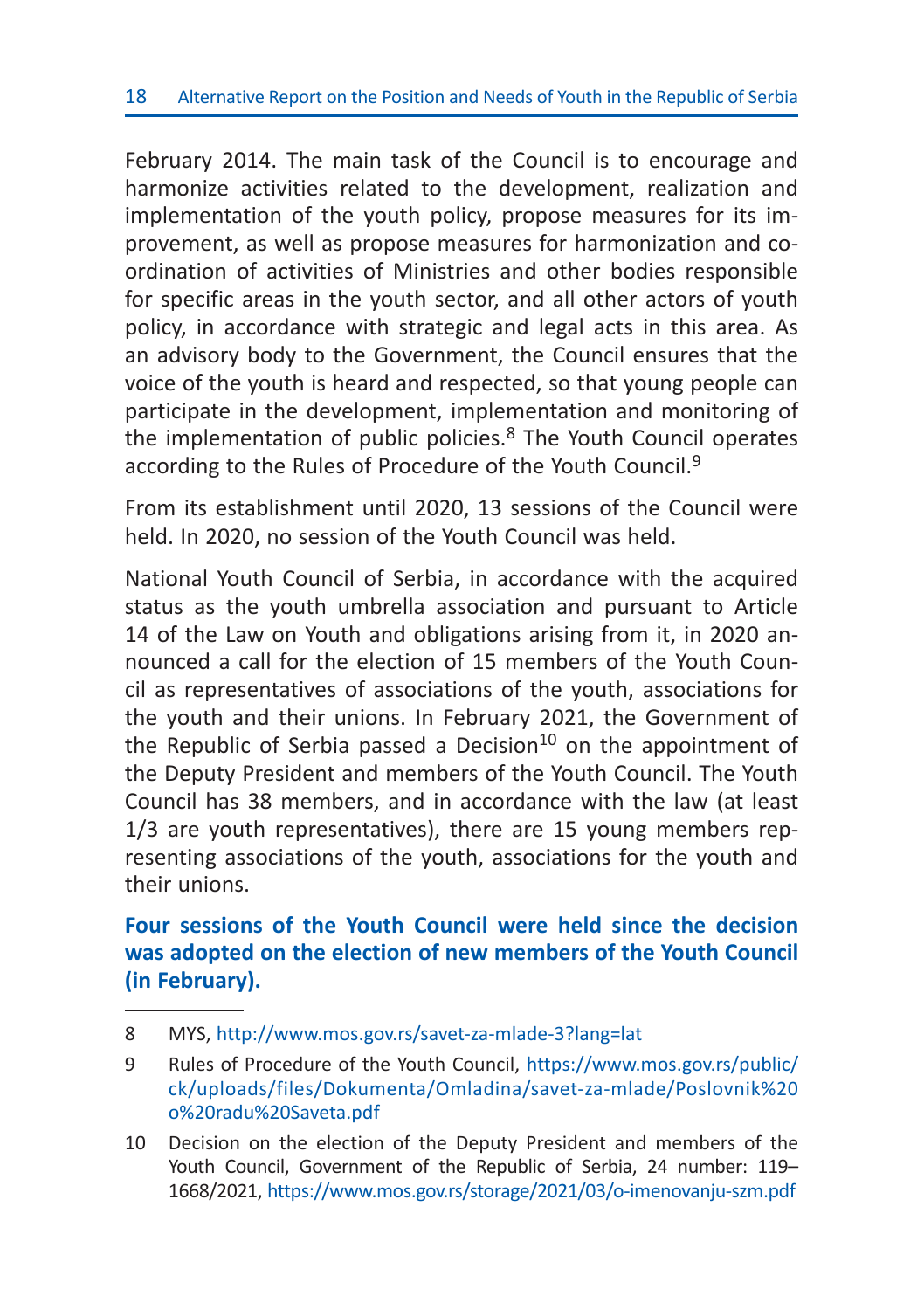February 2014. The main task of the Council is to encourage and harmonize activities related to the development, realization and implementation of the youth policy, propose measures for its improvement, as well as propose measures for harmonization and coordination of activities of Ministries and other bodies responsible for specific areas in the youth sector, and all other actors of youth policy, in accordance with strategic and legal acts in this area. As an advisory body to the Government, the Council ensures that the voice of the youth is heard and respected, so that young people can participate in the development, implementation and monitoring of the implementation of public policies.[8] The Youth Council operates according to the Rules of Procedure of the Youth Council.[9]

From its establishment until 2020, 13 sessions of the Council were held. In 2020, no session of the Youth Council was held.

National Youth Council of Serbia, in accordance with the acquired status as the youth umbrella association and pursuant to Article 14 of the Law on Youth and obligations arising from it, in 2020 announced a call for the election of 15 members of the Youth Council as representatives of associations of the youth, associations for the youth and their unions. In February 2021, the Government of the Republic of Serbia passed a Decision[10] on the appointment of the Deputy President and members of the Youth Council. The Youth Council has 38 members, and in accordance with the law (at least 1/3 are youth representatives), there are 15 young members representing associations of the youth, associations for the youth and their unions.

**Four sessions of the Youth Council were held since the decision was adopted on the election of new members of the Youth Council (in February).**

---

8 MYS, http://www.mos.gov.rs/savet-za-mlade-3?lang=lat

9 Rules of Procedure of the Youth Council, https://www.mos.gov.rs/public/ck/uploads/files/Dokumenta/Omladina/savet-za-mlade/Poslovnik%20o%20radu%20Saveta.pdf

10 Decision on the election of the Deputy President and members of the Youth Council, Government of the Republic of Serbia, 24 number: 119–1668/2021, https://www.mos.gov.rs/storage/2021/03/o-imenovanju-szm.pdf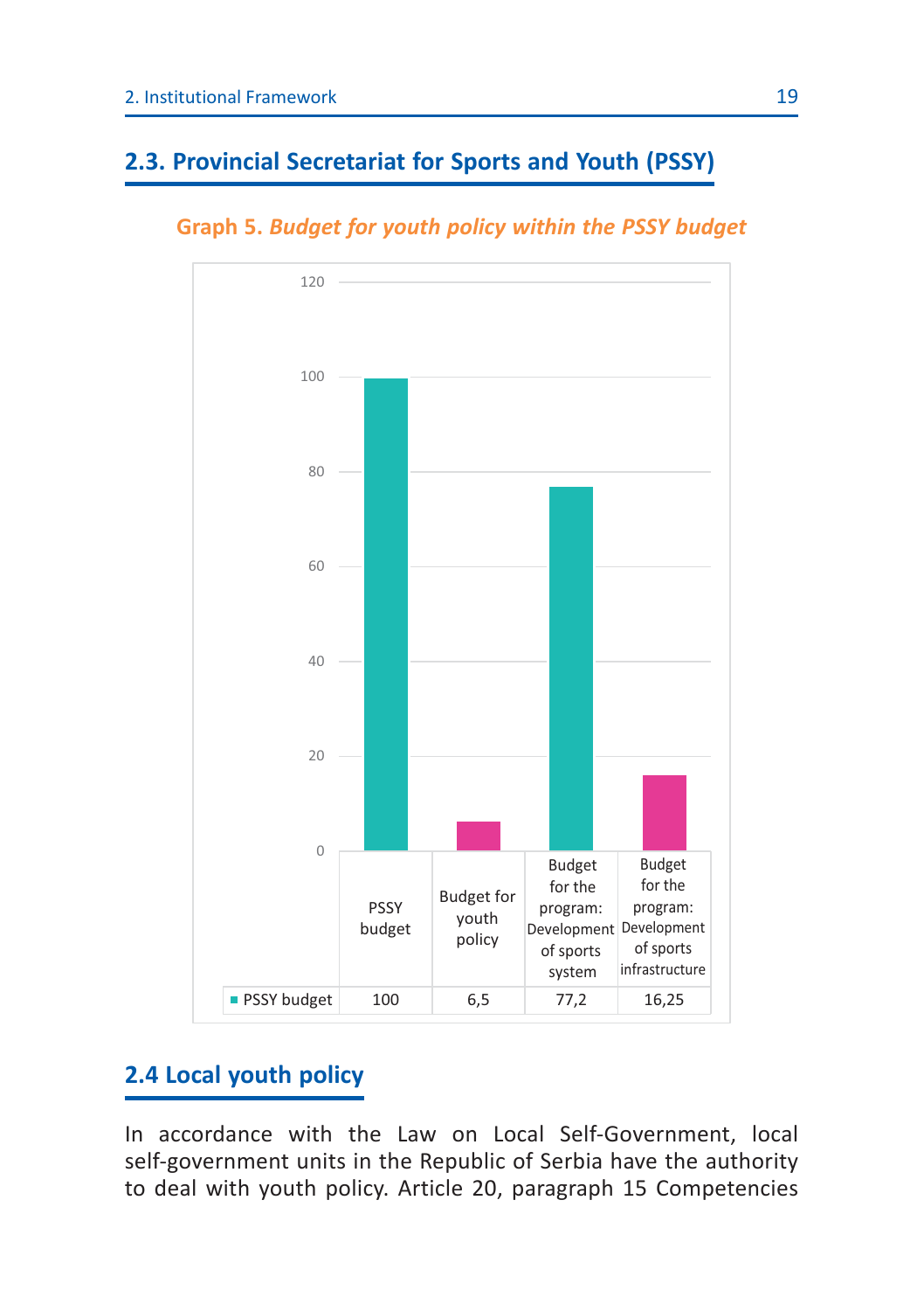## 2.3. Provincial Secretariat for Sports and Youth (PSSY)

**Graph 5.** ***Budget for youth policy within the PSSY budget***

|  | PSSY budget | Budget for youth policy | Budget for the program: Development of sports system | Budget for the program: Development of sports infrastructure |
|---|---|---|---|---|
| PSSY budget | 100 | 6,5 | 77,2 | 16,25 |

## 2.4 Local youth policy

In accordance with the Law on Local Self-Government, local self-government units in the Republic of Serbia have the authority to deal with youth policy. Article 20, paragraph 15 Competencies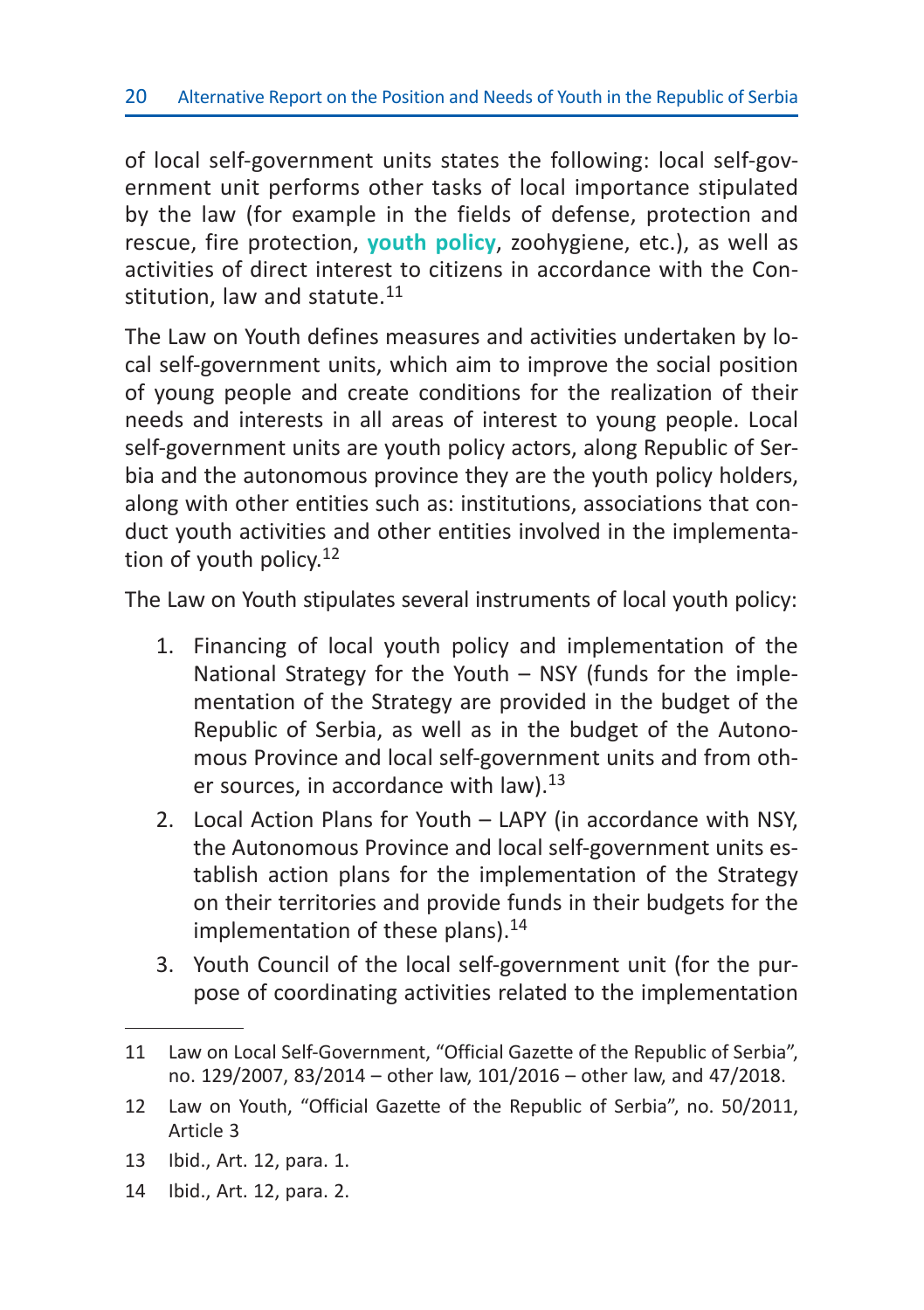of local self-government units states the following: local self-government unit performs other tasks of local importance stipulated by the law (for example in the fields of defense, protection and rescue, fire protection, **youth policy**, zoohygiene, etc.), as well as activities of direct interest to citizens in accordance with the Constitution, law and statute.[11]

The Law on Youth defines measures and activities undertaken by local self-government units, which aim to improve the social position of young people and create conditions for the realization of their needs and interests in all areas of interest to young people. Local self-government units are youth policy actors, along Republic of Serbia and the autonomous province they are the youth policy holders, along with other entities such as: institutions, associations that conduct youth activities and other entities involved in the implementation of youth policy.[12]

The Law on Youth stipulates several instruments of local youth policy:

1. Financing of local youth policy and implementation of the National Strategy for the Youth – NSY (funds for the implementation of the Strategy are provided in the budget of the Republic of Serbia, as well as in the budget of the Autonomous Province and local self-government units and from other sources, in accordance with law).[13]
2. Local Action Plans for Youth – LAPY (in accordance with NSY, the Autonomous Province and local self-government units establish action plans for the implementation of the Strategy on their territories and provide funds in their budgets for the implementation of these plans).[14]
3. Youth Council of the local self-government unit (for the purpose of coordinating activities related to the implementation

---

11 Law on Local Self-Government, "Official Gazette of the Republic of Serbia", no. 129/2007, 83/2014 – other law, 101/2016 – other law, and 47/2018.

12 Law on Youth, "Official Gazette of the Republic of Serbia", no. 50/2011, Article 3

13 Ibid., Art. 12, para. 1.

14 Ibid., Art. 12, para. 2.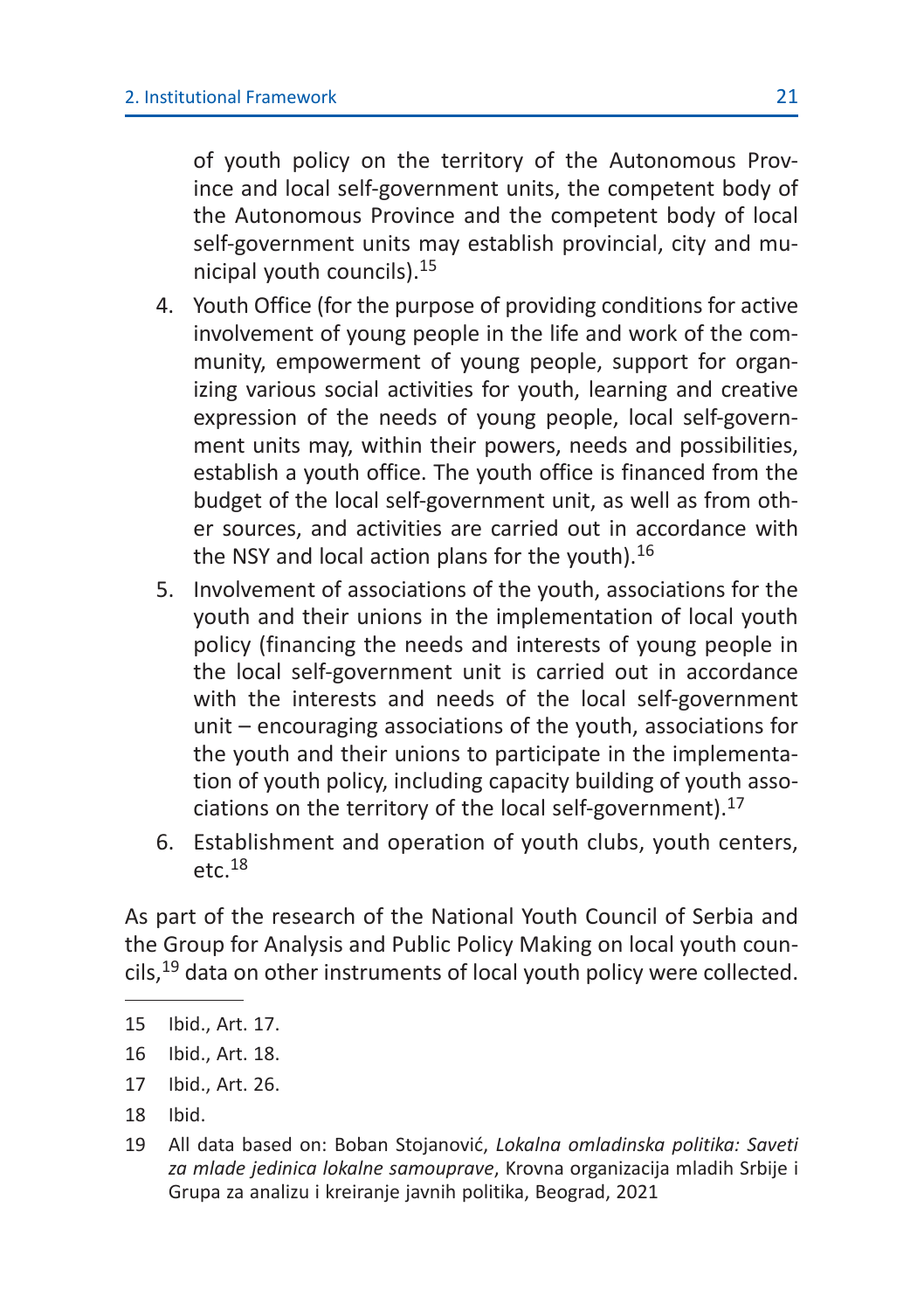of youth policy on the territory of the Autonomous Province and local self-government units, the competent body of the Autonomous Province and the competent body of local self-government units may establish provincial, city and municipal youth councils).[15]

4. Youth Office (for the purpose of providing conditions for active involvement of young people in the life and work of the community, empowerment of young people, support for organizing various social activities for youth, learning and creative expression of the needs of young people, local self-government units may, within their powers, needs and possibilities, establish a youth office. The youth office is financed from the budget of the local self-government unit, as well as from other sources, and activities are carried out in accordance with the NSY and local action plans for the youth).[16]
5. Involvement of associations of the youth, associations for the youth and their unions in the implementation of local youth policy (financing the needs and interests of young people in the local self-government unit is carried out in accordance with the interests and needs of the local self-government unit – encouraging associations of the youth, associations for the youth and their unions to participate in the implementation of youth policy, including capacity building of youth associations on the territory of the local self-government).[17]
6. Establishment and operation of youth clubs, youth centers, etc.[18]

As part of the research of the National Youth Council of Serbia and the Group for Analysis and Public Policy Making on local youth councils,[19] data on other instruments of local youth policy were collected.

---

15 Ibid., Art. 17.

16 Ibid., Art. 18.

17 Ibid., Art. 26.

18 Ibid.

19 All data based on: Boban Stojanović, *Lokalna omladinska politika: Saveti za mlade jedinica lokalne samouprave*, Krovna organizacija mladih Srbije i Grupa za analizu i kreiranje javnih politika, Beograd, 2021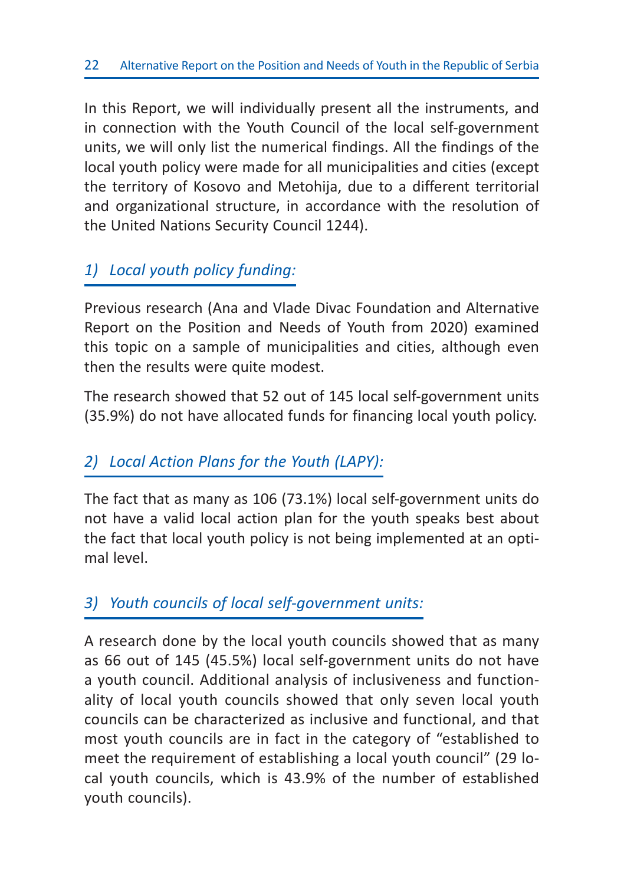In this Report, we will individually present all the instruments, and in connection with the Youth Council of the local self-government units, we will only list the numerical findings. All the findings of the local youth policy were made for all municipalities and cities (except the territory of Kosovo and Metohija, due to a different territorial and organizational structure, in accordance with the resolution of the United Nations Security Council 1244).

### *1) Local youth policy funding:*

Previous research (Ana and Vlade Divac Foundation and Alternative Report on the Position and Needs of Youth from 2020) examined this topic on a sample of municipalities and cities, although even then the results were quite modest.

The research showed that 52 out of 145 local self-government units (35.9%) do not have allocated funds for financing local youth policy.

### *2) Local Action Plans for the Youth (LAPY):*

The fact that as many as 106 (73.1%) local self-government units do not have a valid local action plan for the youth speaks best about the fact that local youth policy is not being implemented at an optimal level.

### *3) Youth councils of local self-government units:*

A research done by the local youth councils showed that as many as 66 out of 145 (45.5%) local self-government units do not have a youth council. Additional analysis of inclusiveness and functionality of local youth councils showed that only seven local youth councils can be characterized as inclusive and functional, and that most youth councils are in fact in the category of "established to meet the requirement of establishing a local youth council" (29 local youth councils, which is 43.9% of the number of established youth councils).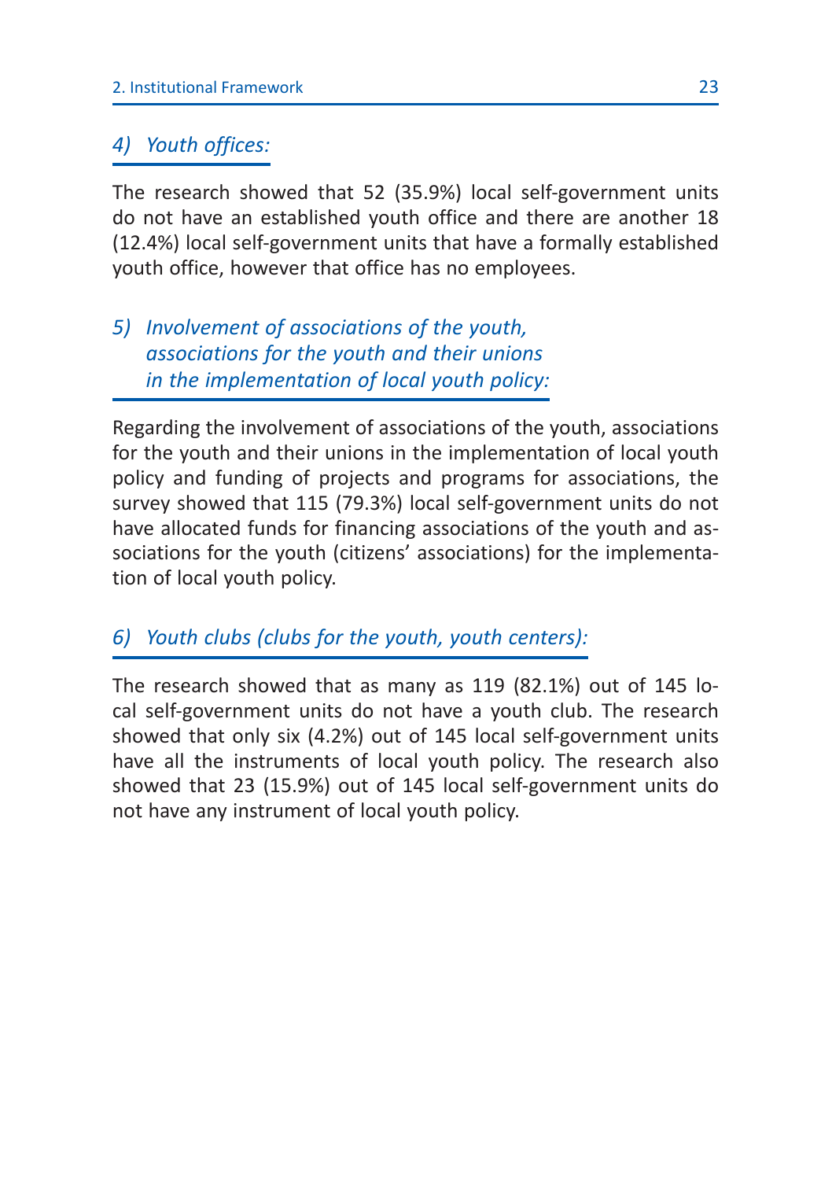#### *4) Youth offices:*

The research showed that 52 (35.9%) local self-government units do not have an established youth office and there are another 18 (12.4%) local self-government units that have a formally established youth office, however that office has no employees.

#### *5) Involvement of associations of the youth, associations for the youth and their unions in the implementation of local youth policy:*

Regarding the involvement of associations of the youth, associations for the youth and their unions in the implementation of local youth policy and funding of projects and programs for associations, the survey showed that 115 (79.3%) local self-government units do not have allocated funds for financing associations of the youth and associations for the youth (citizens' associations) for the implementation of local youth policy.

#### *6) Youth clubs (clubs for the youth, youth centers):*

The research showed that as many as 119 (82.1%) out of 145 local self-government units do not have a youth club. The research showed that only six (4.2%) out of 145 local self-government units have all the instruments of local youth policy. The research also showed that 23 (15.9%) out of 145 local self-government units do not have any instrument of local youth policy.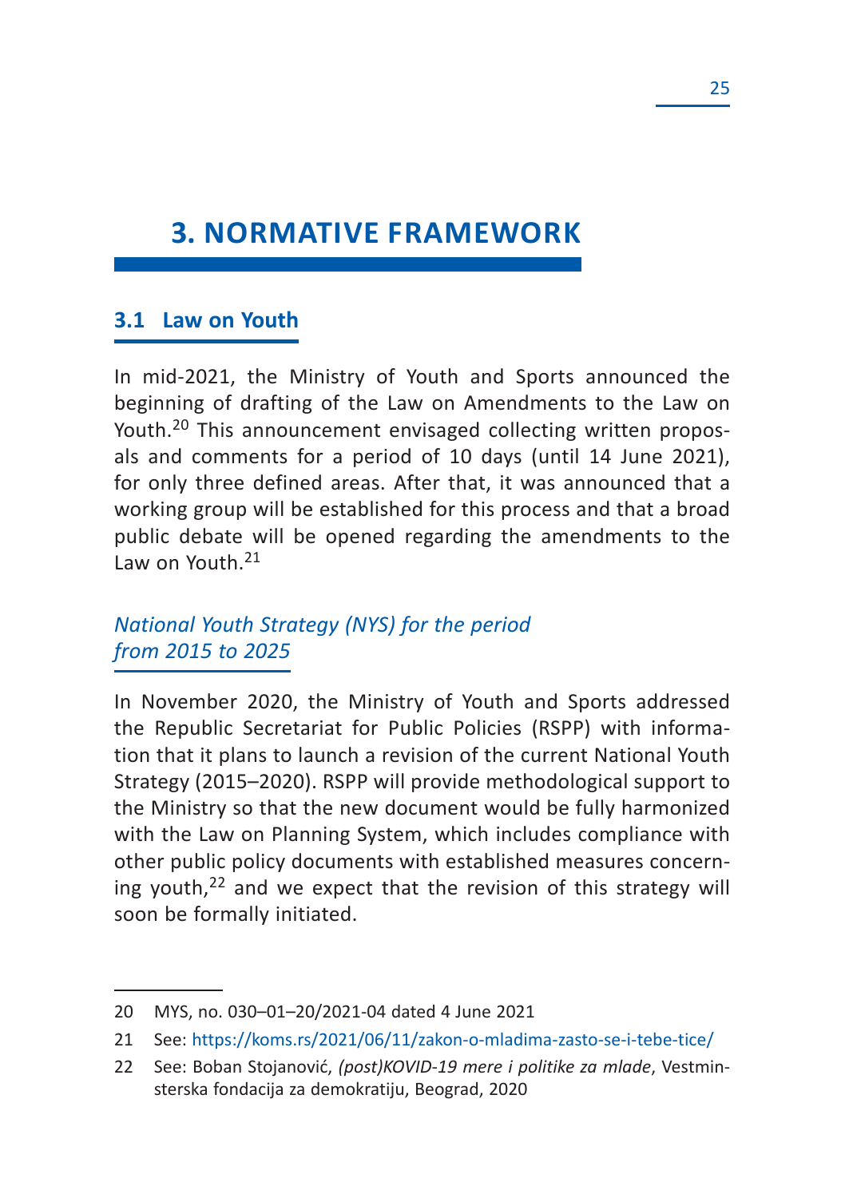# 3. NORMATIVE FRAMEWORK

## 3.1 Law on Youth

In mid-2021, the Ministry of Youth and Sports announced the beginning of drafting of the Law on Amendments to the Law on Youth.[20] This announcement envisaged collecting written proposals and comments for a period of 10 days (until 14 June 2021), for only three defined areas. After that, it was announced that a working group will be established for this process and that a broad public debate will be opened regarding the amendments to the Law on Youth.[21]

### *National Youth Strategy (NYS) for the period from 2015 to 2025*

In November 2020, the Ministry of Youth and Sports addressed the Republic Secretariat for Public Policies (RSPP) with information that it plans to launch a revision of the current National Youth Strategy (2015–2020). RSPP will provide methodological support to the Ministry so that the new document would be fully harmonized with the Law on Planning System, which includes compliance with other public policy documents with established measures concerning youth,[22] and we expect that the revision of this strategy will soon be formally initiated.

---

20 MYS, no. 030–01–20/2021-04 dated 4 June 2021

21 See: https://koms.rs/2021/06/11/zakon-o-mladima-zasto-se-i-tebe-tice/

22 See: Boban Stojanović, *(post)KOVID-19 mere i politike za mlade*, Vestminsterska fondacija za demokratiju, Beograd, 2020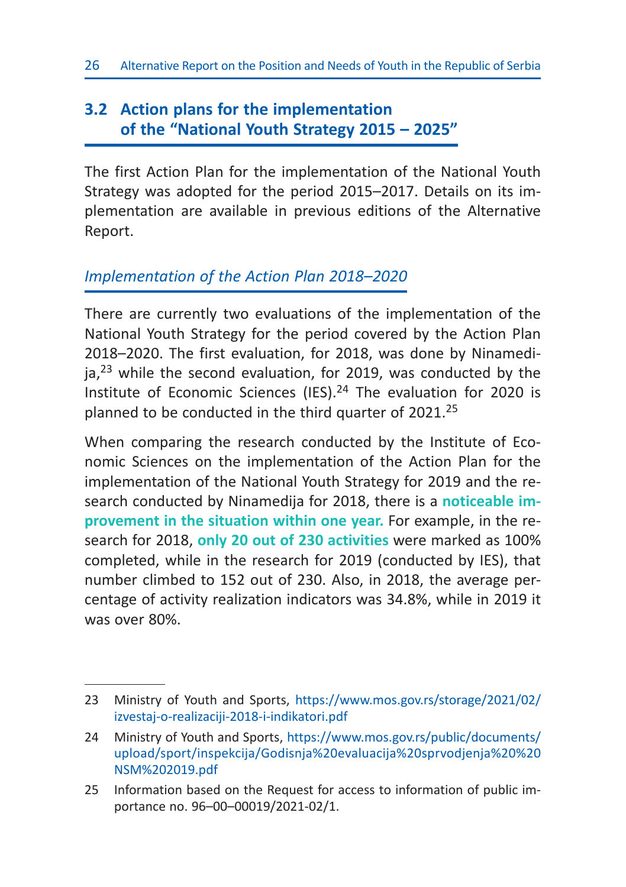## 3.2 Action plans for the implementation of the “National Youth Strategy 2015 – 2025”

The first Action Plan for the implementation of the National Youth Strategy was adopted for the period 2015–2017. Details on its implementation are available in previous editions of the Alternative Report.

### *Implementation of the Action Plan 2018–2020*

There are currently two evaluations of the implementation of the National Youth Strategy for the period covered by the Action Plan 2018–2020. The first evaluation, for 2018, was done by Ninamedija,[23] while the second evaluation, for 2019, was conducted by the Institute of Economic Sciences (IES).[24] The evaluation for 2020 is planned to be conducted in the third quarter of 2021.[25]

When comparing the research conducted by the Institute of Economic Sciences on the implementation of the Action Plan for the implementation of the National Youth Strategy for 2019 and the research conducted by Ninamedija for 2018, there is a **noticeable improvement in the situation within one year.** For example, in the research for 2018, **only 20 out of 230 activities** were marked as 100% completed, while in the research for 2019 (conducted by IES), that number climbed to 152 out of 230. Also, in 2018, the average percentage of activity realization indicators was 34.8%, while in 2019 it was over 80%.

---

23 Ministry of Youth and Sports, https://www.mos.gov.rs/storage/2021/02/izvestaj-o-realizaciji-2018-i-indikatori.pdf

24 Ministry of Youth and Sports, https://www.mos.gov.rs/public/documents/upload/sport/inspekcija/Godisnja%20evaluacija%20sprvodjenja%20%20NSM%202019.pdf

25 Information based on the Request for access to information of public importance no. 96–00–00019/2021-02/1.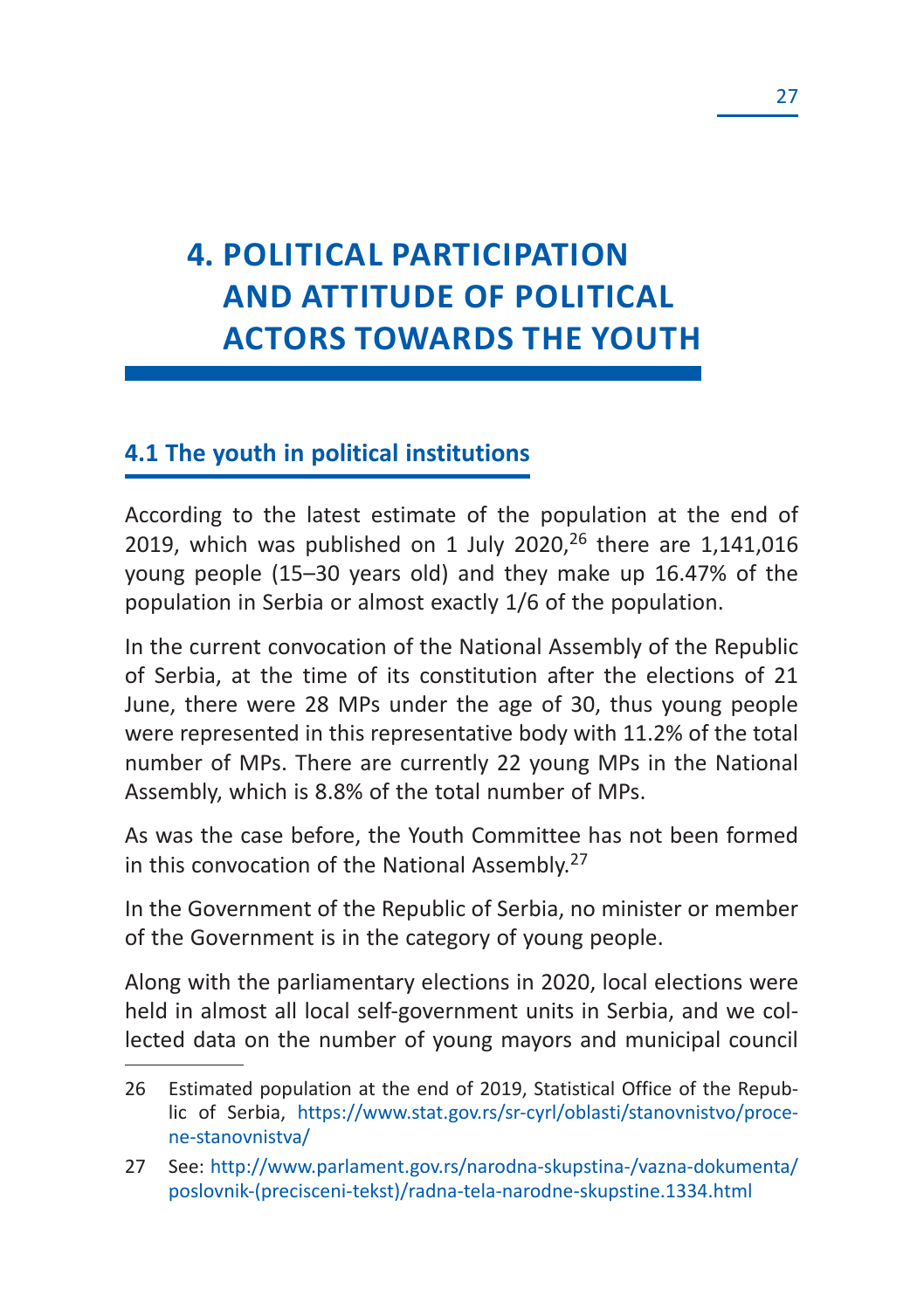# 4. POLITICAL PARTICIPATION AND ATTITUDE OF POLITICAL ACTORS TOWARDS THE YOUTH

## 4.1 The youth in political institutions

According to the latest estimate of the population at the end of 2019, which was published on 1 July 2020,[26] there are 1,141,016 young people (15–30 years old) and they make up 16.47% of the population in Serbia or almost exactly 1/6 of the population.

In the current convocation of the National Assembly of the Republic of Serbia, at the time of its constitution after the elections of 21 June, there were 28 MPs under the age of 30, thus young people were represented in this representative body with 11.2% of the total number of MPs. There are currently 22 young MPs in the National Assembly, which is 8.8% of the total number of MPs.

As was the case before, the Youth Committee has not been formed in this convocation of the National Assembly.[27]

In the Government of the Republic of Serbia, no minister or member of the Government is in the category of young people.

Along with the parliamentary elections in 2020, local elections were held in almost all local self-government units in Serbia, and we collected data on the number of young mayors and municipal council

---

26 Estimated population at the end of 2019, Statistical Office of the Republic of Serbia, https://www.stat.gov.rs/sr-cyrl/oblasti/stanovnistvo/procene-stanovnistva/

27 See: http://www.parlament.gov.rs/narodna-skupstina-/vazna-dokumenta/poslovnik-(precisceni-tekst)/radna-tela-narodne-skupstine.1334.html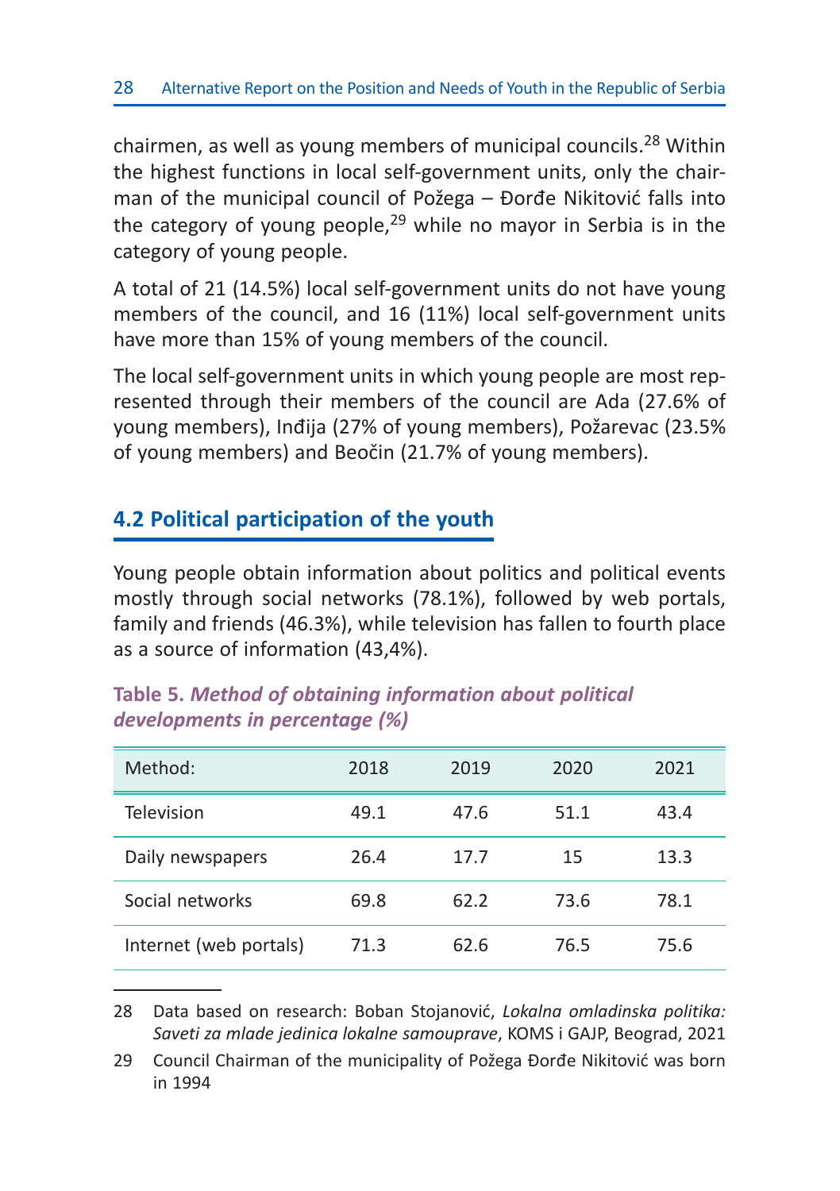chairmen, as well as young members of municipal councils.[28] Within the highest functions in local self-government units, only the chairman of the municipal council of Požega – Đorđe Nikitović falls into the category of young people,[29] while no mayor in Serbia is in the category of young people.

A total of 21 (14.5%) local self-government units do not have young members of the council, and 16 (11%) local self-government units have more than 15% of young members of the council.

The local self-government units in which young people are most represented through their members of the council are Ada (27.6% of young members), Inđija (27% of young members), Požarevac (23.5% of young members) and Beočin (21.7% of young members).

## 4.2 Political participation of the youth

Young people obtain information about politics and political events mostly through social networks (78.1%), followed by web portals, family and friends (46.3%), while television has fallen to fourth place as a source of information (43,4%).

**Table 5.** ***Method of obtaining information about political developments in percentage (%)***

| Method: | 2018 | 2019 | 2020 | 2021 |
|---|---|---|---|---|
| Television | 49.1 | 47.6 | 51.1 | 43.4 |
| Daily newspapers | 26.4 | 17.7 | 15 | 13.3 |
| Social networks | 69.8 | 62.2 | 73.6 | 78.1 |
| Internet (web portals) | 71.3 | 62.6 | 76.5 | 75.6 |

---

28 Data based on research: Boban Stojanović, *Lokalna omladinska politika: Saveti za mlade jedinica lokalne samouprave*, KOMS i GAJP, Beograd, 2021

29 Council Chairman of the municipality of Požega Đorđe Nikitović was born in 1994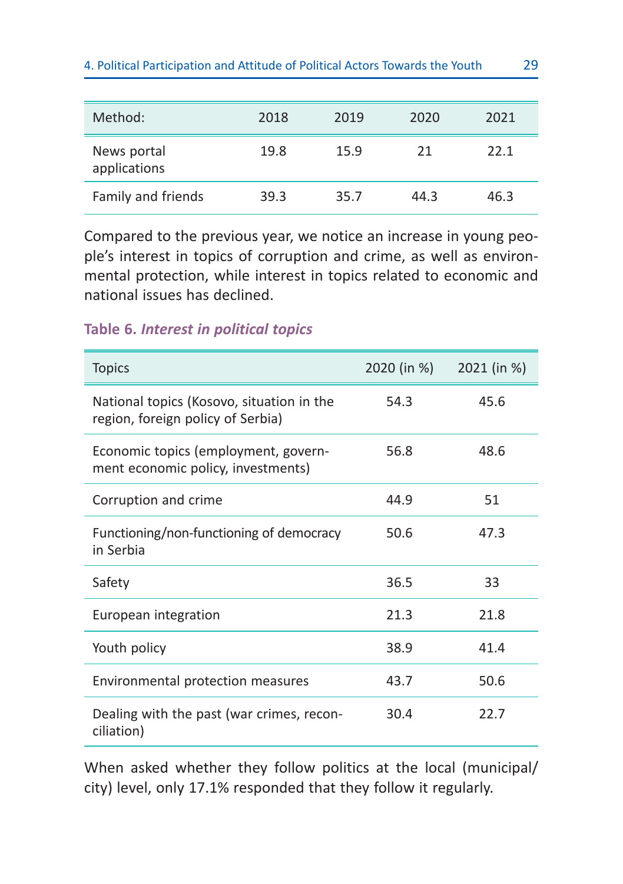| Method: | 2018 | 2019 | 2020 | 2021 |
|---|---|---|---|---|
| News portal applications | 19.8 | 15.9 | 21 | 22.1 |
| Family and friends | 39.3 | 35.7 | 44.3 | 46.3 |

Compared to the previous year, we notice an increase in young people's interest in topics of corruption and crime, as well as environmental protection, while interest in topics related to economic and national issues has declined.

**Table 6.** ***Interest in political topics***

| Topics | 2020 (in %) | 2021 (in %) |
|---|---|---|
| National topics (Kosovo, situation in the region, foreign policy of Serbia) | 54.3 | 45.6 |
| Economic topics (employment, government economic policy, investments) | 56.8 | 48.6 |
| Corruption and crime | 44.9 | 51 |
| Functioning/non-functioning of democracy in Serbia | 50.6 | 47.3 |
| Safety | 36.5 | 33 |
| European integration | 21.3 | 21.8 |
| Youth policy | 38.9 | 41.4 |
| Environmental protection measures | 43.7 | 50.6 |
| Dealing with the past (war crimes, reconciliation) | 30.4 | 22.7 |

When asked whether they follow politics at the local (municipal/city) level, only 17.1% responded that they follow it regularly.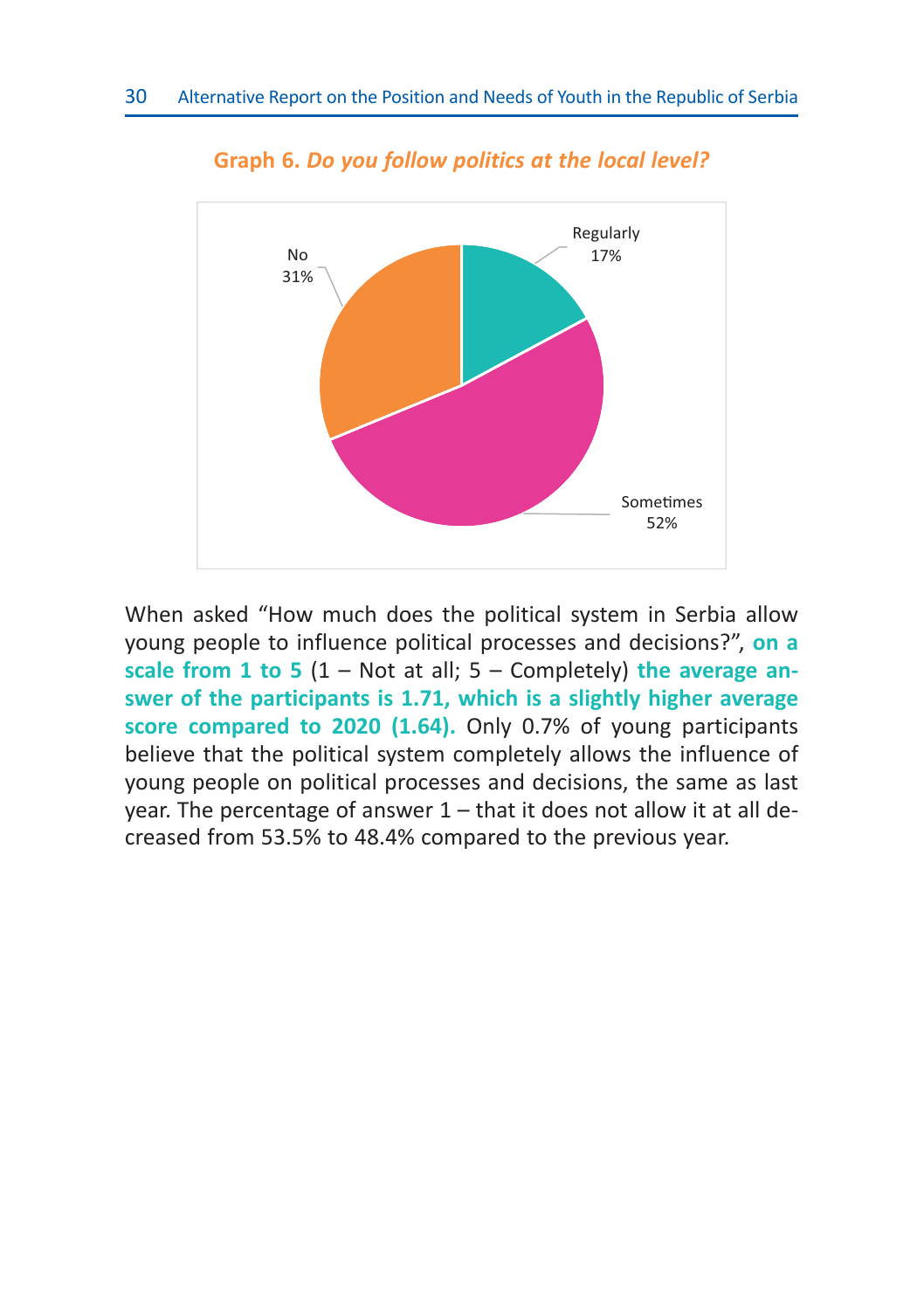**Graph 6.** ***Do you follow politics at the local level?***

Regularly 17%

Sometimes 52%

No 31%

When asked "How much does the political system in Serbia allow young people to influence political processes and decisions?", **on a scale from 1 to 5** (1 – Not at all; 5 – Completely) **the average answer of the participants is 1.71, which is a slightly higher average score compared to 2020 (1.64).** Only 0.7% of young participants believe that the political system completely allows the influence of young people on political processes and decisions, the same as last year. The percentage of answer 1 – that it does not allow it at all decreased from 53.5% to 48.4% compared to the previous year.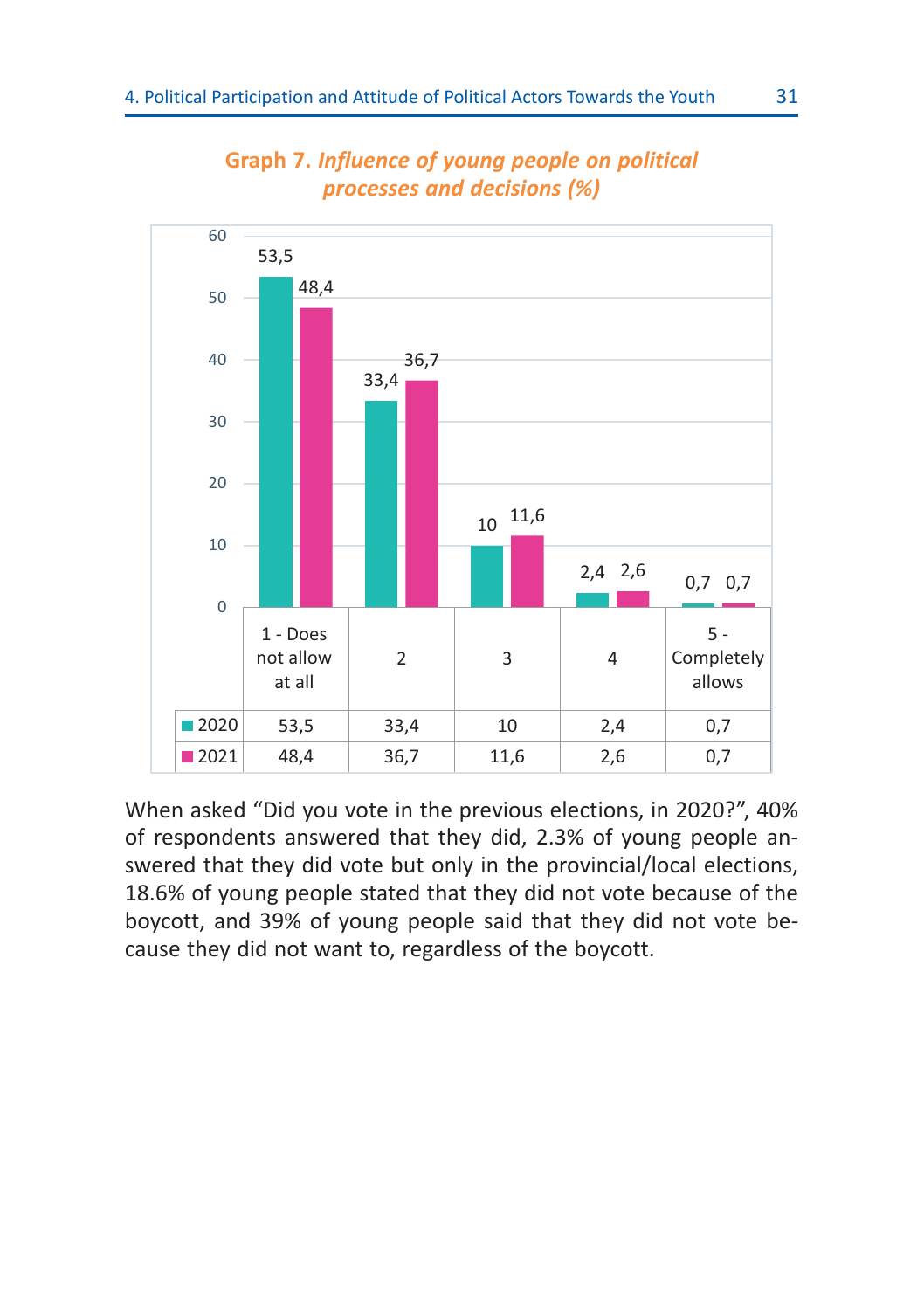**Graph 7.** ***Influence of young people on political processes and decisions (%)***

| | 1 - Does not allow at all | 2 | 3 | 4 | 5 - Completely allows |
|---|---|---|---|---|---|
| 2020 | 53,5 | 33,4 | 10 | 2,4 | 0,7 |
| 2021 | 48,4 | 36,7 | 11,6 | 2,6 | 0,7 |

When asked “Did you vote in the previous elections, in 2020?”, 40% of respondents answered that they did, 2.3% of young people answered that they did vote but only in the provincial/local elections, 18.6% of young people stated that they did not vote because of the boycott, and 39% of young people said that they did not vote because they did not want to, regardless of the boycott.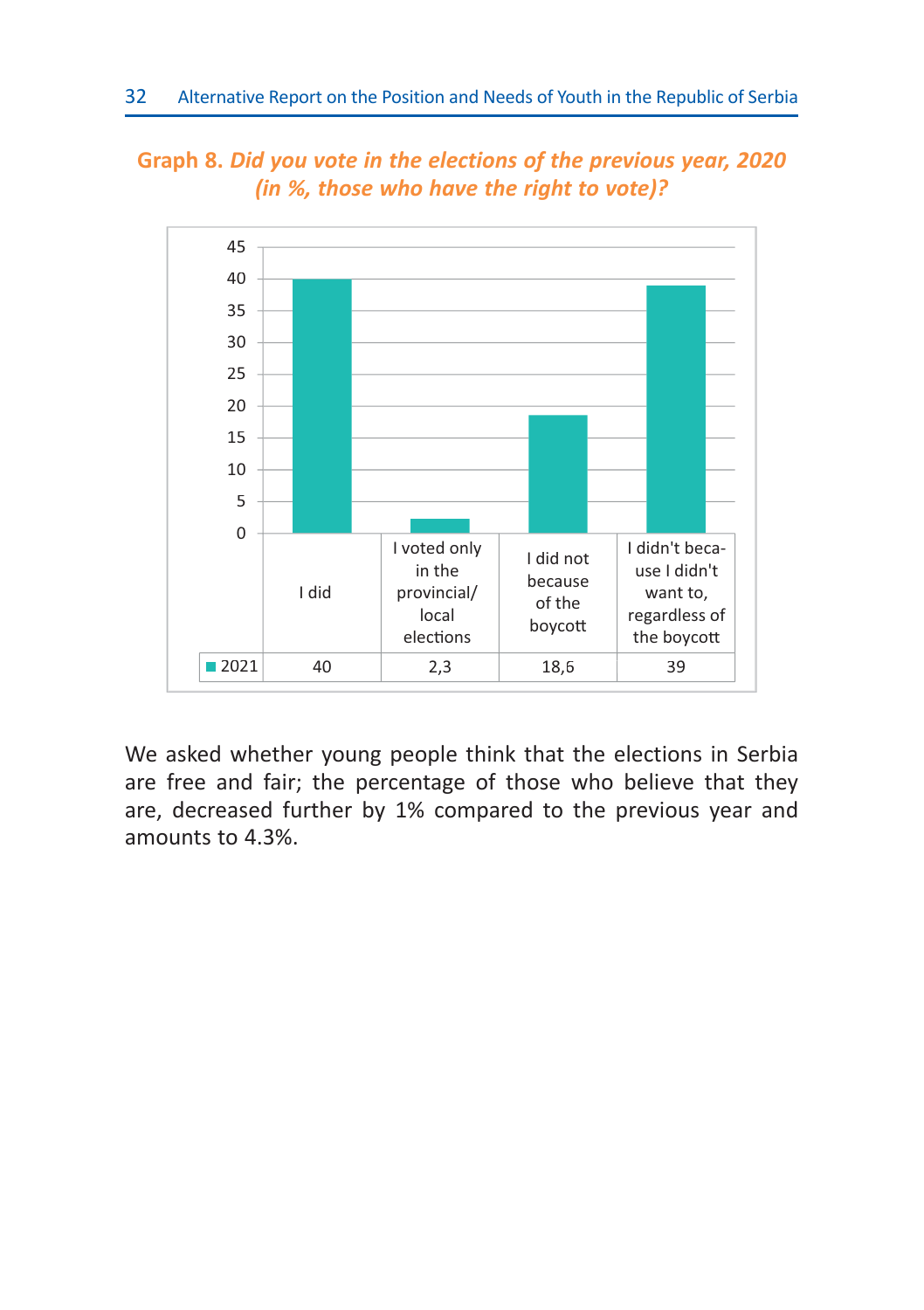**Graph 8.** ***Did you vote in the elections of the previous year, 2020 (in %, those who have the right to vote)?***

|  | I did | I voted only in the provincial/local elections | I did not because of the boycott | I didn't because I didn't want to, regardless of the boycott |
|---|---|---|---|---|
| 2021 | 40 | 2,3 | 18,6 | 39 |

We asked whether young people think that the elections in Serbia are free and fair; the percentage of those who believe that they are, decreased further by 1% compared to the previous year and amounts to 4.3%.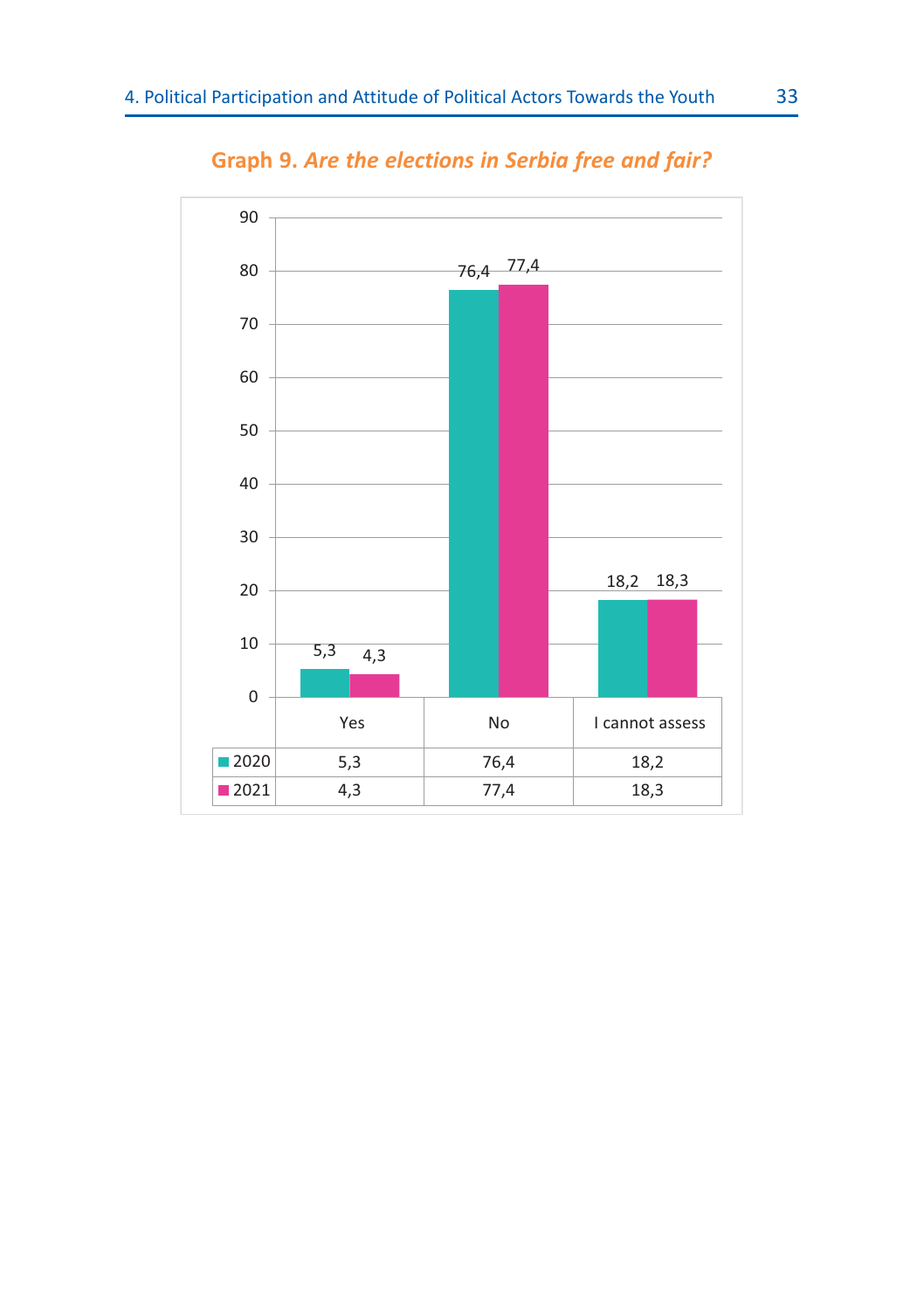**Graph 9.** ***Are the elections in Serbia free and fair?***

| | Yes | No | I cannot assess |
|---|---|---|---|
| 2020 | 5,3 | 76,4 | 18,2 |
| 2021 | 4,3 | 77,4 | 18,3 |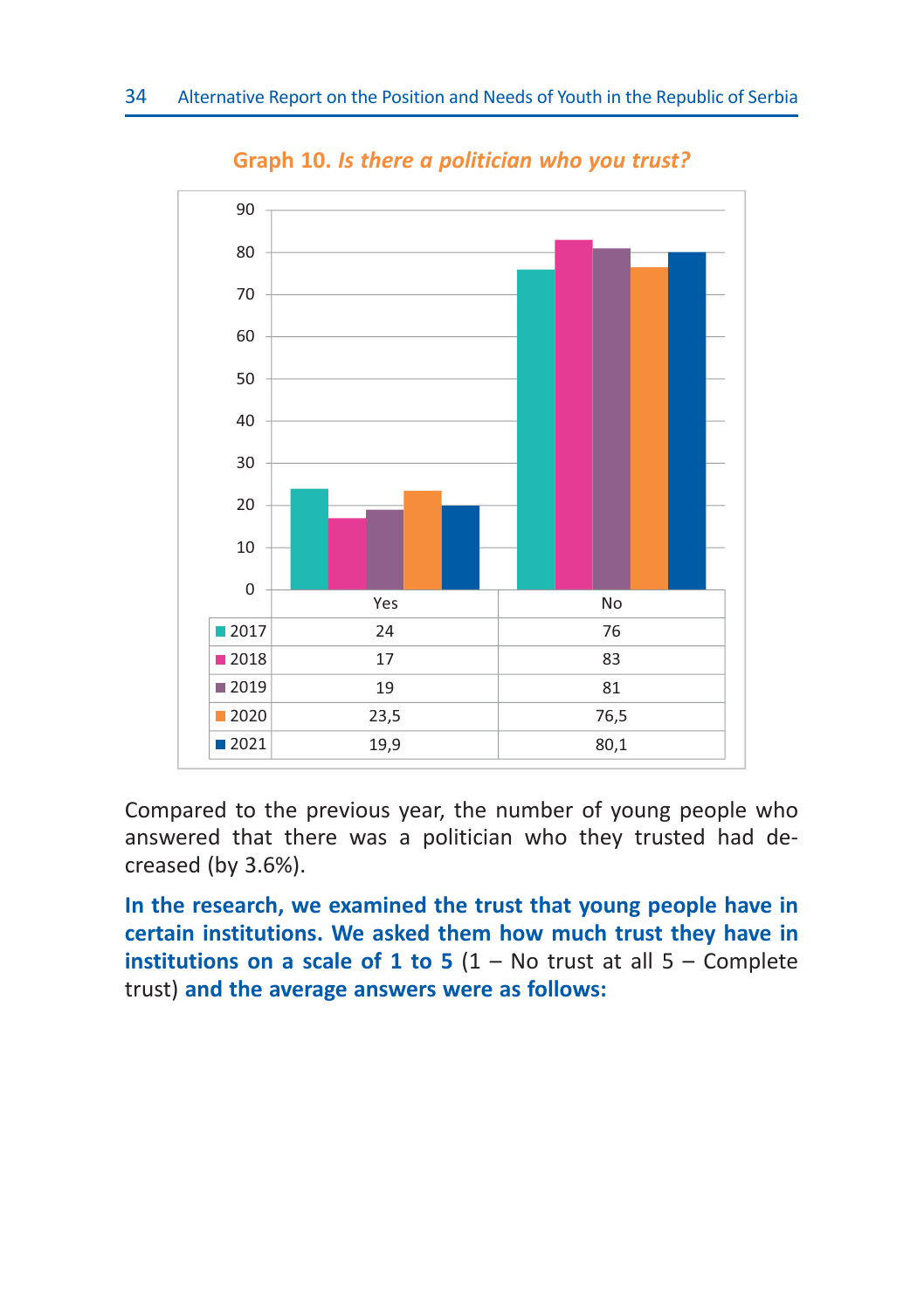**Graph 10.** ***Is there a politician who you trust?***

| | Yes | No |
|---|---|---|
| 2017 | 24 | 76 |
| 2018 | 17 | 83 |
| 2019 | 19 | 81 |
| 2020 | 23,5 | 76,5 |
| 2021 | 19,9 | 80,1 |

Compared to the previous year, the number of young people who answered that there was a politician who they trusted had decreased (by 3.6%).

**In the research, we examined the trust that young people have in certain institutions. We asked them how much trust they have in institutions on a scale of 1 to 5** (1 – No trust at all 5 – Complete trust) **and the average answers were as follows:**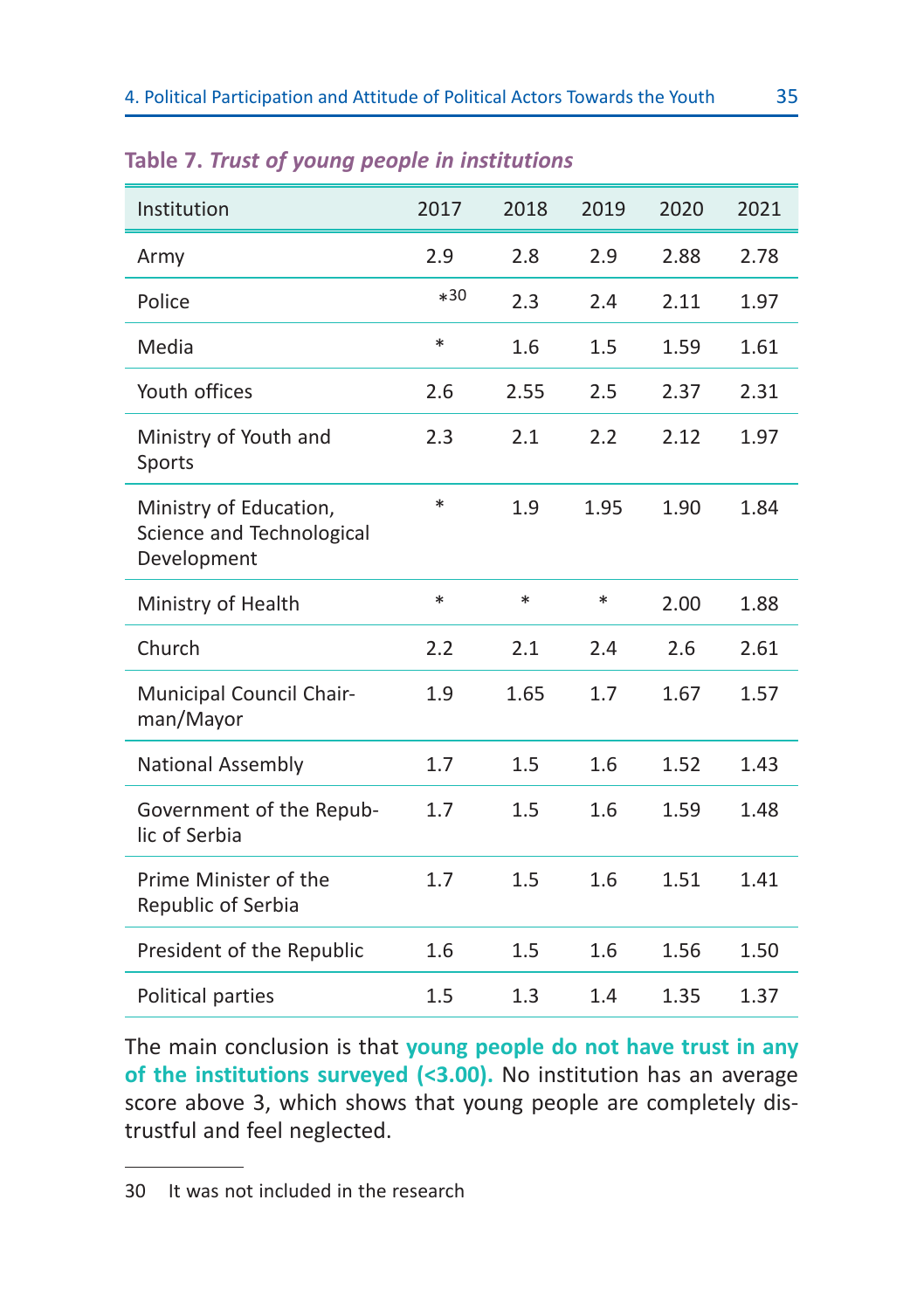**Table 7.** ***Trust of young people in institutions***

| Institution | 2017 | 2018 | 2019 | 2020 | 2021 |
|---|---|---|---|---|---|
| Army | 2.9 | 2.8 | 2.9 | 2.88 | 2.78 |
| Police | *[30] | 2.3 | 2.4 | 2.11 | 1.97 |
| Media | * | 1.6 | 1.5 | 1.59 | 1.61 |
| Youth offices | 2.6 | 2.55 | 2.5 | 2.37 | 2.31 |
| Ministry of Youth and Sports | 2.3 | 2.1 | 2.2 | 2.12 | 1.97 |
| Ministry of Education, Science and Technological Development | * | 1.9 | 1.95 | 1.90 | 1.84 |
| Ministry of Health | * | * | * | 2.00 | 1.88 |
| Church | 2.2 | 2.1 | 2.4 | 2.6 | 2.61 |
| Municipal Council Chairman/Mayor | 1.9 | 1.65 | 1.7 | 1.67 | 1.57 |
| National Assembly | 1.7 | 1.5 | 1.6 | 1.52 | 1.43 |
| Government of the Republic of Serbia | 1.7 | 1.5 | 1.6 | 1.59 | 1.48 |
| Prime Minister of the Republic of Serbia | 1.7 | 1.5 | 1.6 | 1.51 | 1.41 |
| President of the Republic | 1.6 | 1.5 | 1.6 | 1.56 | 1.50 |
| Political parties | 1.5 | 1.3 | 1.4 | 1.35 | 1.37 |

The main conclusion is that **young people do not have trust in any of the institutions surveyed (<3.00).** No institution has an average score above 3, which shows that young people are completely distrustful and feel neglected.

---

30 It was not included in the research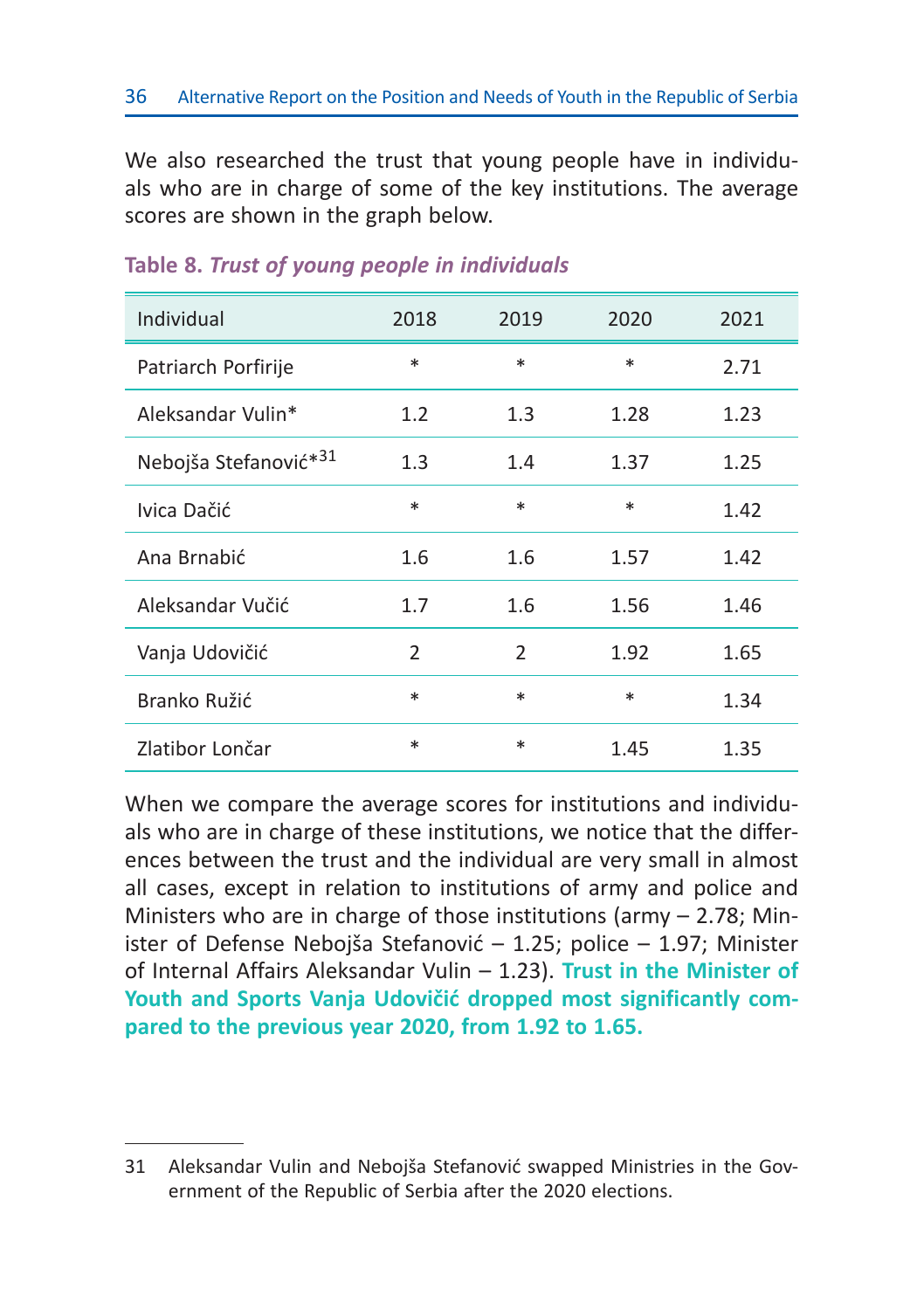We also researched the trust that young people have in individuals who are in charge of some of the key institutions. The average scores are shown in the graph below.

**Table 8.** ***Trust of young people in individuals***

| Individual | 2018 | 2019 | 2020 | 2021 |
|---|---|---|---|---|
| Patriarch Porfirije | * | * | * | 2.71 |
| Aleksandar Vulin* | 1.2 | 1.3 | 1.28 | 1.23 |
| Nebojša Stefanović*[31] | 1.3 | 1.4 | 1.37 | 1.25 |
| Ivica Dačić | * | * | * | 1.42 |
| Ana Brnabić | 1.6 | 1.6 | 1.57 | 1.42 |
| Aleksandar Vučić | 1.7 | 1.6 | 1.56 | 1.46 |
| Vanja Udovičić | 2 | 2 | 1.92 | 1.65 |
| Branko Ružić | * | * | * | 1.34 |
| Zlatibor Lončar | * | * | 1.45 | 1.35 |

When we compare the average scores for institutions and individuals who are in charge of these institutions, we notice that the differences between the trust and the individual are very small in almost all cases, except in relation to institutions of army and police and Ministers who are in charge of those institutions (army – 2.78; Minister of Defense Nebojša Stefanović – 1.25; police – 1.97; Minister of Internal Affairs Aleksandar Vulin – 1.23). **Trust in the Minister of Youth and Sports Vanja Udovičić dropped most significantly compared to the previous year 2020, from 1.92 to 1.65.**

---

31 Aleksandar Vulin and Nebojša Stefanović swapped Ministries in the Government of the Republic of Serbia after the 2020 elections.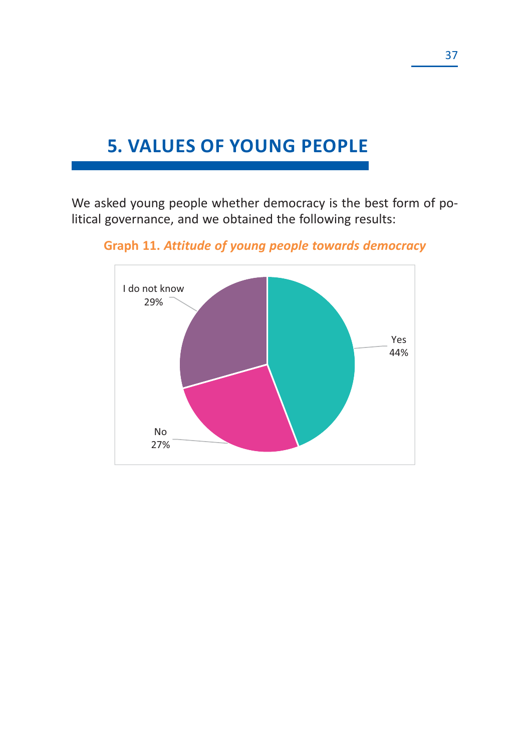# 5. VALUES OF YOUNG PEOPLE

We asked young people whether democracy is the best form of political governance, and we obtained the following results:

**Graph 11.** ***Attitude of young people towards democracy***

| Answer | Share |
|---|---|
| Yes | 44% |
| No | 27% |
| I do not know | 29% |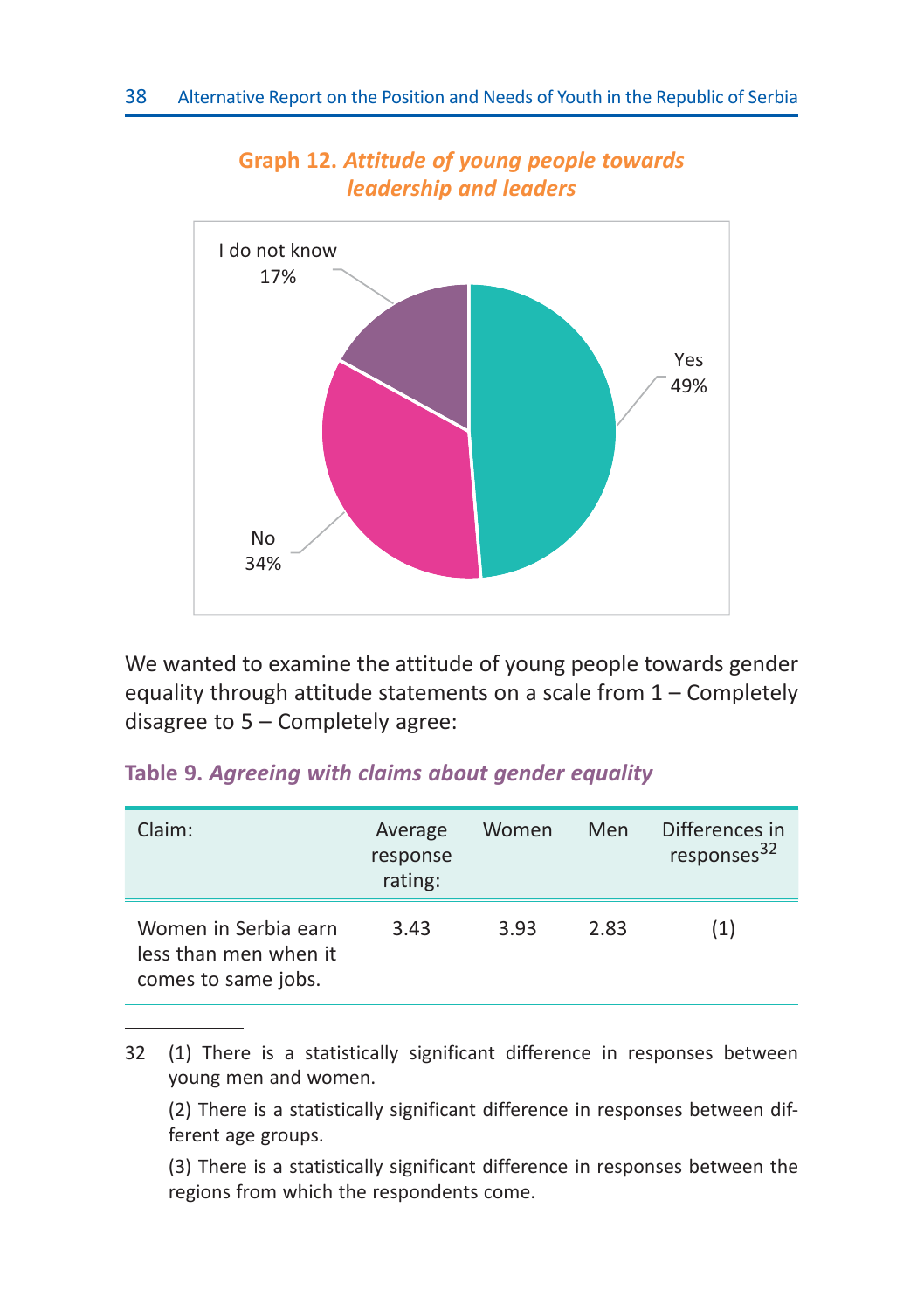**Graph 12.** ***Attitude of young people towards leadership and leaders***

I do not know 17%

Yes 49%

No 34%

We wanted to examine the attitude of young people towards gender equality through attitude statements on a scale from 1 – Completely disagree to 5 – Completely agree:

**Table 9.** ***Agreeing with claims about gender equality***

| Claim: | Average response rating: | Women | Men | Differences in responses[32] |
|---|---|---|---|---|
| Women in Serbia earn less than men when it comes to same jobs. | 3.43 | 3.93 | 2.83 | (1) |

32 (1) There is a statistically significant difference in responses between young men and women.

(2) There is a statistically significant difference in responses between different age groups.

(3) There is a statistically significant difference in responses between the regions from which the respondents come.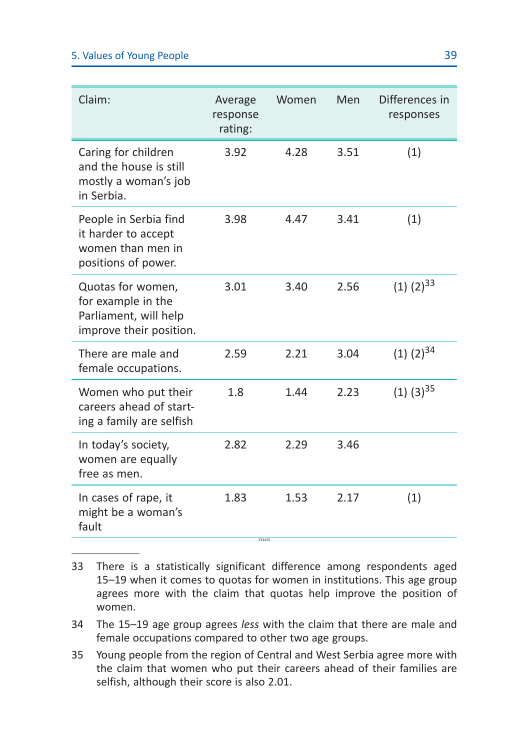| Claim: | Average response rating: | Women | Men | Differences in responses |
|---|---|---|---|---|
| Caring for children and the house is still mostly a woman's job in Serbia. | 3.92 | 4.28 | 3.51 | (1) |
| People in Serbia find it harder to accept women than men in positions of power. | 3.98 | 4.47 | 3.41 | (1) |
| Quotas for women, for example in the Parliament, will help improve their position. | 3.01 | 3.40 | 2.56 | (1) (2)[33] |
| There are male and female occupations. | 2.59 | 2.21 | 3.04 | (1) (2)[34] |
| Women who put their careers ahead of starting a family are selfish | 1.8 | 1.44 | 2.23 | (1) (3)[35] |
| In today's society, women are equally free as men. | 2.82 | 2.29 | 3.46 | |
| In cases of rape, it might be a woman's fault | 1.83 | 1.53 | 2.17 | (1) |

33 There is a statistically significant difference among respondents aged 15–19 when it comes to quotas for women in institutions. This age group agrees more with the claim that quotas help improve the position of women.

34 The 15–19 age group agrees *less* with the claim that there are male and female occupations compared to other two age groups.

35 Young people from the region of Central and West Serbia agree more with the claim that women who put their careers ahead of their families are selfish, although their score is also 2.01.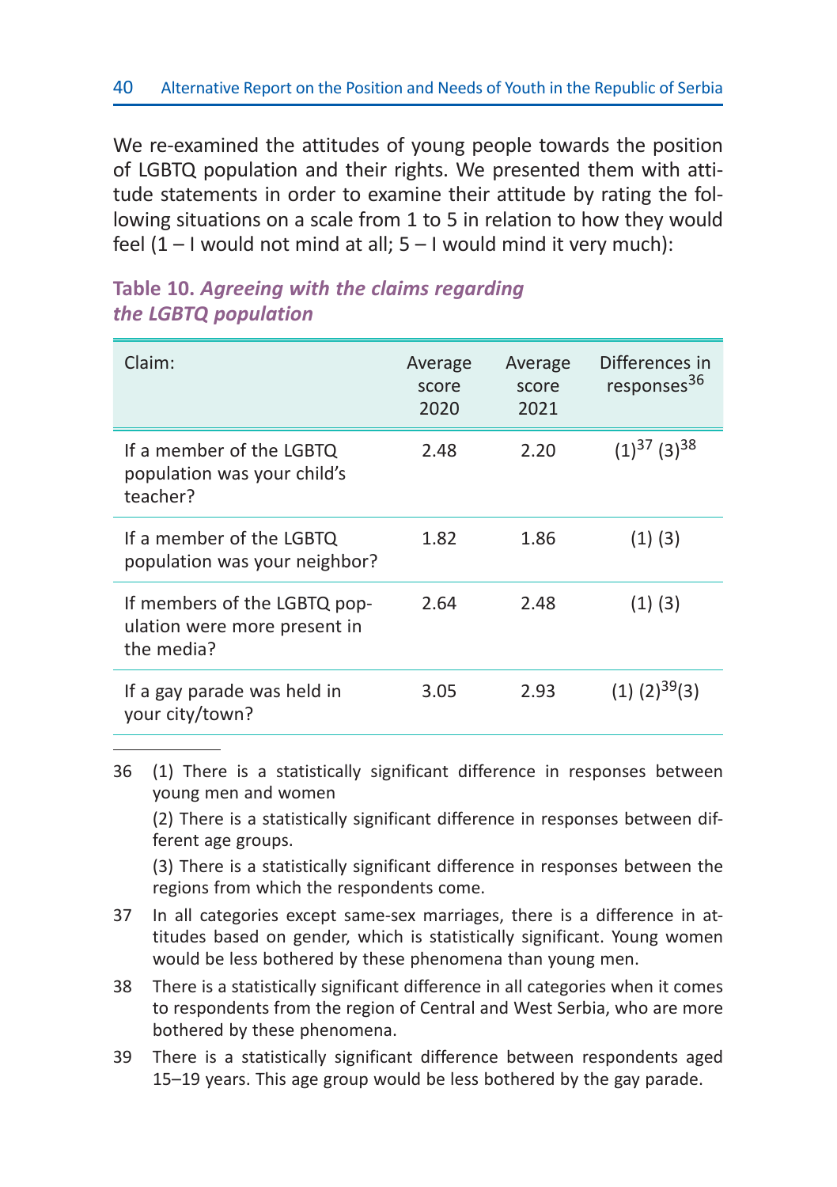We re-examined the attitudes of young people towards the position of LGBTQ population and their rights. We presented them with attitude statements in order to examine their attitude by rating the following situations on a scale from 1 to 5 in relation to how they would feel (1 – I would not mind at all; 5 – I would mind it very much):

**Table 10.** ***Agreeing with the claims regarding the LGBTQ population***

| Claim: | Average score 2020 | Average score 2021 | Differences in responses[36] |
|---|---|---|---|
| If a member of the LGBTQ population was your child's teacher? | 2.48 | 2.20 | (1)[37] (3)[38] |
| If a member of the LGBTQ population was your neighbor? | 1.82 | 1.86 | (1) (3) |
| If members of the LGBTQ population were more present in the media? | 2.64 | 2.48 | (1) (3) |
| If a gay parade was held in your city/town? | 3.05 | 2.93 | (1) (2)[39](3) |

---

36 (1) There is a statistically significant difference in responses between young men and women

(2) There is a statistically significant difference in responses between different age groups.

(3) There is a statistically significant difference in responses between the regions from which the respondents come.

37 In all categories except same-sex marriages, there is a difference in attitudes based on gender, which is statistically significant. Young women would be less bothered by these phenomena than young men.

38 There is a statistically significant difference in all categories when it comes to respondents from the region of Central and West Serbia, who are more bothered by these phenomena.

39 There is a statistically significant difference between respondents aged 15–19 years. This age group would be less bothered by the gay parade.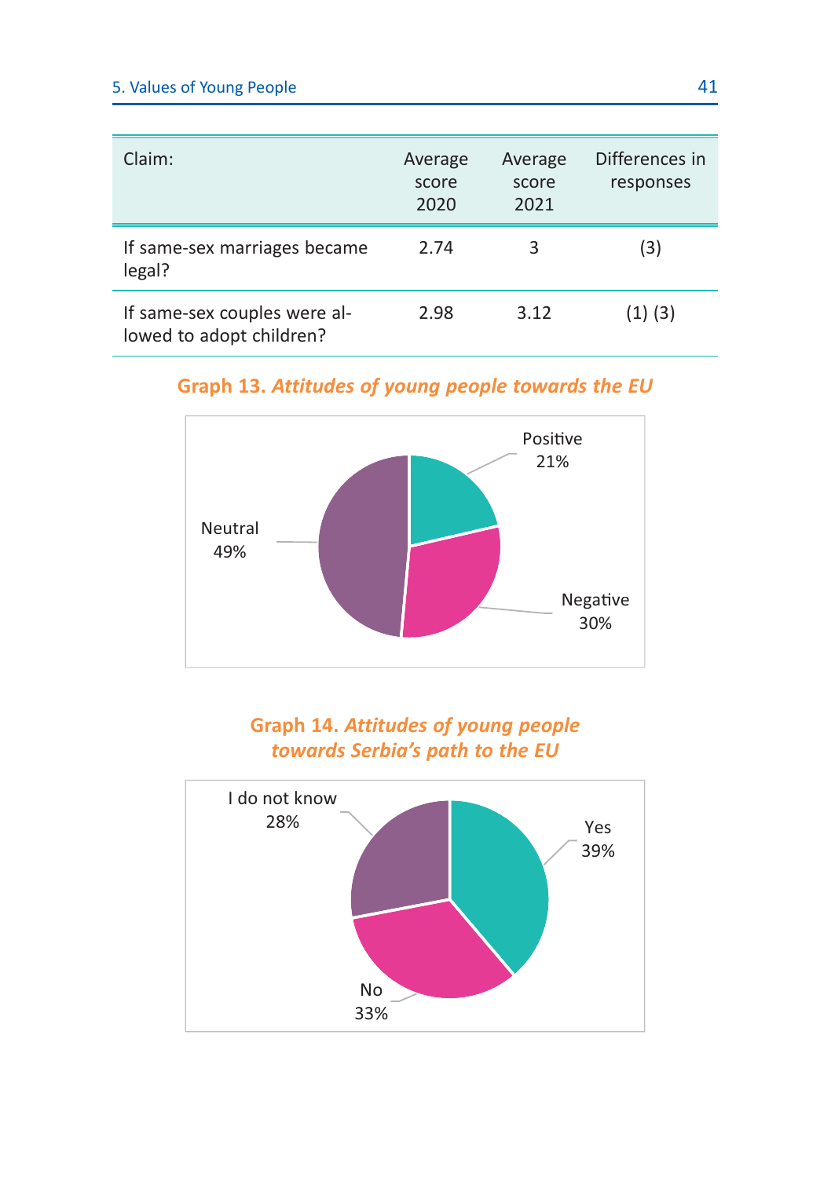| Claim: | Average score 2020 | Average score 2021 | Differences in responses |
|---|---|---|---|
| If same-sex marriages became legal? | 2.74 | 3 | (3) |
| If same-sex couples were allowed to adopt children? | 2.98 | 3.12 | (1) (3) |

**Graph 13.** ***Attitudes of young people towards the EU***

Positive 21%

Negative 30%

Neutral 49%

**Graph 14.** ***Attitudes of young people towards Serbia's path to the EU***

I do not know 28%

Yes 39%

No 33%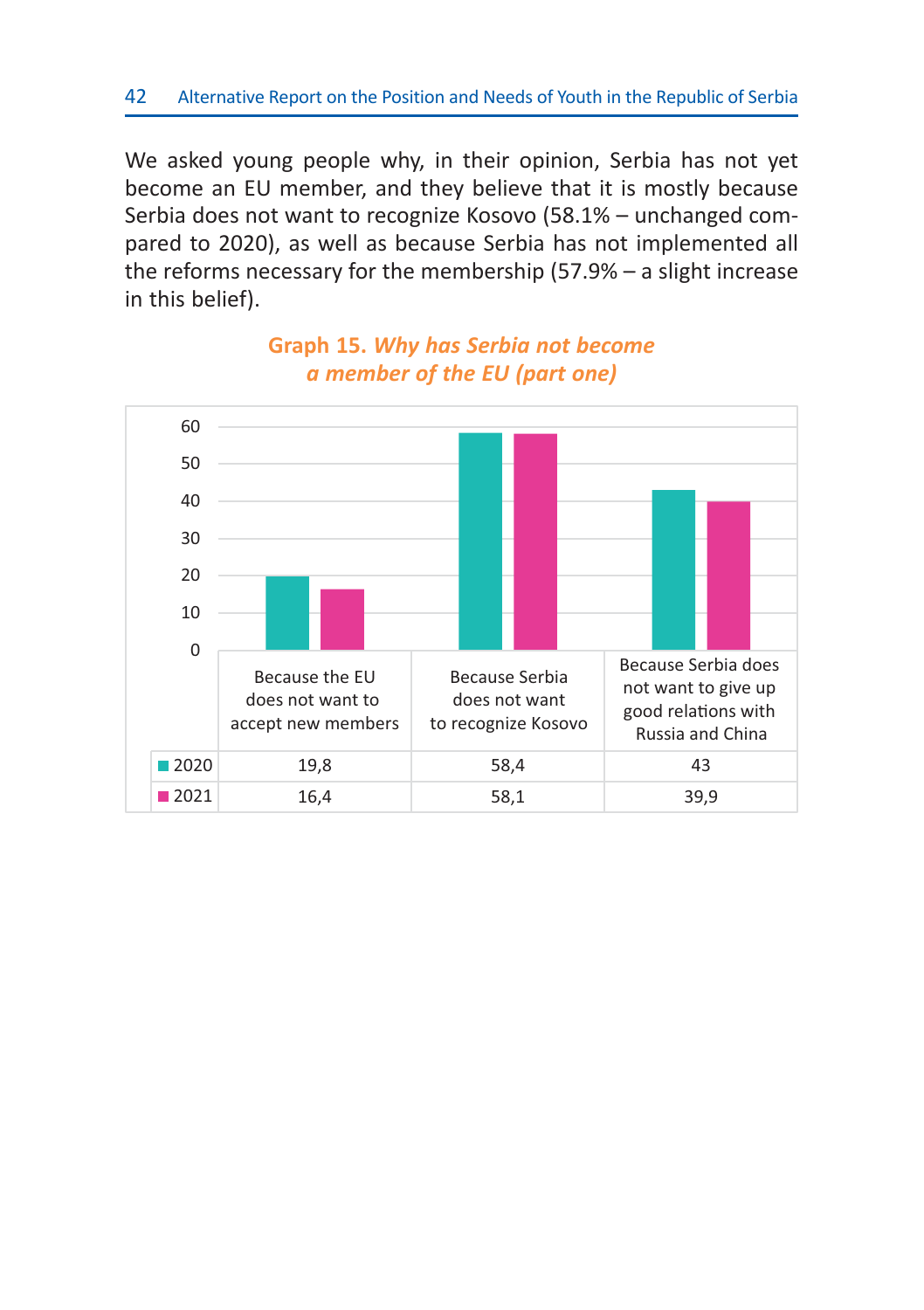We asked young people why, in their opinion, Serbia has not yet become an EU member, and they believe that it is mostly because Serbia does not want to recognize Kosovo (58.1% – unchanged compared to 2020), as well as because Serbia has not implemented all the reforms necessary for the membership (57.9% – a slight increase in this belief).

**Graph 15.** ***Why has Serbia not become a member of the EU (part one)***

| | Because the EU does not want to accept new members | Because Serbia does not want to recognize Kosovo | Because Serbia does not want to give up good relations with Russia and China |
|---|---|---|---|
| 2020 | 19,8 | 58,4 | 43 |
| 2021 | 16,4 | 58,1 | 39,9 |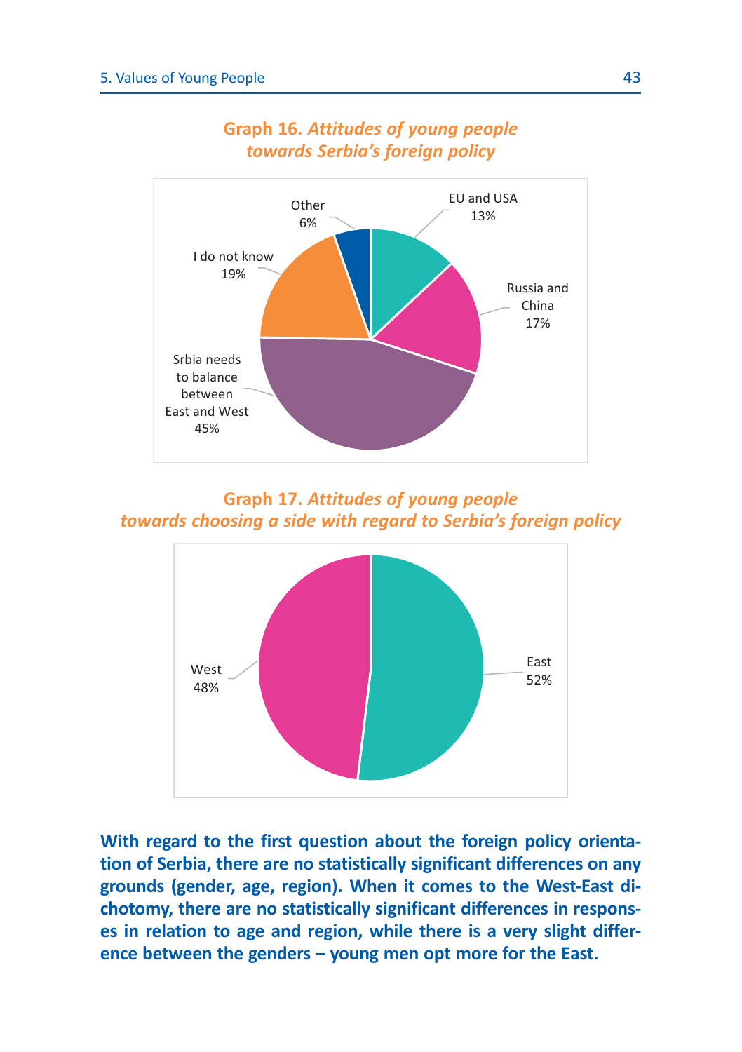**Graph 16.** ***Attitudes of young people towards Serbia's foreign policy***

| Category | Percentage |
| --- | --- |
| EU and USA | 13% |
| Russia and China | 17% |
| Srbia needs to balance between East and West | 45% |
| I do not know | 19% |
| Other | 6% |

**Graph 17.** ***Attitudes of young people towards choosing a side with regard to Serbia's foreign policy***

| Category | Percentage |
| --- | --- |
| East | 52% |
| West | 48% |

**With regard to the first question about the foreign policy orientation of Serbia, there are no statistically significant differences on any grounds (gender, age, region). When it comes to the West-East dichotomy, there are no statistically significant differences in responses in relation to age and region, while there is a very slight difference between the genders – young men opt more for the East.**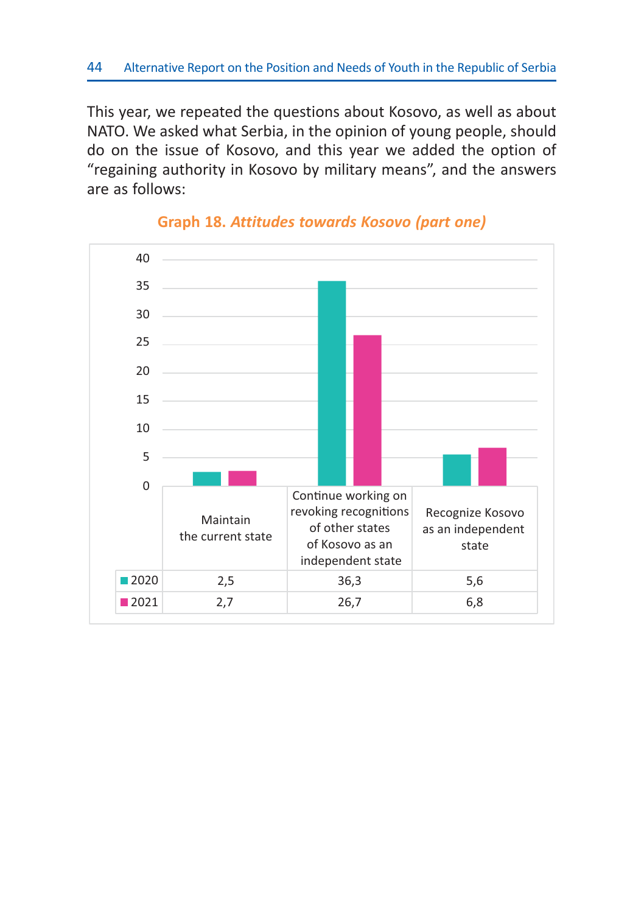This year, we repeated the questions about Kosovo, as well as about NATO. We asked what Serbia, in the opinion of young people, should do on the issue of Kosovo, and this year we added the option of "regaining authority in Kosovo by military means", and the answers are as follows:

**Graph 18.** ***Attitudes towards Kosovo (part one)***

| | Maintain the current state | Continue working on revoking recognitions of other states of Kosovo as an independent state | Recognize Kosovo as an independent state |
|---|---|---|---|
| 2020 | 2,5 | 36,3 | 5,6 |
| 2021 | 2,7 | 26,7 | 6,8 |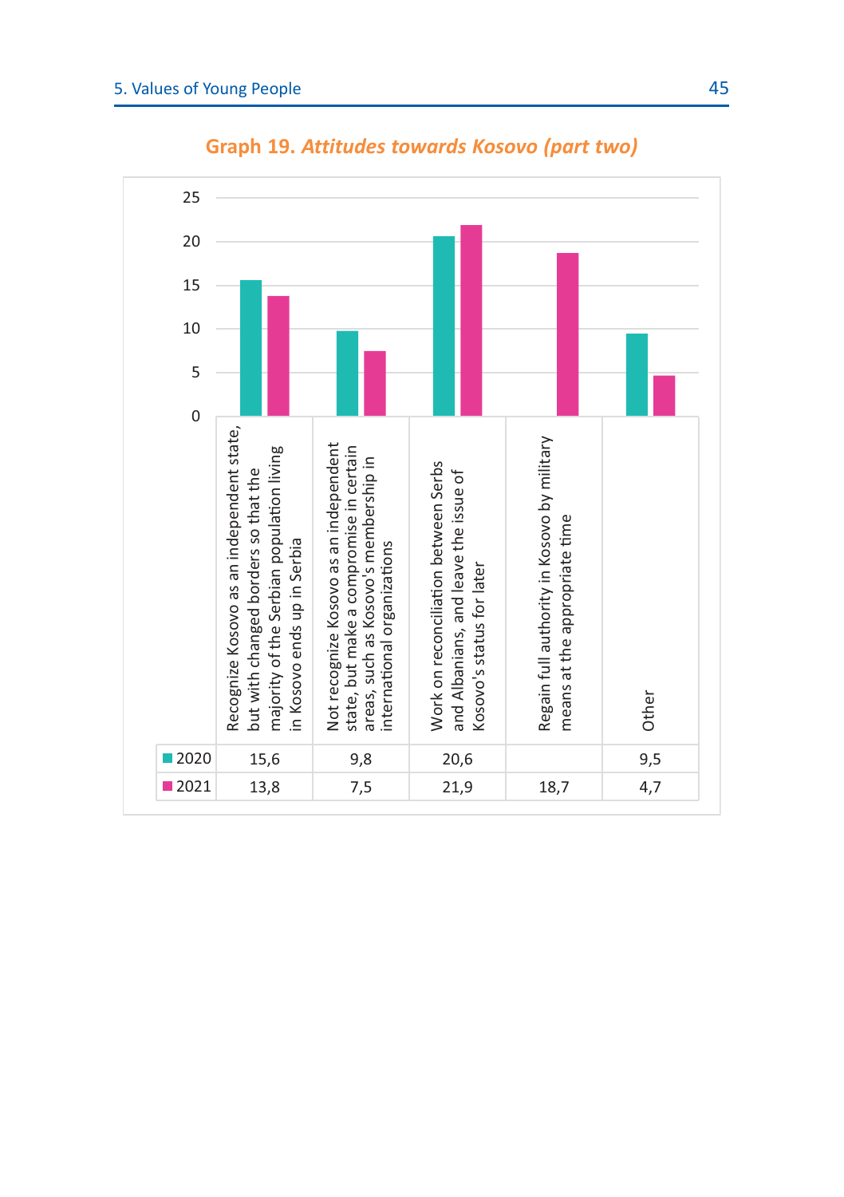**Graph 19.** ***Attitudes towards Kosovo (part two)***

| | Recognize Kosovo as an independent state, but with changed borders so that the majority of the Serbian population living in Kosovo ends up in Serbia | Not recognize Kosovo as an independent state, but make a compromise in certain areas, such as Kosovo's membership in international organizations | Work on reconciliation between Serbs and Albanians, and leave the issue of Kosovo's status for later | Regain full authority in Kosovo by military means at the appropriate time | Other |
|---|---|---|---|---|---|
| 2020 | 15,6 | 9,8 | 20,6 | | 9,5 |
| 2021 | 13,8 | 7,5 | 21,9 | 18,7 | 4,7 |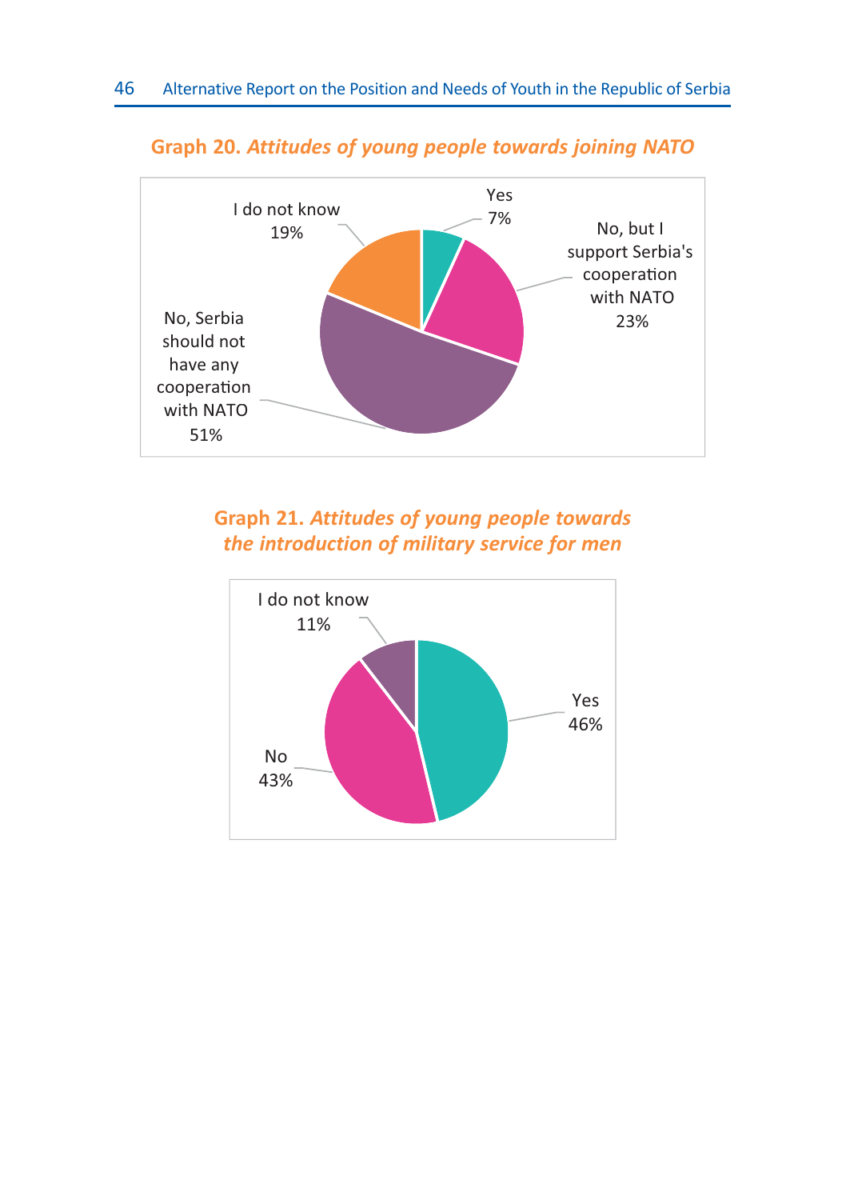**Graph 20.** ***Attitudes of young people towards joining NATO***

| Response | Share |
| --- | --- |
| Yes | 7% |
| No, but I support Serbia's cooperation with NATO | 23% |
| No, Serbia should not have any cooperation with NATO | 51% |
| I do not know | 19% |

**Graph 21.** ***Attitudes of young people towards the introduction of military service for men***

| Response | Share |
| --- | --- |
| Yes | 46% |
| No | 43% |
| I do not know | 11% |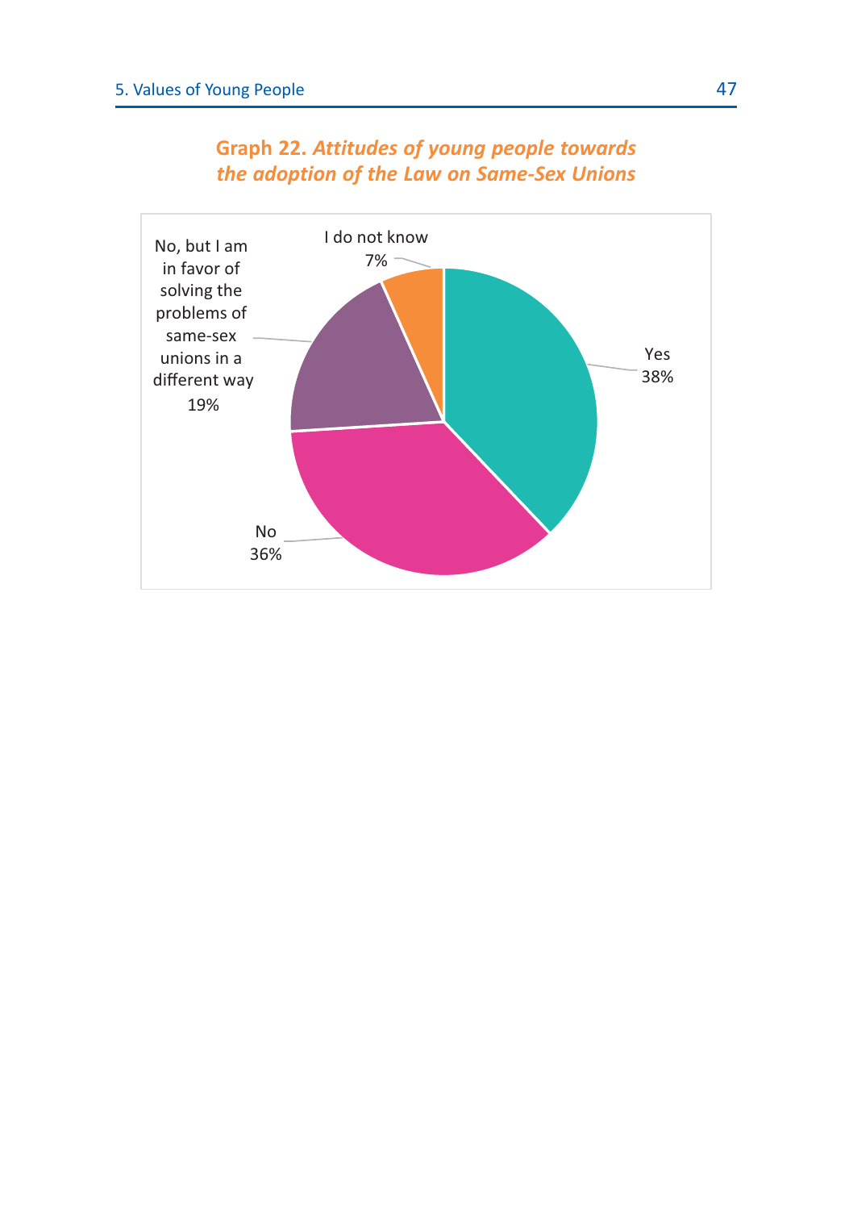**Graph 22.** ***Attitudes of young people towards the adoption of the Law on Same-Sex Unions***

| Response | Share |
|---|---|
| Yes | 38% |
| No | 36% |
| No, but I am in favor of solving the problems of same-sex unions in a different way | 19% |
| I do not know | 7% |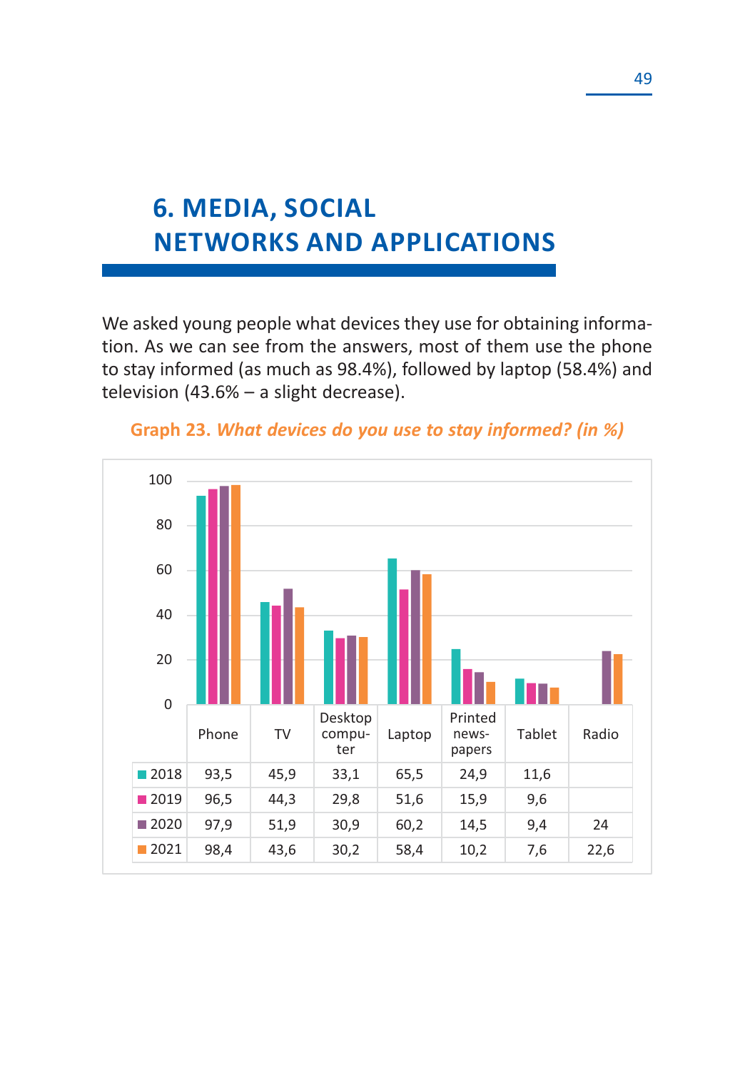# 6. MEDIA, SOCIAL NETWORKS AND APPLICATIONS

We asked young people what devices they use for obtaining information. As we can see from the answers, most of them use the phone to stay informed (as much as 98.4%), followed by laptop (58.4%) and television (43.6% – a slight decrease).

**Graph 23.** ***What devices do you use to stay informed? (in %)***

| | Phone | TV | Desktop computer | Laptop | Printed newspapers | Tablet | Radio |
|---|---|---|---|---|---|---|---|
| 2018 | 93,5 | 45,9 | 33,1 | 65,5 | 24,9 | 11,6 | |
| 2019 | 96,5 | 44,3 | 29,8 | 51,6 | 15,9 | 9,6 | |
| 2020 | 97,9 | 51,9 | 30,9 | 60,2 | 14,5 | 9,4 | 24 |
| 2021 | 98,4 | 43,6 | 30,2 | 58,4 | 10,2 | 7,6 | 22,6 |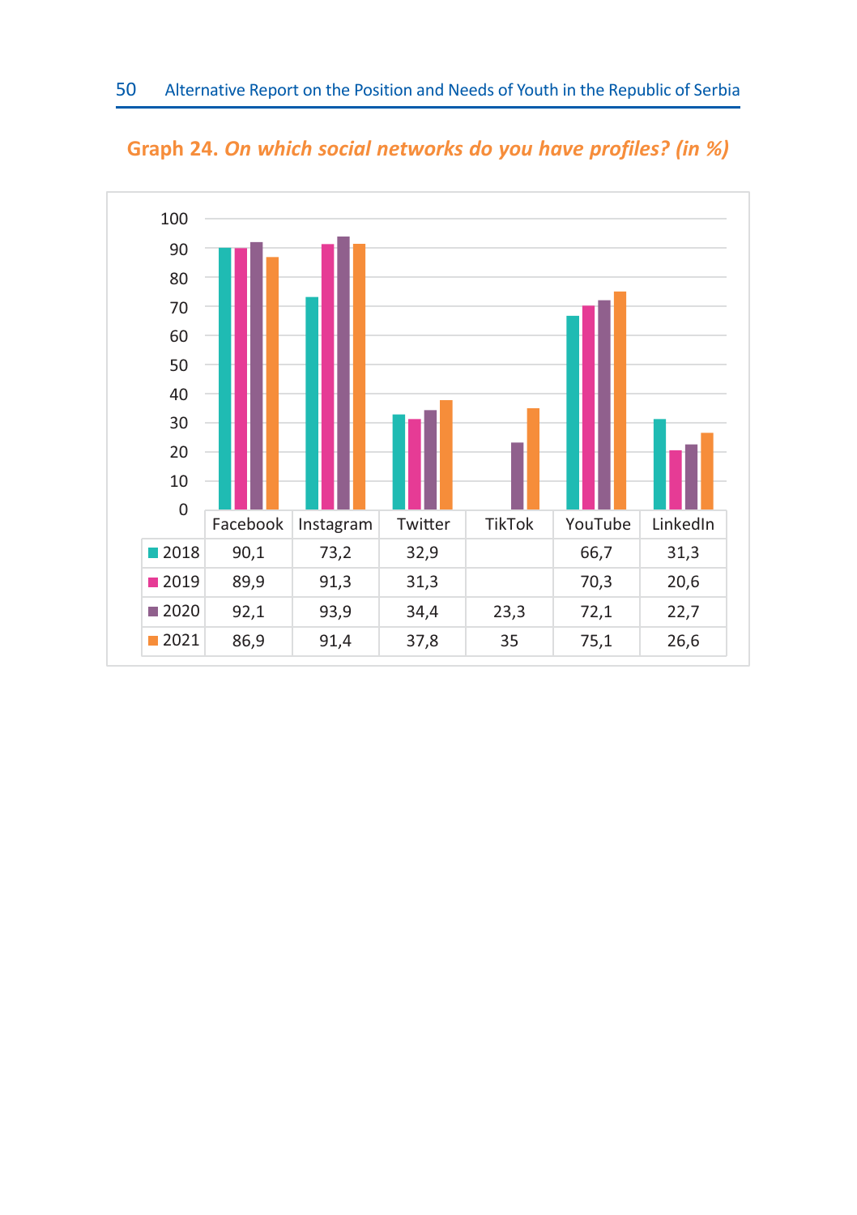**Graph 24.** ***On which social networks do you have profiles? (in %)***

| | Facebook | Instagram | Twitter | TikTok | YouTube | LinkedIn |
|---|---|---|---|---|---|---|
| 2018 | 90,1 | 73,2 | 32,9 | | 66,7 | 31,3 |
| 2019 | 89,9 | 91,3 | 31,3 | | 70,3 | 20,6 |
| 2020 | 92,1 | 93,9 | 34,4 | 23,3 | 72,1 | 22,7 |
| 2021 | 86,9 | 91,4 | 37,8 | 35 | 75,1 | 26,6 |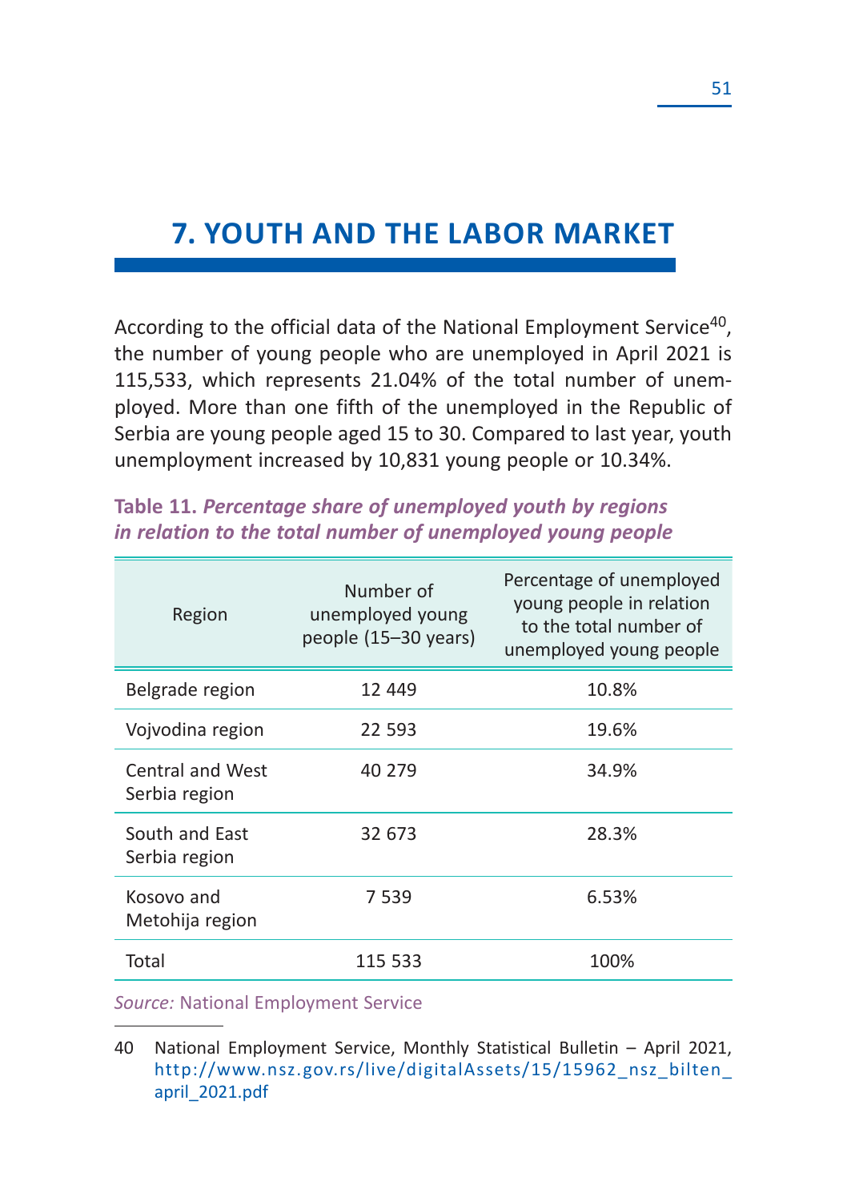# 7. YOUTH AND THE LABOR MARKET

According to the official data of the National Employment Service[40], the number of young people who are unemployed in April 2021 is 115,533, which represents 21.04% of the total number of unemployed. More than one fifth of the unemployed in the Republic of Serbia are young people aged 15 to 30. Compared to last year, youth unemployment increased by 10,831 young people or 10.34%.

**Table 11.** ***Percentage share of unemployed youth by regions in relation to the total number of unemployed young people***

| Region | Number of unemployed young people (15–30 years) | Percentage of unemployed young people in relation to the total number of unemployed young people |
|---|---|---|
| Belgrade region | 12 449 | 10.8% |
| Vojvodina region | 22 593 | 19.6% |
| Central and West Serbia region | 40 279 | 34.9% |
| South and East Serbia region | 32 673 | 28.3% |
| Kosovo and Metohija region | 7 539 | 6.53% |
| Total | 115 533 | 100% |

*Source:* National Employment Service

40 National Employment Service, Monthly Statistical Bulletin – April 2021, http://www.nsz.gov.rs/live/digitalAssets/15/15962_nsz_bilten_april_2021.pdf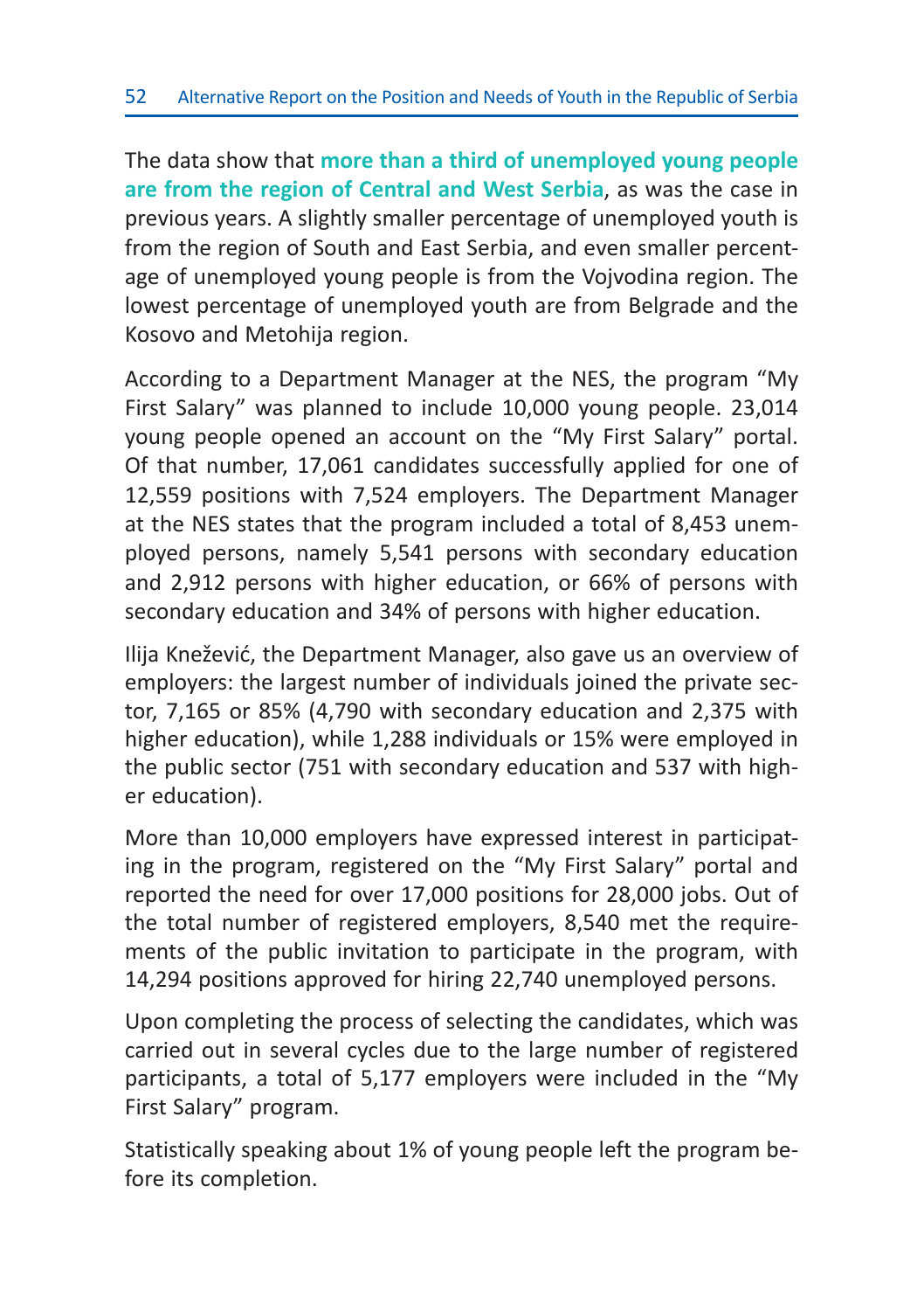The data show that **more than a third of unemployed young people are from the region of Central and West Serbia**, as was the case in previous years. A slightly smaller percentage of unemployed youth is from the region of South and East Serbia, and even smaller percentage of unemployed young people is from the Vojvodina region. The lowest percentage of unemployed youth are from Belgrade and the Kosovo and Metohija region.

According to a Department Manager at the NES, the program "My First Salary" was planned to include 10,000 young people. 23,014 young people opened an account on the "My First Salary" portal. Of that number, 17,061 candidates successfully applied for one of 12,559 positions with 7,524 employers. The Department Manager at the NES states that the program included a total of 8,453 unemployed persons, namely 5,541 persons with secondary education and 2,912 persons with higher education, or 66% of persons with secondary education and 34% of persons with higher education.

Ilija Knežević, the Department Manager, also gave us an overview of employers: the largest number of individuals joined the private sector, 7,165 or 85% (4,790 with secondary education and 2,375 with higher education), while 1,288 individuals or 15% were employed in the public sector (751 with secondary education and 537 with higher education).

More than 10,000 employers have expressed interest in participating in the program, registered on the "My First Salary" portal and reported the need for over 17,000 positions for 28,000 jobs. Out of the total number of registered employers, 8,540 met the requirements of the public invitation to participate in the program, with 14,294 positions approved for hiring 22,740 unemployed persons.

Upon completing the process of selecting the candidates, which was carried out in several cycles due to the large number of registered participants, a total of 5,177 employers were included in the "My First Salary" program.

Statistically speaking about 1% of young people left the program before its completion.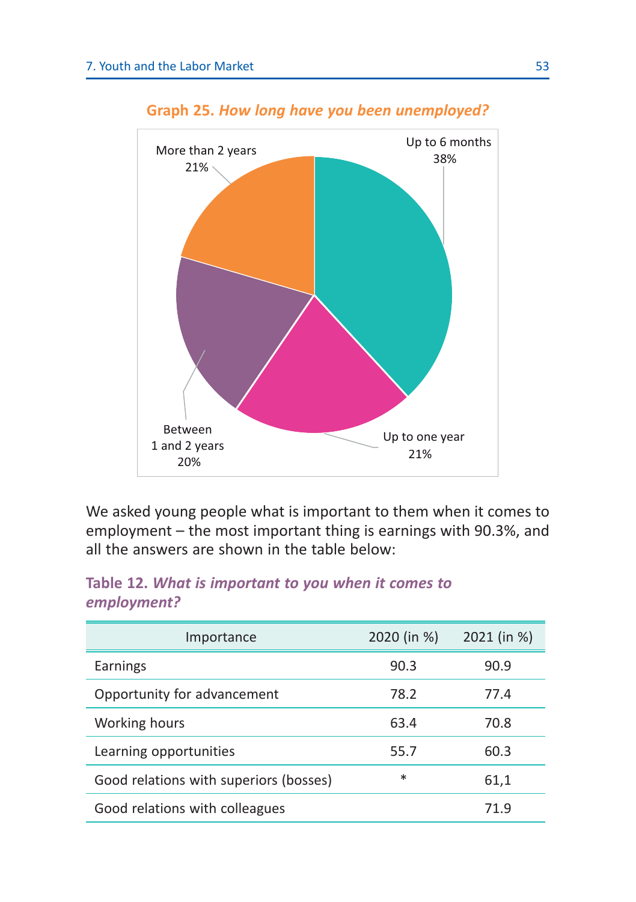**Graph 25.** ***How long have you been unemployed?***

More than 2 years 21%

Up to 6 months 38%

Between 1 and 2 years 20%

Up to one year 21%

We asked young people what is important to them when it comes to employment – the most important thing is earnings with 90.3%, and all the answers are shown in the table below:

**Table 12.** ***What is important to you when it comes to employment?***

| Importance | 2020 (in %) | 2021 (in %) |
|---|---|---|
| Earnings | 90.3 | 90.9 |
| Opportunity for advancement | 78.2 | 77.4 |
| Working hours | 63.4 | 70.8 |
| Learning opportunities | 55.7 | 60.3 |
| Good relations with superiors (bosses) | * | 61,1 |
| Good relations with colleagues | | 71.9 |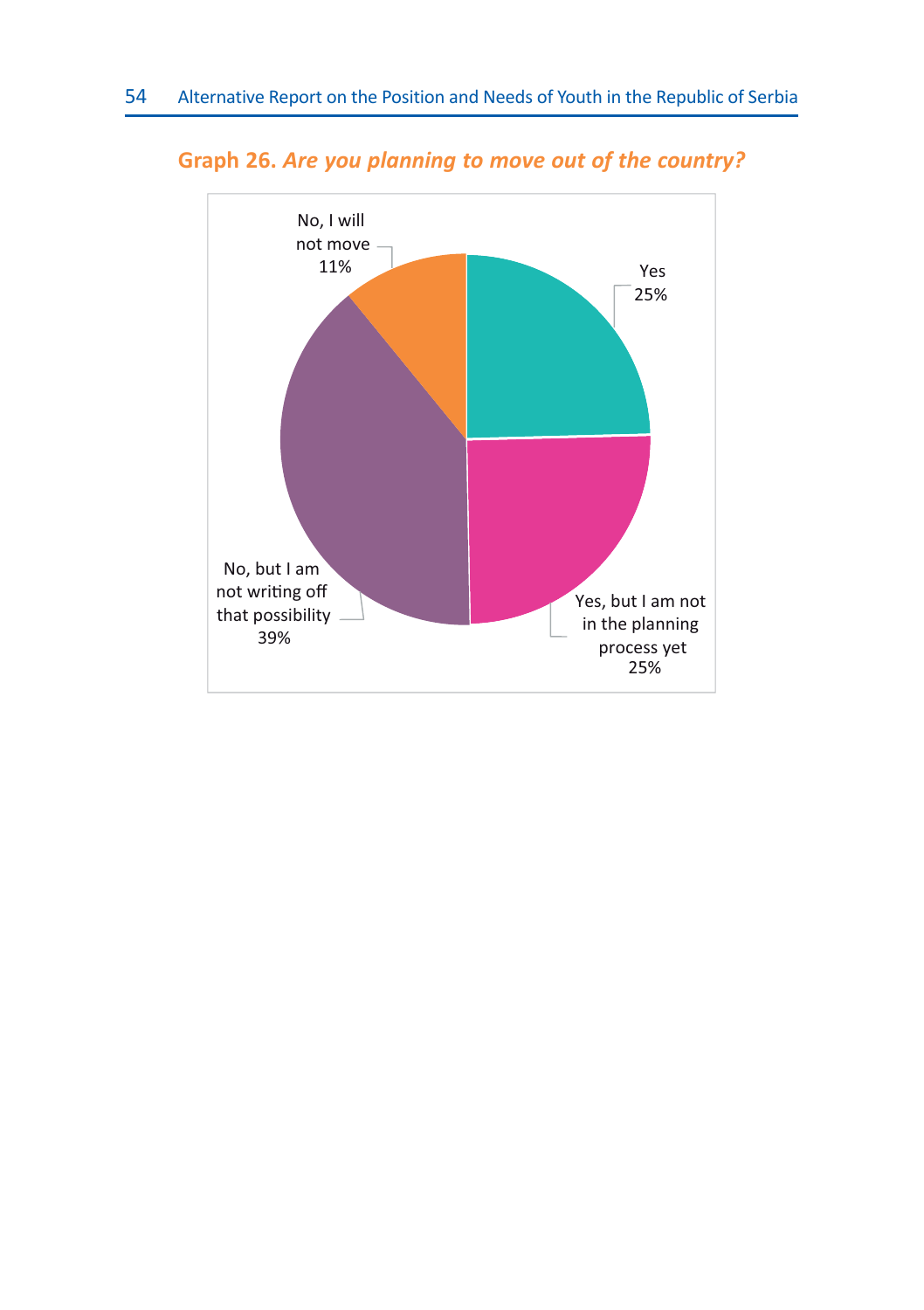**Graph 26.** ***Are you planning to move out of the country?***

| Answer | Percentage |
| --- | --- |
| Yes | 25% |
| Yes, but I am not in the planning process yet | 25% |
| No, but I am not writing off that possibility | 39% |
| No, I will not move | 11% |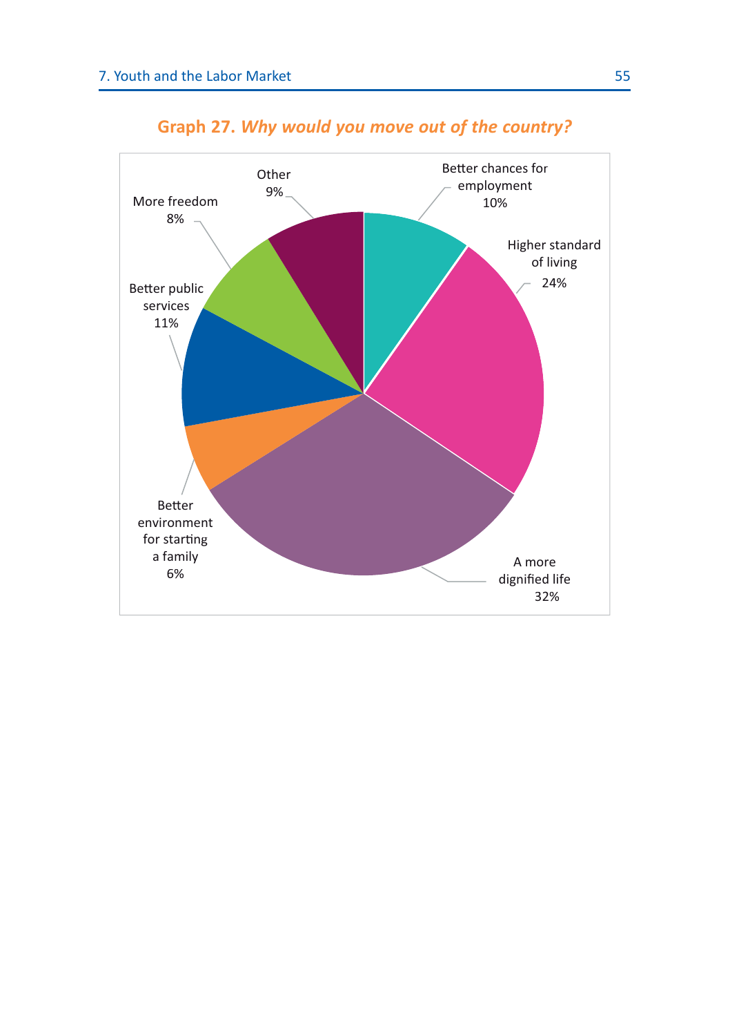**Graph 27.** ***Why would you move out of the country?***

| Reason | Percentage |
|---|---|
| Better chances for employment | 10% |
| Higher standard of living | 24% |
| A more dignified life | 32% |
| Better environment for starting a family | 6% |
| Better public services | 11% |
| More freedom | 8% |
| Other | 9% |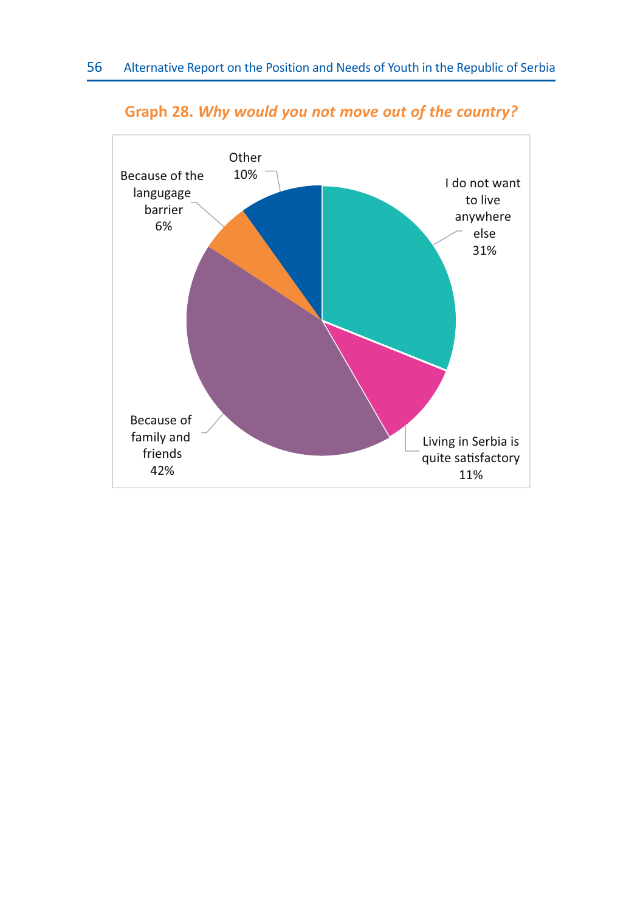**Graph 28.** ***Why would you not move out of the country?***

| Answer | % |
| --- | --- |
| I do not want to live anywhere else | 31% |
| Living in Serbia is quite satisfactory | 11% |
| Because of family and friends | 42% |
| Because of the langugage barrier | 6% |
| Other | 10% |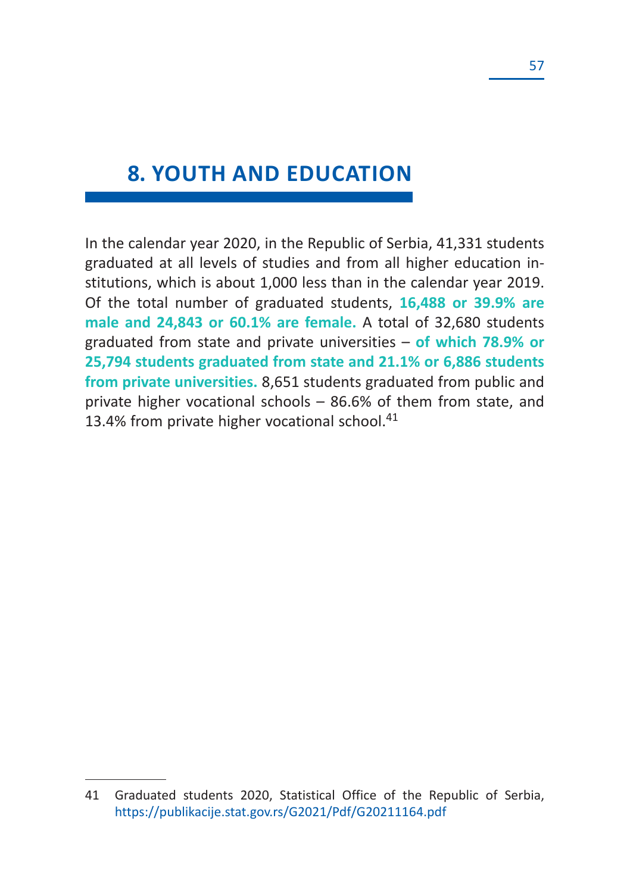# 8. YOUTH AND EDUCATION

In the calendar year 2020, in the Republic of Serbia, 41,331 students graduated at all levels of studies and from all higher education institutions, which is about 1,000 less than in the calendar year 2019. Of the total number of graduated students, **16,488 or 39.9% are male and 24,843 or 60.1% are female.** A total of 32,680 students graduated from state and private universities – **of which 78.9% or 25,794 students graduated from state and 21.1% or 6,886 students from private universities.** 8,651 students graduated from public and private higher vocational schools – 86.6% of them from state, and 13.4% from private higher vocational school.[41]

---

41 Graduated students 2020, Statistical Office of the Republic of Serbia, https://publikacije.stat.gov.rs/G2021/Pdf/G20211164.pdf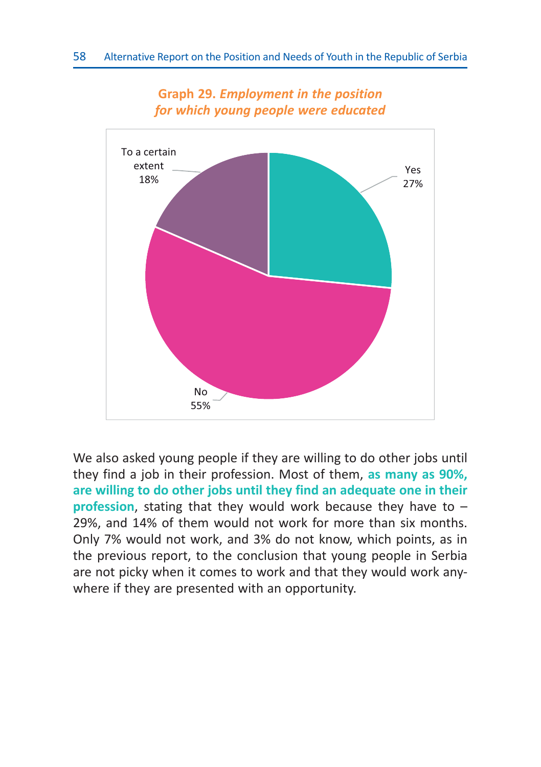**Graph 29.** ***Employment in the position for which young people were educated***

To a certain extent 18%

Yes 27%

No 55%

We also asked young people if they are willing to do other jobs until they find a job in their profession. Most of them, **as many as 90%, are willing to do other jobs until they find an adequate one in their profession**, stating that they would work because they have to – 29%, and 14% of them would not work for more than six months. Only 7% would not work, and 3% do not know, which points, as in the previous report, to the conclusion that young people in Serbia are not picky when it comes to work and that they would work anywhere if they are presented with an opportunity.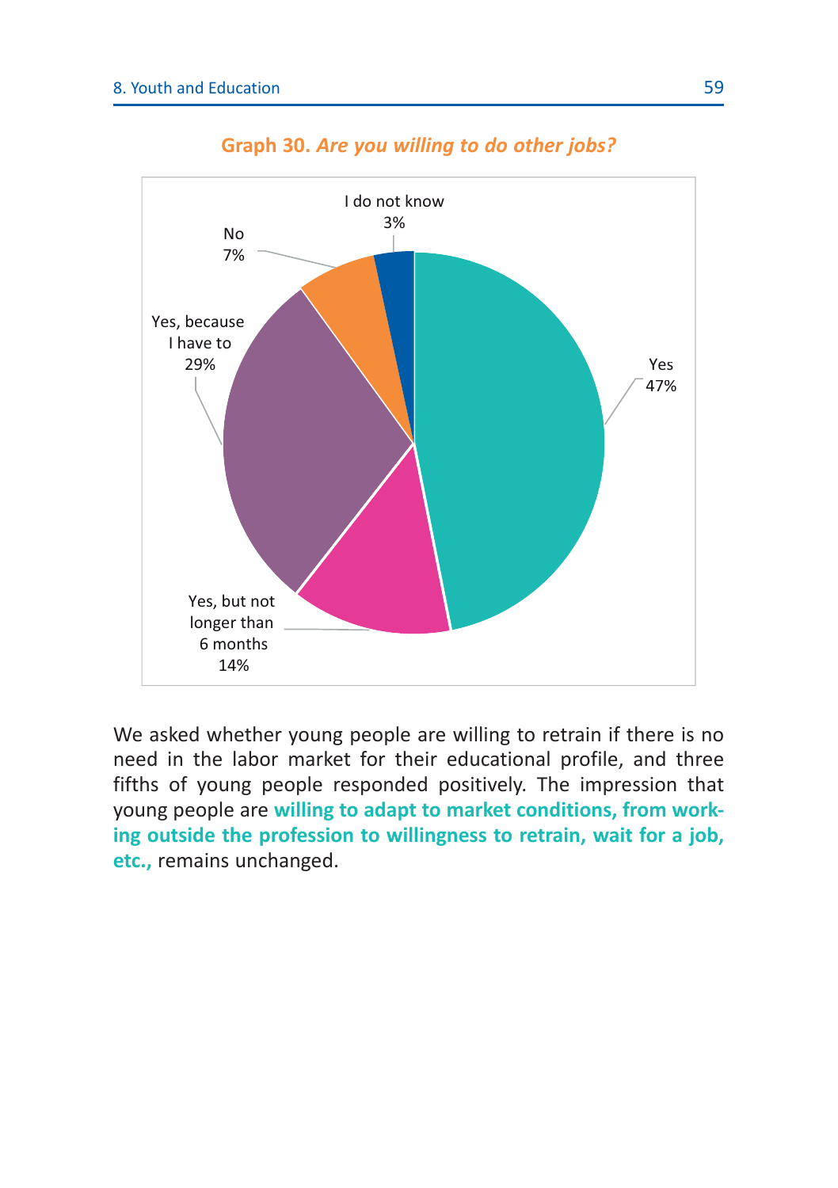**Graph 30.** ***Are you willing to do other jobs?***

| Response | Share |
|---|---|
| Yes | 47% |
| Yes, because I have to | 29% |
| Yes, but not longer than 6 months | 14% |
| No | 7% |
| I do not know | 3% |

We asked whether young people are willing to retrain if there is no need in the labor market for their educational profile, and three fifths of young people responded positively. The impression that young people are **willing to adapt to market conditions, from working outside the profession to willingness to retrain, wait for a job, etc.,** remains unchanged.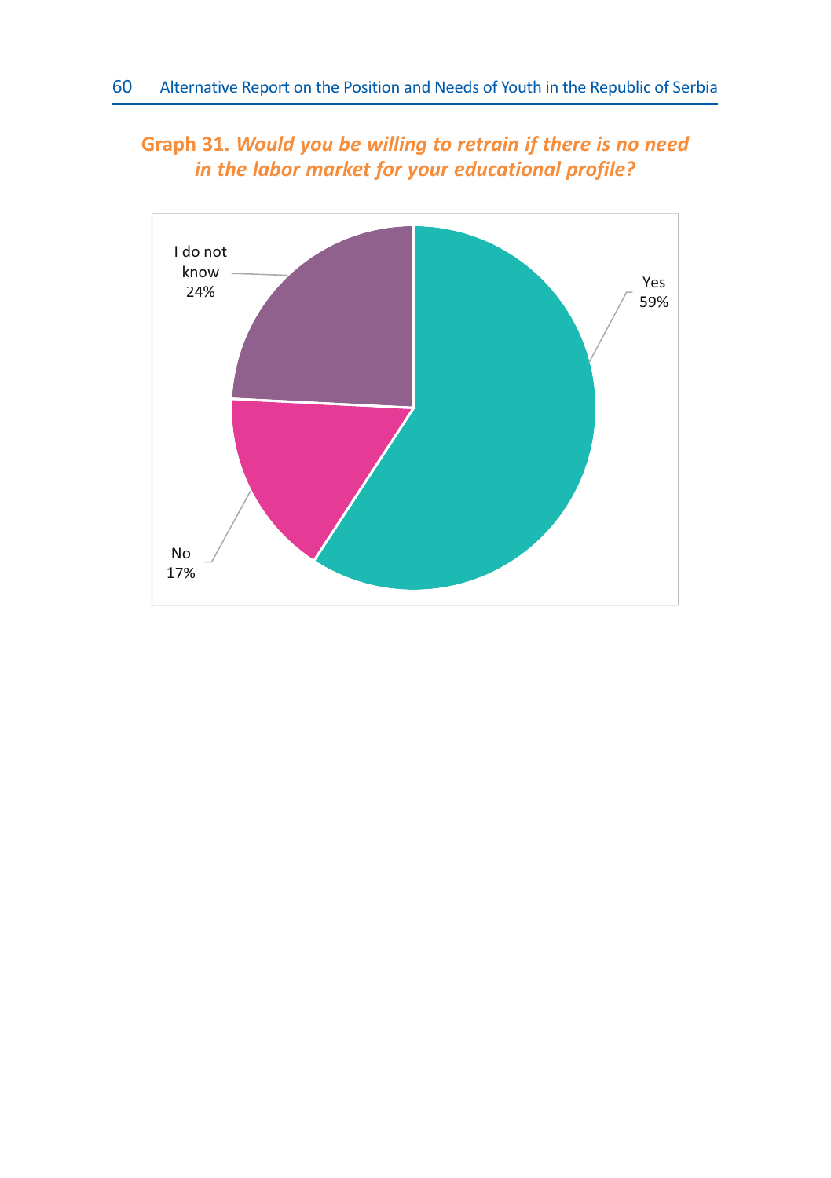**Graph 31.** ***Would you be willing to retrain if there is no need in the labor market for your educational profile?***

| Answer | Percentage |
| --- | --- |
| Yes | 59% |
| No | 17% |
| I do not know | 24% |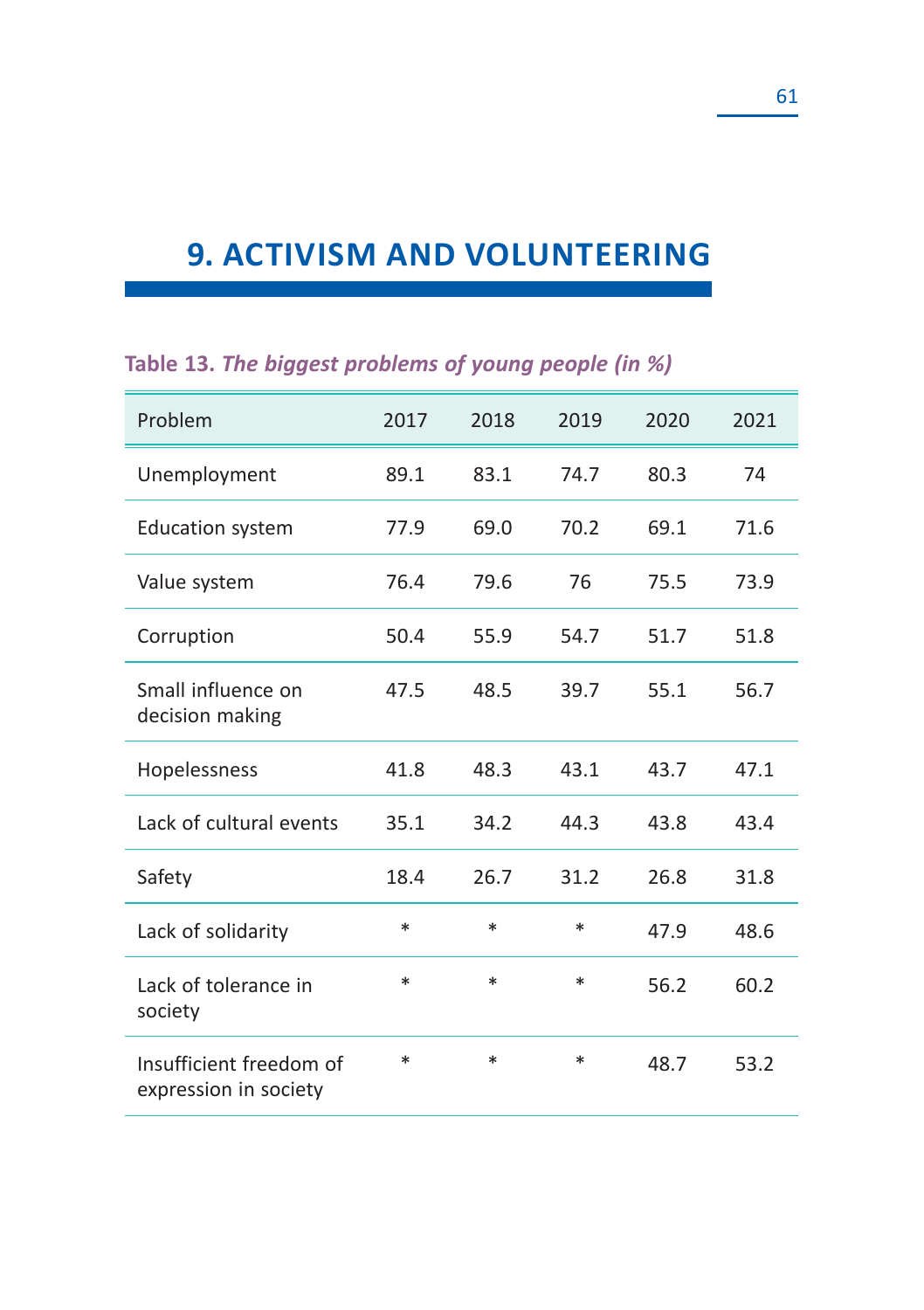# 9. ACTIVISM AND VOLUNTEERING

**Table 13.** ***The biggest problems of young people (in %)***

| Problem | 2017 | 2018 | 2019 | 2020 | 2021 |
|---|---|---|---|---|---|
| Unemployment | 89.1 | 83.1 | 74.7 | 80.3 | 74 |
| Education system | 77.9 | 69.0 | 70.2 | 69.1 | 71.6 |
| Value system | 76.4 | 79.6 | 76 | 75.5 | 73.9 |
| Corruption | 50.4 | 55.9 | 54.7 | 51.7 | 51.8 |
| Small influence on decision making | 47.5 | 48.5 | 39.7 | 55.1 | 56.7 |
| Hopelessness | 41.8 | 48.3 | 43.1 | 43.7 | 47.1 |
| Lack of cultural events | 35.1 | 34.2 | 44.3 | 43.8 | 43.4 |
| Safety | 18.4 | 26.7 | 31.2 | 26.8 | 31.8 |
| Lack of solidarity | * | * | * | 47.9 | 48.6 |
| Lack of tolerance in society | * | * | * | 56.2 | 60.2 |
| Insufficient freedom of expression in society | * | * | * | 48.7 | 53.2 |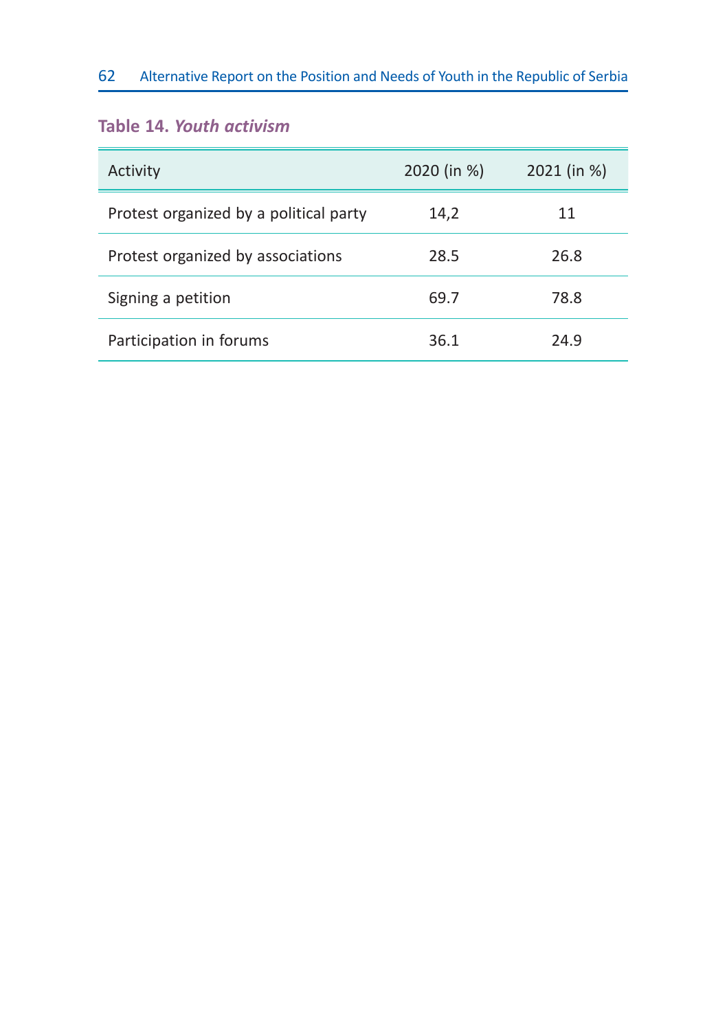**Table 14.** ***Youth activism***

| Activity | 2020 (in %) | 2021 (in %) |
|---|---|---|
| Protest organized by a political party | 14,2 | 11 |
| Protest organized by associations | 28.5 | 26.8 |
| Signing a petition | 69.7 | 78.8 |
| Participation in forums | 36.1 | 24.9 |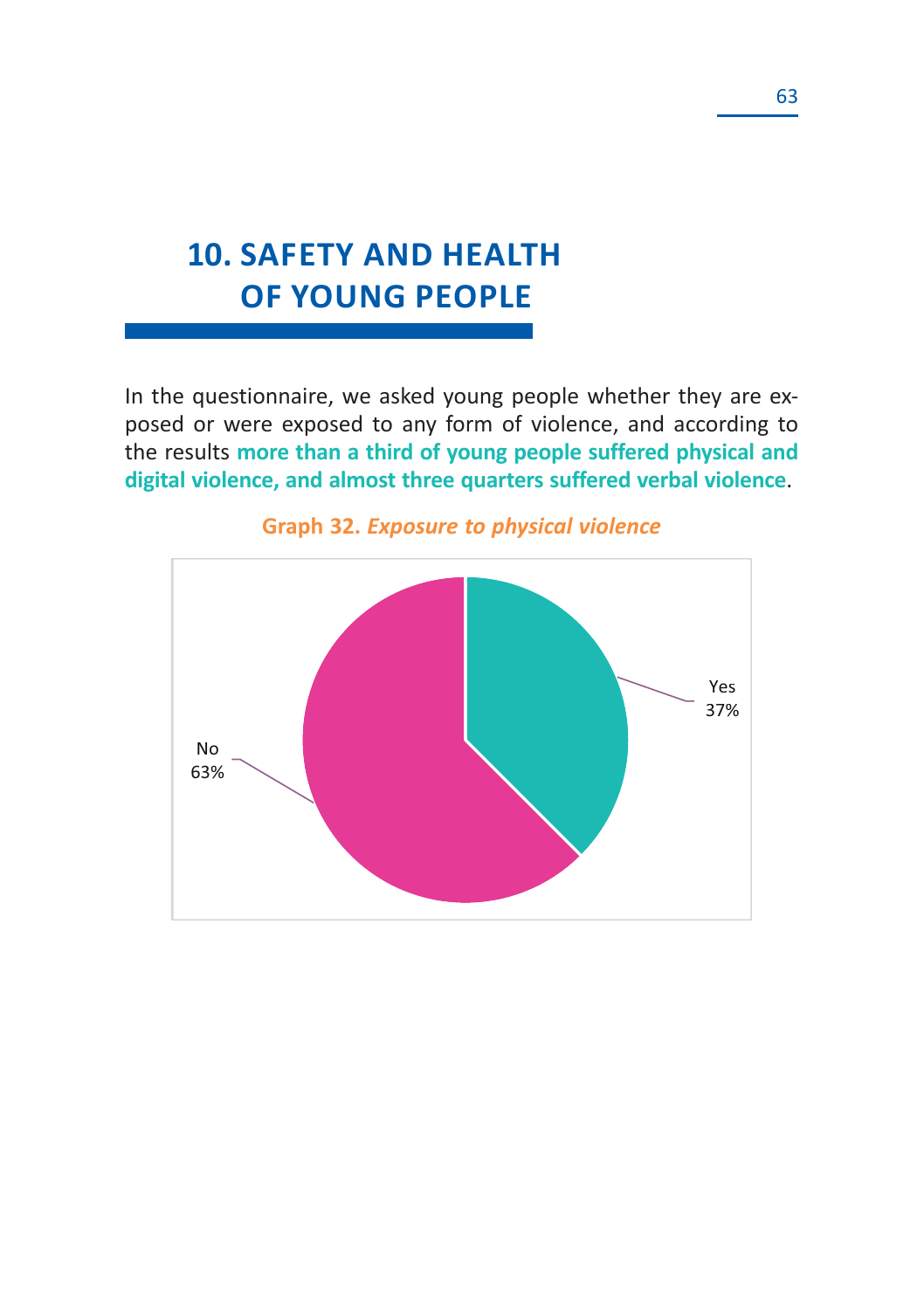# 10. SAFETY AND HEALTH OF YOUNG PEOPLE

In the questionnaire, we asked young people whether they are exposed or were exposed to any form of violence, and according to the results **more than a third of young people suffered physical and digital violence, and almost three quarters suffered verbal violence**.

**Graph 32.** ***Exposure to physical violence***

Yes 37%

No 63%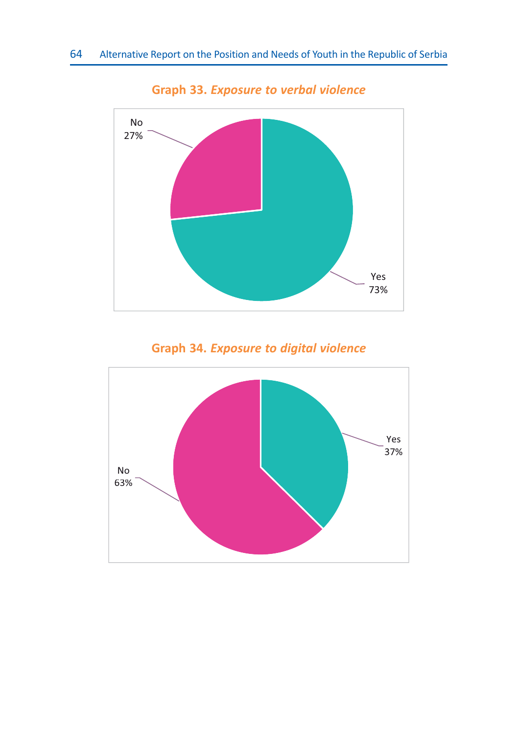**Graph 33.** ***Exposure to verbal violence***

No 27%

Yes 73%

**Graph 34.** ***Exposure to digital violence***

Yes 37%

No 63%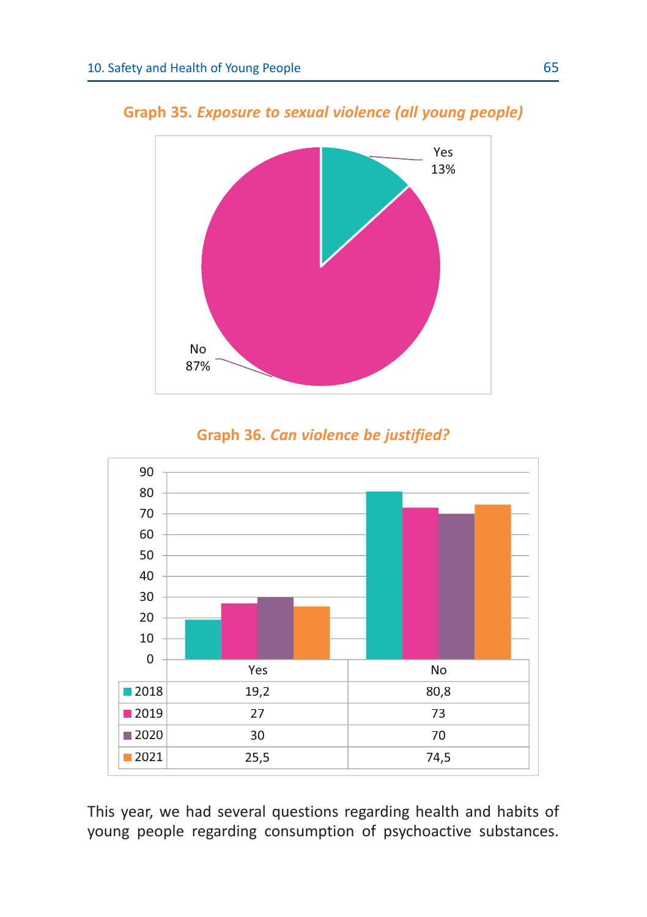**Graph 35.** ***Exposure to sexual violence (all young people)***

| | % |
|---|---|
| Yes | 13% |
| No | 87% |

**Graph 36.** ***Can violence be justified?***

| | Yes | No |
|---|---|---|
| 2018 | 19,2 | 80,8 |
| 2019 | 27 | 73 |
| 2020 | 30 | 70 |
| 2021 | 25,5 | 74,5 |

This year, we had several questions regarding health and habits of young people regarding consumption of psychoactive substances.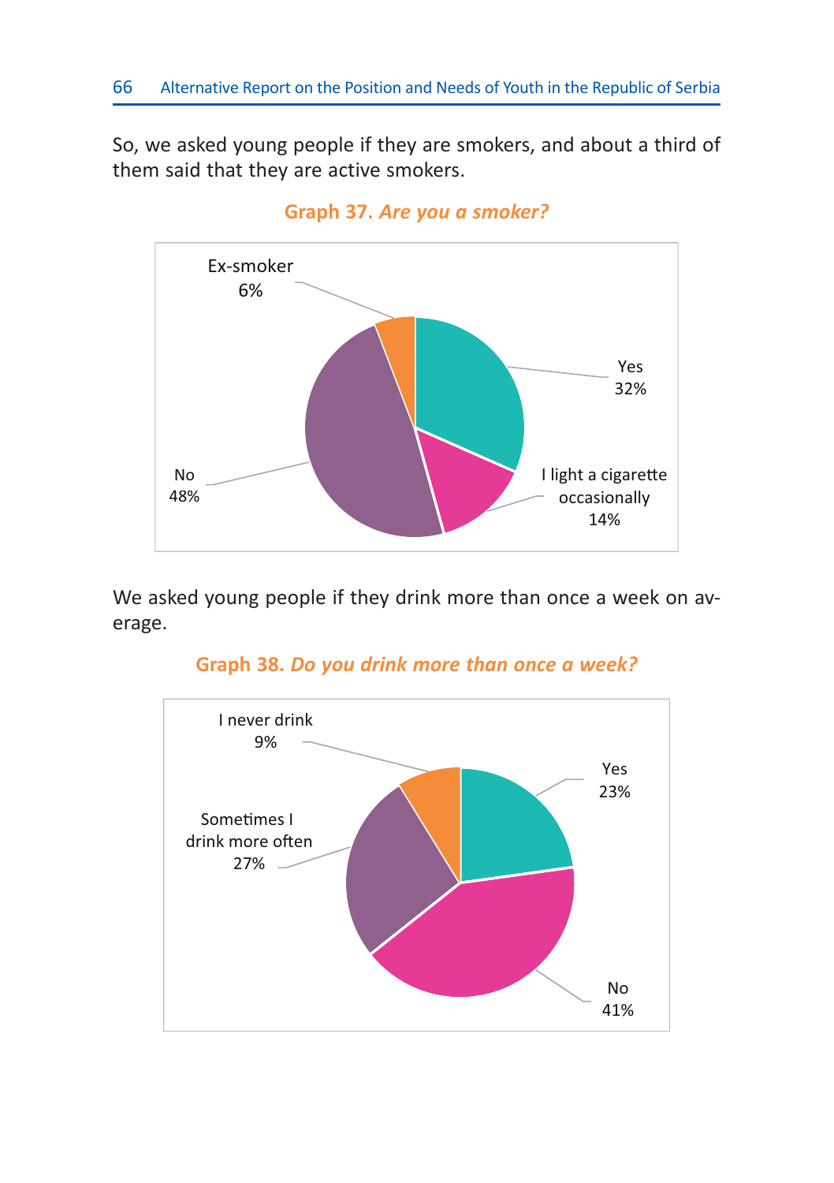So, we asked young people if they are smokers, and about a third of them said that they are active smokers.

**Graph 37.** ***Are you a smoker?***

Ex-smoker 6%

Yes 32%

I light a cigarette occasionally 14%

No 48%

We asked young people if they drink more than once a week on average.

**Graph 38.** ***Do you drink more than once a week?***

I never drink 9%

Yes 23%

Sometimes I drink more often 27%

No 41%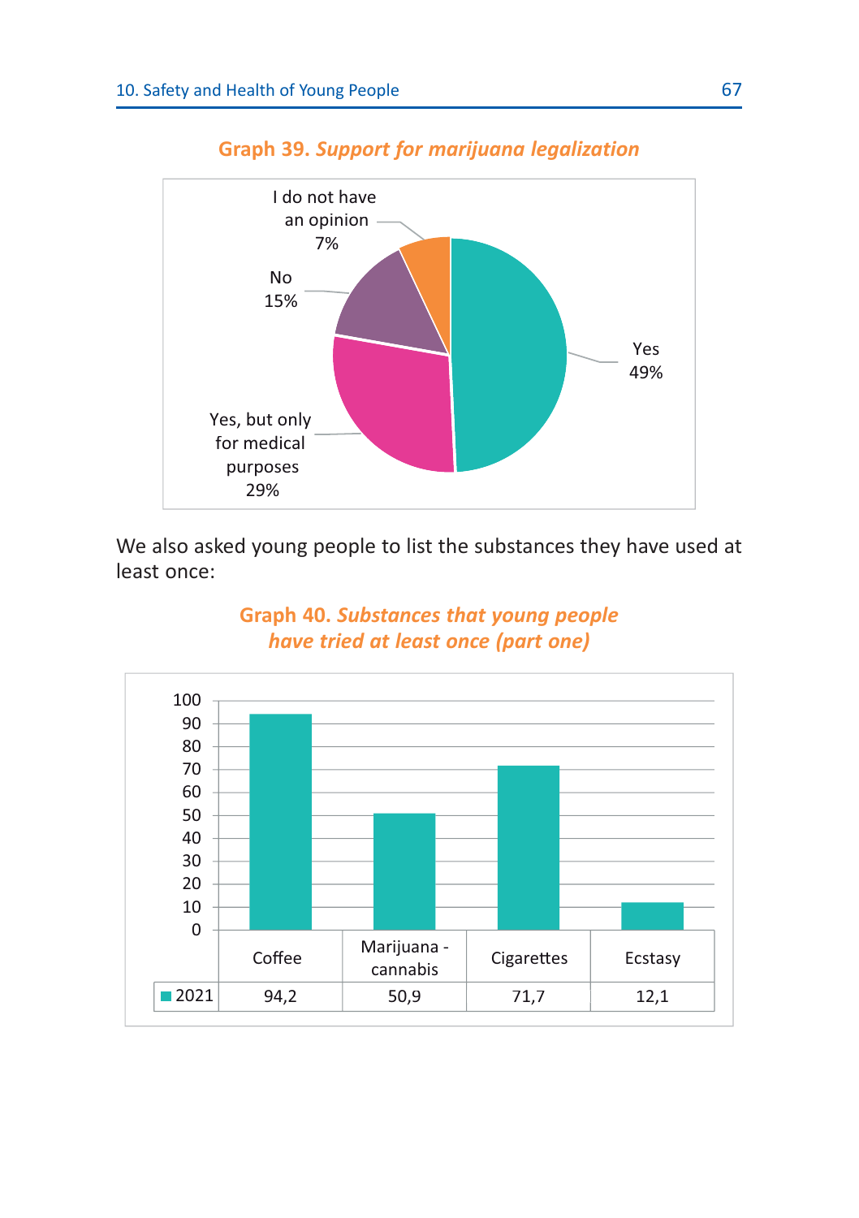**Graph 39.** ***Support for marijuana legalization***

| Response | Share |
|---|---|
| Yes | 49% |
| Yes, but only for medical purposes | 29% |
| No | 15% |
| I do not have an opinion | 7% |

We also asked young people to list the substances they have used at least once:

**Graph 40.** ***Substances that young people have tried at least once (part one)***

| | Coffee | Marijuana - cannabis | Cigarettes | Ecstasy |
|---|---|---|---|---|
| 2021 | 94,2 | 50,9 | 71,7 | 12,1 |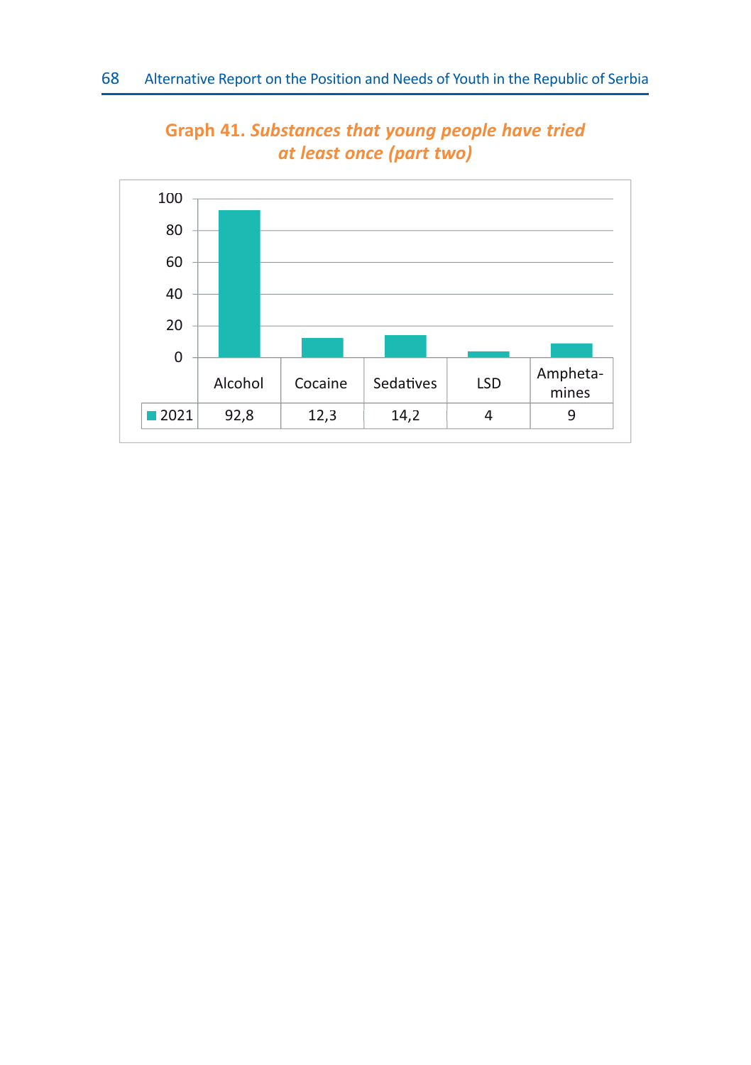**Graph 41.** ***Substances that young people have tried at least once (part two)***

| | Alcohol | Cocaine | Sedatives | LSD | Amphetamines |
|---|---|---|---|---|---|
| 2021 | 92,8 | 12,3 | 14,2 | 4 | 9 |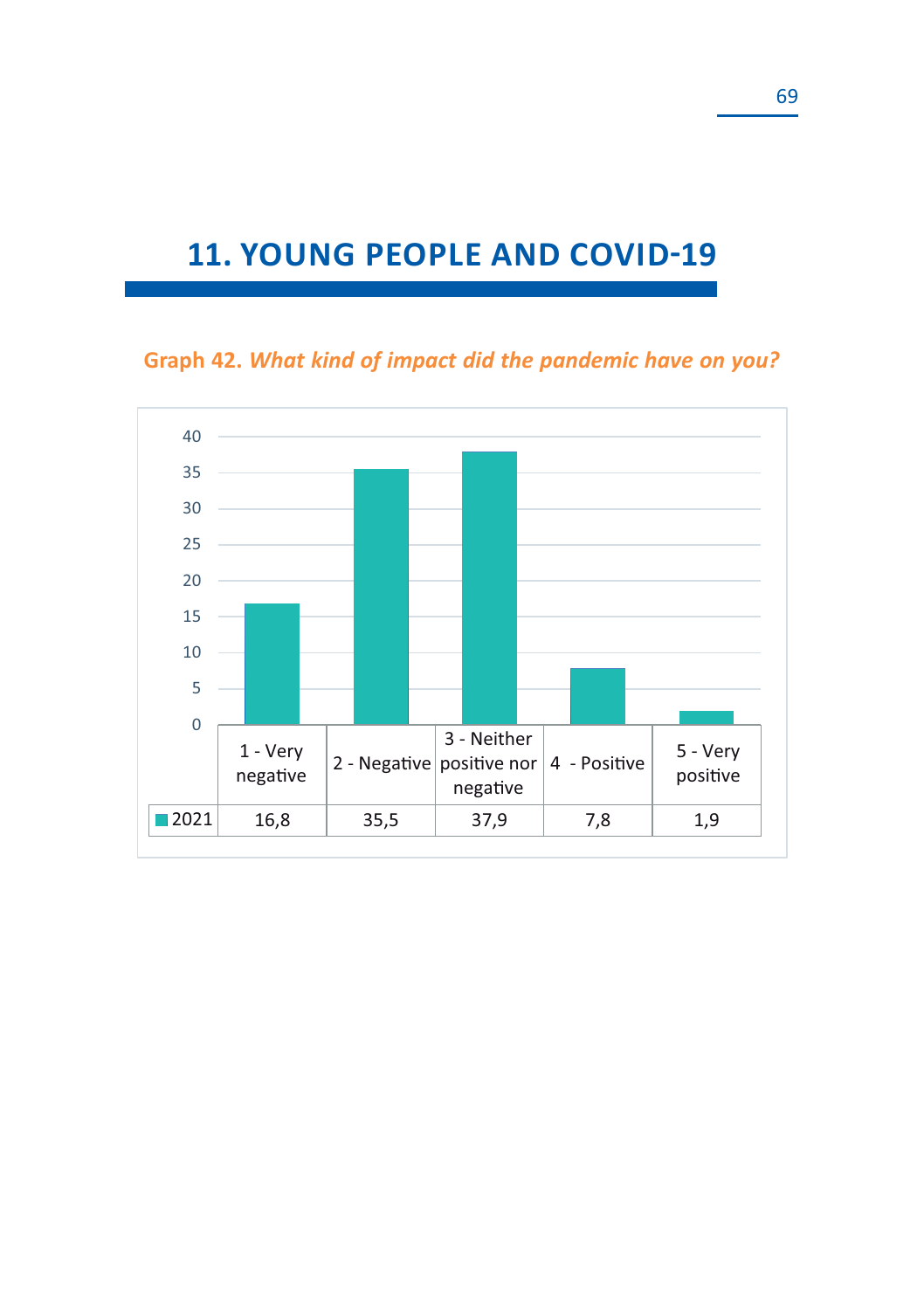# 11. YOUNG PEOPLE AND COVID-19

**Graph 42.** ***What kind of impact did the pandemic have on you?***

| | 1 - Very negative | 2 - Negative | 3 - Neither positive nor negative | 4 - Positive | 5 - Very positive |
|---|---|---|---|---|---|
| 2021 | 16,8 | 35,5 | 37,9 | 7,8 | 1,9 |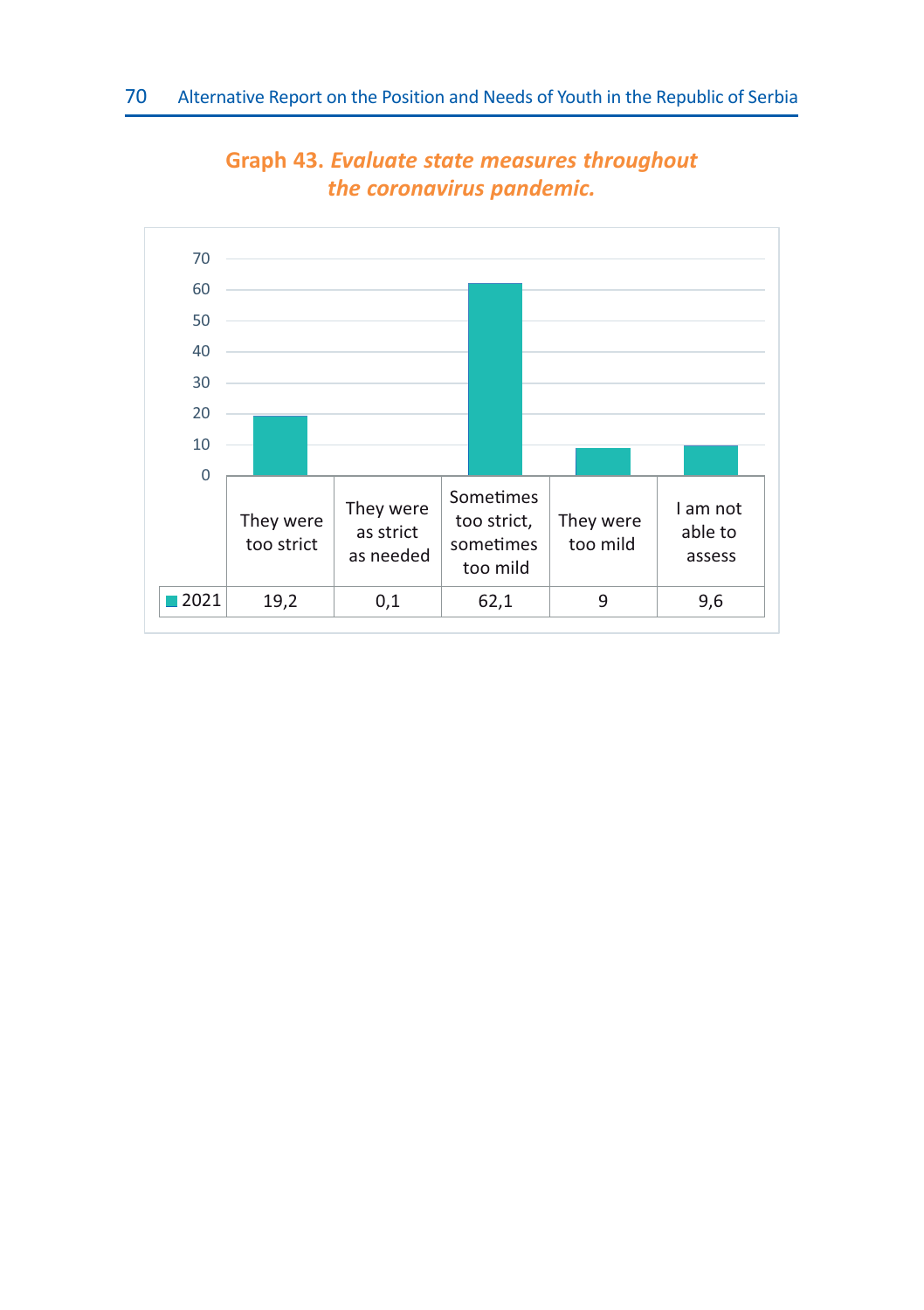**Graph 43.** ***Evaluate state measures throughout the coronavirus pandemic.***

|  | They were too strict | They were as strict as needed | Sometimes too strict, sometimes too mild | They were too mild | I am not able to assess |
|---|---|---|---|---|---|
| 2021 | 19,2 | 0,1 | 62,1 | 9 | 9,6 |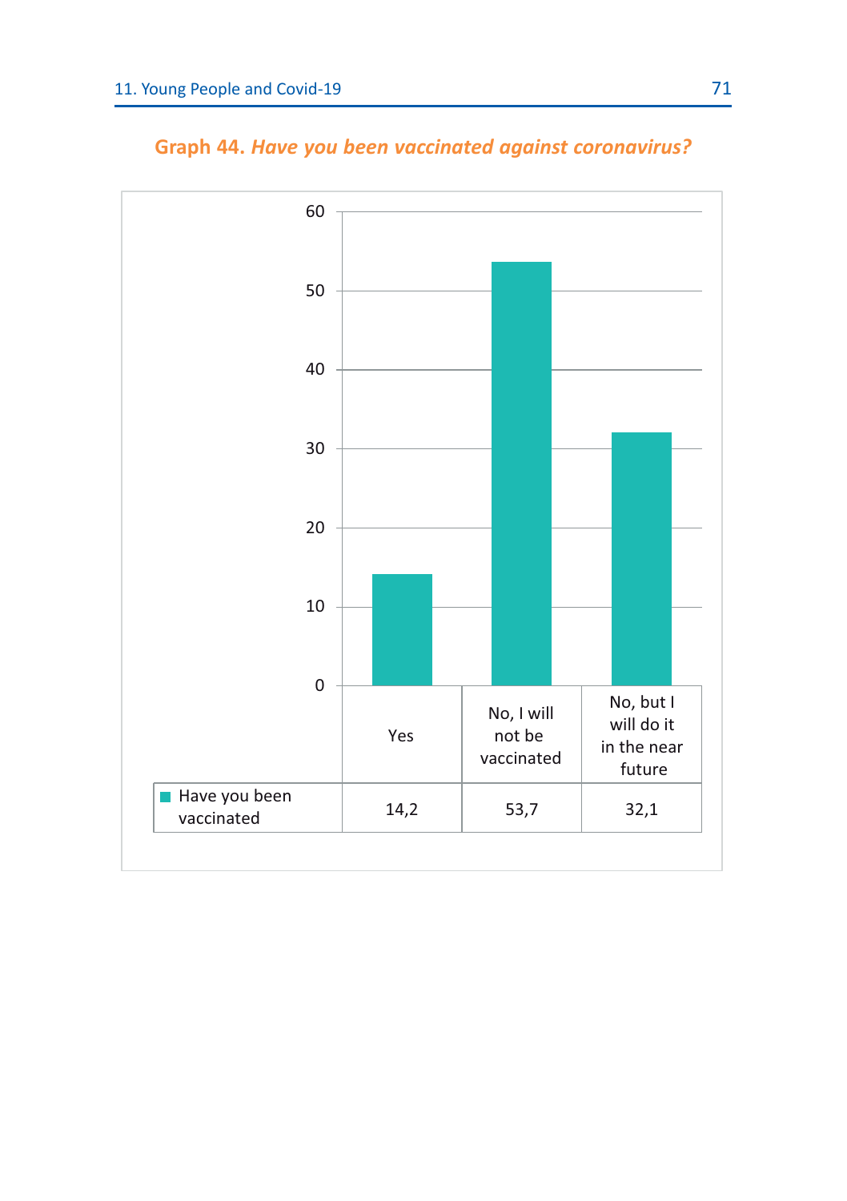**Graph 44.** ***Have you been vaccinated against coronavirus?***

| | Yes | No, I will not be vaccinated | No, but I will do it in the near future |
|---|---|---|---|
| Have you been vaccinated | 14,2 | 53,7 | 32,1 |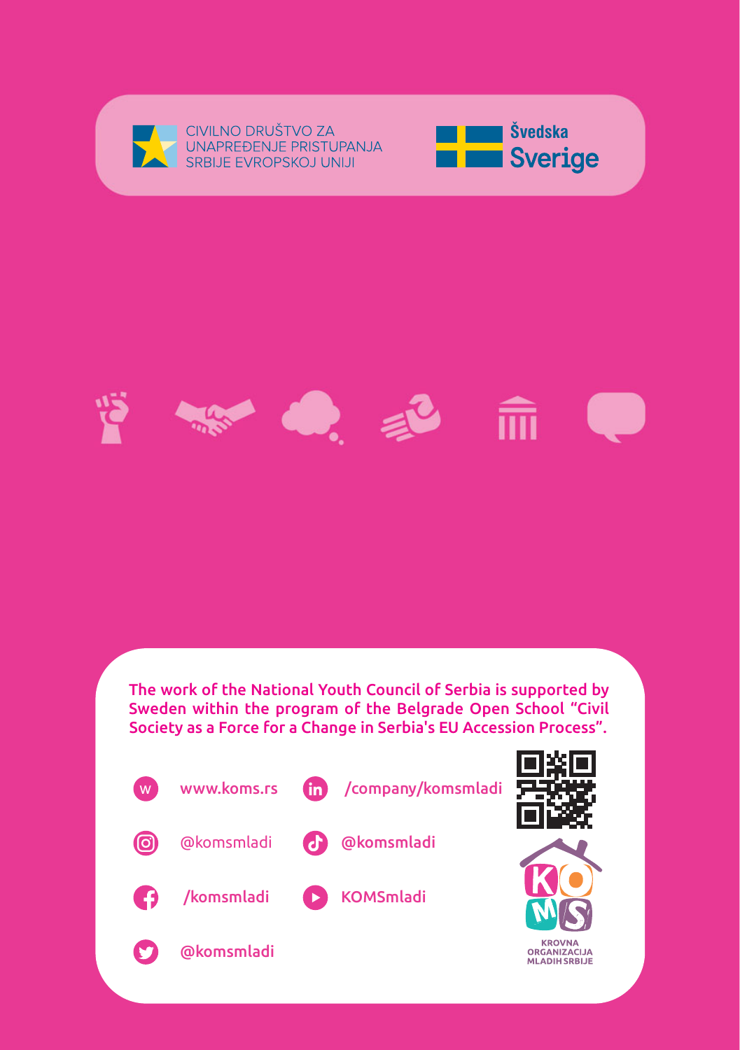CIVILNO DRUŠTVO ZA UNAPREĐENJE PRISTUPANJA SRBIJE EVROPSKOJ UNIJI

Švedska Sverige

The work of the National Youth Council of Serbia is supported by Sweden within the program of the Belgrade Open School "Civil Society as a Force for a Change in Serbia's EU Accession Process".

www.koms.rs

/company/komsmladi

@komsmladi

@komsmladi

/komsmladi

KOMSmladi

@komsmladi

KROVNA ORGANIZACIJA MLADIH SRBIJE